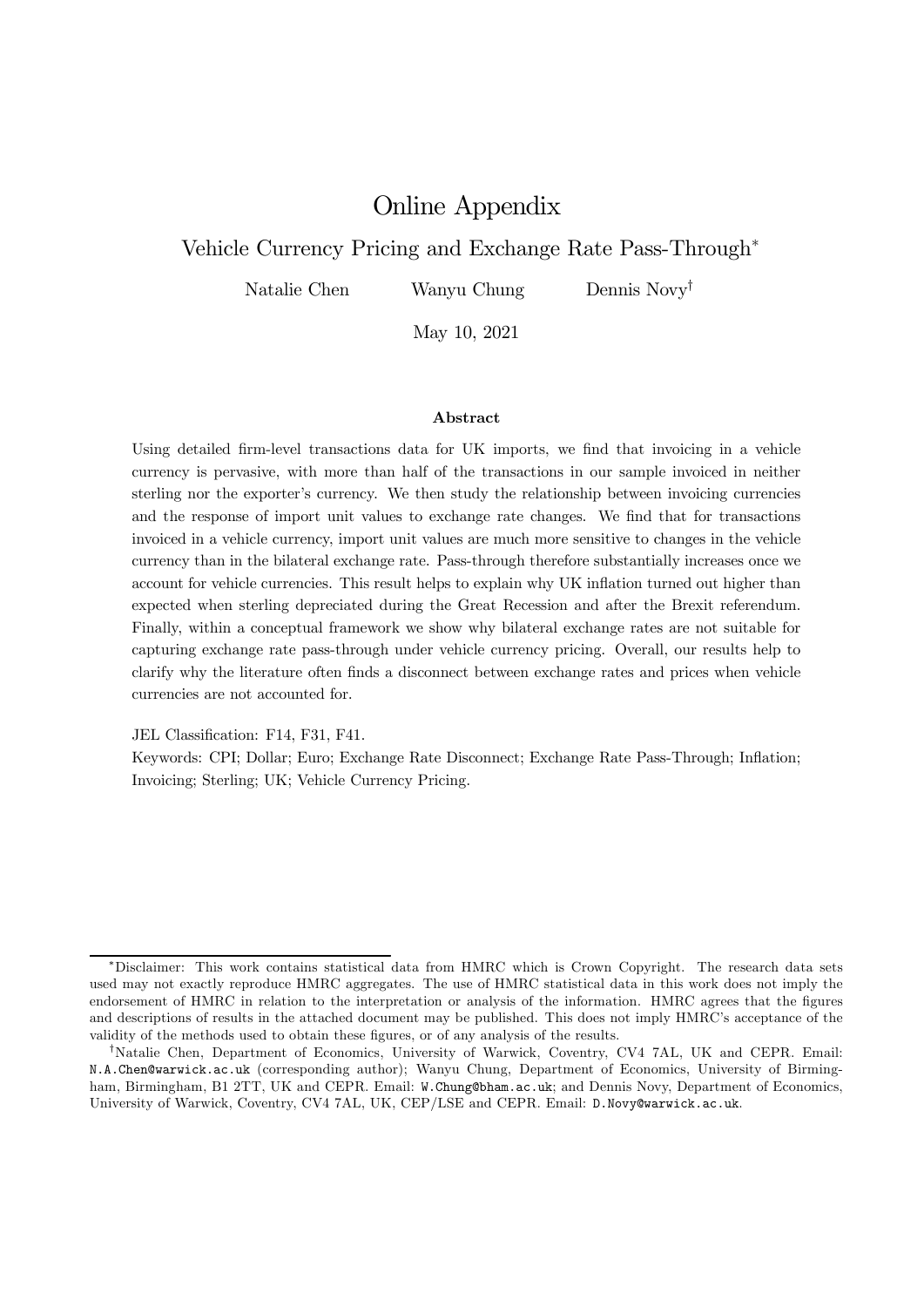# Online Appendix

## Vehicle Currency Pricing and Exchange Rate Pass-Through*

Natalie Chen  Wanyu Chung  Dennis Novy†

May 10, 2021

### Abstract

Using detailed firm-level transactions data for UK imports, we find that invoicing in a vehicle currency is pervasive, with more than half of the transactions in our sample invoiced in neither sterling nor the exporter's currency. We then study the relationship between invoicing currencies and the response of import unit values to exchange rate changes. We find that for transactions invoiced in a vehicle currency, import unit values are much more sensitive to changes in the vehicle currency than in the bilateral exchange rate. Pass-through therefore substantially increases once we account for vehicle currencies. This result helps to explain why UK inflation turned out higher than expected when sterling depreciated during the Great Recession and after the Brexit referendum. Finally, within a conceptual framework we show why bilateral exchange rates are not suitable for capturing exchange rate pass-through under vehicle currency pricing. Overall, our results help to clarify why the literature often finds a disconnect between exchange rates and prices when vehicle currencies are not accounted for.

JEL Classification: F14, F31, F41.

Keywords: CPI; Dollar; Euro; Exchange Rate Disconnect; Exchange Rate Pass-Through; Inflation; Invoicing; Sterling; UK; Vehicle Currency Pricing.

---

*Disclaimer: This work contains statistical data from HMRC which is Crown Copyright. The research data sets used may not exactly reproduce HMRC aggregates. The use of HMRC statistical data in this work does not imply the endorsement of HMRC in relation to the interpretation or analysis of the information. HMRC agrees that the figures and descriptions of results in the attached document may be published. This does not imply HMRC's acceptance of the validity of the methods used to obtain these figures, or of any analysis of the results.

†Natalie Chen, Department of Economics, University of Warwick, Coventry, CV4 7AL, UK and CEPR. Email: N.A.Chen@warwick.ac.uk (corresponding author); Wanyu Chung, Department of Economics, University of Birmingham, Birmingham, B1 2TT, UK and CEPR. Email: W.Chung@bham.ac.uk; and Dennis Novy, Department of Economics, University of Warwick, Coventry, CV4 7AL, UK, CEP/LSE and CEPR. Email: D.Novy@warwick.ac.uk.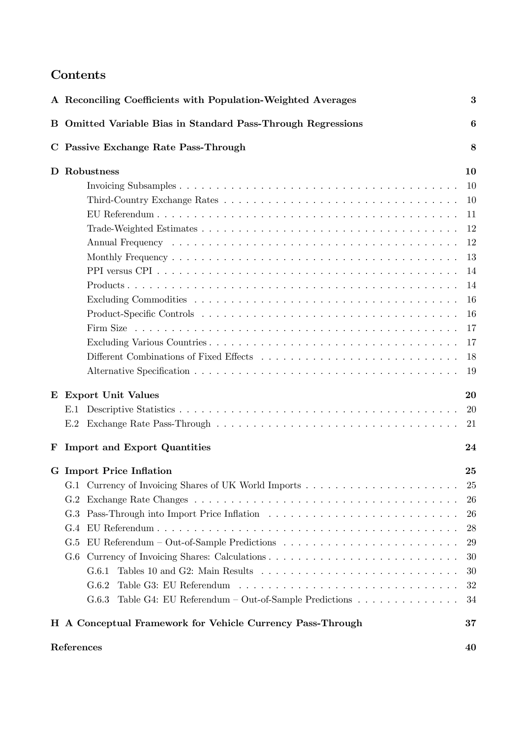# Contents

**A Reconciling Coefficients with Population-Weighted Averages** **3**

**B Omitted Variable Bias in Standard Pass-Through Regressions** **6**

**C Passive Exchange Rate Pass-Through** **8**

**D Robustness** **10**

- Invoicing Subsamples . . . 10
- Third-Country Exchange Rates . . . 10
- EU Referendum . . . 11
- Trade-Weighted Estimates . . . 12
- Annual Frequency . . . 12
- Monthly Frequency . . . 13
- PPI versus CPI . . . 14
- Products . . . 14
- Excluding Commodities . . . 16
- Product-Specific Controls . . . 16
- Firm Size . . . 17
- Excluding Various Countries . . . 17
- Different Combinations of Fixed Effects . . . 18
- Alternative Specification . . . 19

**E Export Unit Values** **20**

- E.1 Descriptive Statistics . . . 20
- E.2 Exchange Rate Pass-Through . . . 21

**F Import and Export Quantities** **24**

**G Import Price Inflation** **25**

- G.1 Currency of Invoicing Shares of UK World Imports . . . 25
- G.2 Exchange Rate Changes . . . 26
- G.3 Pass-Through into Import Price Inflation . . . 26
- G.4 EU Referendum . . . 28
- G.5 EU Referendum – Out-of-Sample Predictions . . . 29
- G.6 Currency of Invoicing Shares: Calculations . . . 30
  - G.6.1 Tables 10 and G2: Main Results . . . 30
  - G.6.2 Table G3: EU Referendum . . . 32
  - G.6.3 Table G4: EU Referendum – Out-of-Sample Predictions . . . 34

**H A Conceptual Framework for Vehicle Currency Pass-Through** **37**

**References** **40**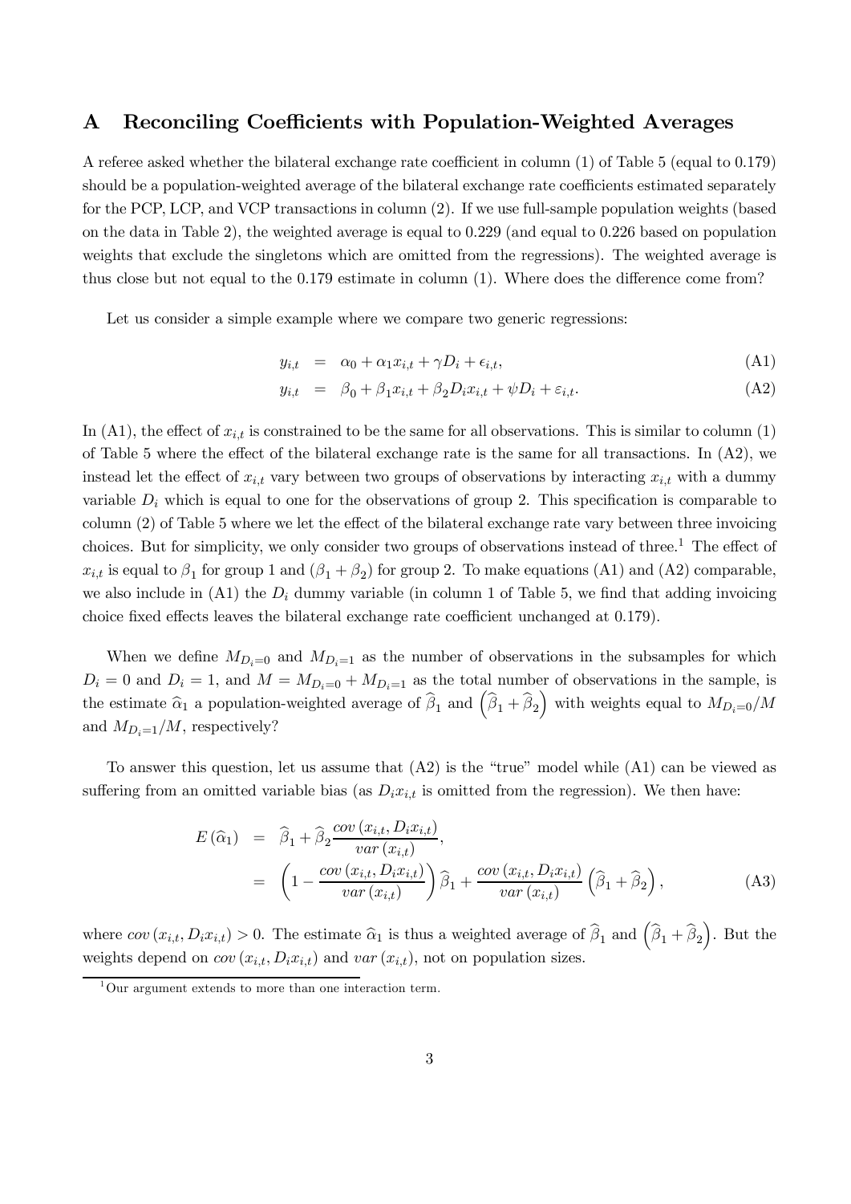# A Reconciling Coefficients with Population-Weighted Averages

A referee asked whether the bilateral exchange rate coefficient in column (1) of Table 5 (equal to 0.179) should be a population-weighted average of the bilateral exchange rate coefficients estimated separately for the PCP, LCP, and VCP transactions in column (2). If we use full-sample population weights (based on the data in Table 2), the weighted average is equal to 0.229 (and equal to 0.226 based on population weights that exclude the singletons which are omitted from the regressions). The weighted average is thus close but not equal to the 0.179 estimate in column (1). Where does the difference come from?

Let us consider a simple example where we compare two generic regressions:

$$y_{i,t} = \alpha_0 + \alpha_1 x_{i,t} + \gamma D_i + \epsilon_{i,t}, \tag{A1}$$

$$y_{i,t} = \beta_0 + \beta_1 x_{i,t} + \beta_2 D_i x_{i,t} + \psi D_i + \varepsilon_{i,t}. \tag{A2}$$

In (A1), the effect of $x_{i,t}$ is constrained to be the same for all observations. This is similar to column (1) of Table 5 where the effect of the bilateral exchange rate is the same for all transactions. In (A2), we instead let the effect of $x_{i,t}$ vary between two groups of observations by interacting $x_{i,t}$ with a dummy variable $D_i$ which is equal to one for the observations of group 2. This specification is comparable to column (2) of Table 5 where we let the effect of the bilateral exchange rate vary between three invoicing choices. But for simplicity, we only consider two groups of observations instead of three.[1] The effect of $x_{i,t}$ is equal to $\beta_1$ for group 1 and $(\beta_1 + \beta_2)$ for group 2. To make equations (A1) and (A2) comparable, we also include in (A1) the $D_i$ dummy variable (in column 1 of Table 5, we find that adding invoicing choice fixed effects leaves the bilateral exchange rate coefficient unchanged at 0.179).

When we define $M_{D_i=0}$ and $M_{D_i=1}$ as the number of observations in the subsamples for which $D_i = 0$ and $D_i = 1$, and $M = M_{D_i=0} + M_{D_i=1}$ as the total number of observations in the sample, is the estimate $\widehat{\alpha}_1$ a population-weighted average of $\widehat{\beta}_1$ and $\left(\widehat{\beta}_1 + \widehat{\beta}_2\right)$ with weights equal to $M_{D_i=0}/M$ and $M_{D_i=1}/M$, respectively?

To answer this question, let us assume that (A2) is the "true" model while (A1) can be viewed as suffering from an omitted variable bias (as $D_i x_{i,t}$ is omitted from the regression). We then have:

$$\begin{aligned} E\left(\widehat{\alpha}_1\right) &= \widehat{\beta}_1 + \widehat{\beta}_2 \frac{cov\left(x_{i,t}, D_i x_{i,t}\right)}{var\left(x_{i,t}\right)}, \\ &= \left(1 - \frac{cov\left(x_{i,t}, D_i x_{i,t}\right)}{var\left(x_{i,t}\right)}\right) \widehat{\beta}_1 + \frac{cov\left(x_{i,t}, D_i x_{i,t}\right)}{var\left(x_{i,t}\right)} \left(\widehat{\beta}_1 + \widehat{\beta}_2\right), \end{aligned} \tag{A3}$$

where $cov\left(x_{i,t}, D_i x_{i,t}\right) > 0$. The estimate $\widehat{\alpha}_1$ is thus a weighted average of $\widehat{\beta}_1$ and $\left(\widehat{\beta}_1 + \widehat{\beta}_2\right)$. But the weights depend on $cov\left(x_{i,t}, D_i x_{i,t}\right)$ and $var\left(x_{i,t}\right)$, not on population sizes.

[1] Our argument extends to more than one interaction term.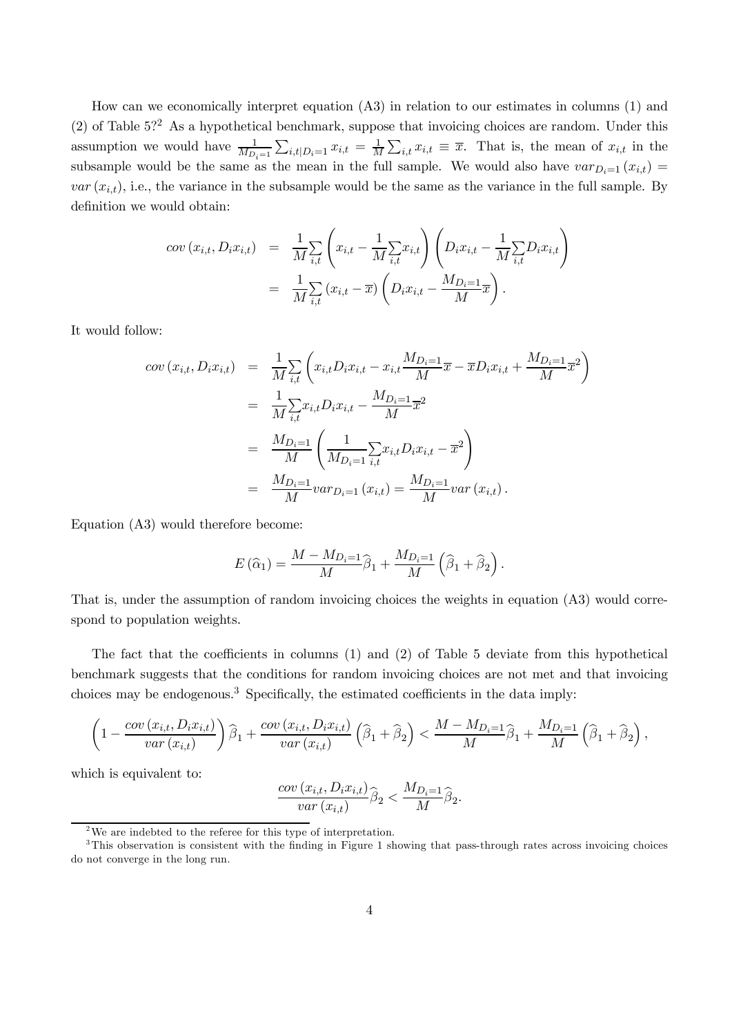How can we economically interpret equation (A3) in relation to our estimates in columns (1) and (2) of Table 5?[2] As a hypothetical benchmark, suppose that invoicing choices are random. Under this assumption we would have $\frac{1}{M_{D_i=1}}\sum_{i,t|D_i=1} x_{i,t} = \frac{1}{M}\sum_{i,t} x_{i,t} \equiv \overline{x}$. That is, the mean of $x_{i,t}$ in the subsample would be the same as the mean in the full sample. We would also have $var_{D_i=1}(x_{i,t}) = var(x_{i,t})$, i.e., the variance in the subsample would be the same as the variance in the full sample. By definition we would obtain:

$$
\begin{aligned}
cov(x_{i,t}, D_i x_{i,t}) &= \frac{1}{M}\sum_{i,t}\left(x_{i,t} - \frac{1}{M}\sum_{i,t} x_{i,t}\right)\left(D_i x_{i,t} - \frac{1}{M}\sum_{i,t} D_i x_{i,t}\right) \\
&= \frac{1}{M}\sum_{i,t}\left(x_{i,t} - \overline{x}\right)\left(D_i x_{i,t} - \frac{M_{D_i=1}}{M}\overline{x}\right).
\end{aligned}
$$

It would follow:

$$
\begin{aligned}
cov(x_{i,t}, D_i x_{i,t}) &= \frac{1}{M}\sum_{i,t}\left(x_{i,t} D_i x_{i,t} - x_{i,t}\frac{M_{D_i=1}}{M}\overline{x} - \overline{x} D_i x_{i,t} + \frac{M_{D_i=1}}{M}\overline{x}^2\right) \\
&= \frac{1}{M}\sum_{i,t} x_{i,t} D_i x_{i,t} - \frac{M_{D_i=1}}{M}\overline{x}^2 \\
&= \frac{M_{D_i=1}}{M}\left(\frac{1}{M_{D_i=1}}\sum_{i,t} x_{i,t} D_i x_{i,t} - \overline{x}^2\right) \\
&= \frac{M_{D_i=1}}{M} var_{D_i=1}(x_{i,t}) = \frac{M_{D_i=1}}{M} var(x_{i,t}).
\end{aligned}
$$

Equation (A3) would therefore become:

$$
E(\widehat{\alpha}_1) = \frac{M - M_{D_i=1}}{M}\widehat{\beta}_1 + \frac{M_{D_i=1}}{M}\left(\widehat{\beta}_1 + \widehat{\beta}_2\right).
$$

That is, under the assumption of random invoicing choices the weights in equation (A3) would correspond to population weights.

The fact that the coefficients in columns (1) and (2) of Table 5 deviate from this hypothetical benchmark suggests that the conditions for random invoicing choices are not met and that invoicing choices may be endogenous.[3] Specifically, the estimated coefficients in the data imply:

$$
\left(1 - \frac{cov(x_{i,t}, D_i x_{i,t})}{var(x_{i,t})}\right)\widehat{\beta}_1 + \frac{cov(x_{i,t}, D_i x_{i,t})}{var(x_{i,t})}\left(\widehat{\beta}_1 + \widehat{\beta}_2\right) < \frac{M - M_{D_i=1}}{M}\widehat{\beta}_1 + \frac{M_{D_i=1}}{M}\left(\widehat{\beta}_1 + \widehat{\beta}_2\right),
$$

which is equivalent to:

$$
\frac{cov(x_{i,t}, D_i x_{i,t})}{var(x_{i,t})}\widehat{\beta}_2 < \frac{M_{D_i=1}}{M}\widehat{\beta}_2.
$$

---

[2] We are indebted to the referee for this type of interpretation.

[3] This observation is consistent with the finding in Figure 1 showing that pass-through rates across invoicing choices do not converge in the long run.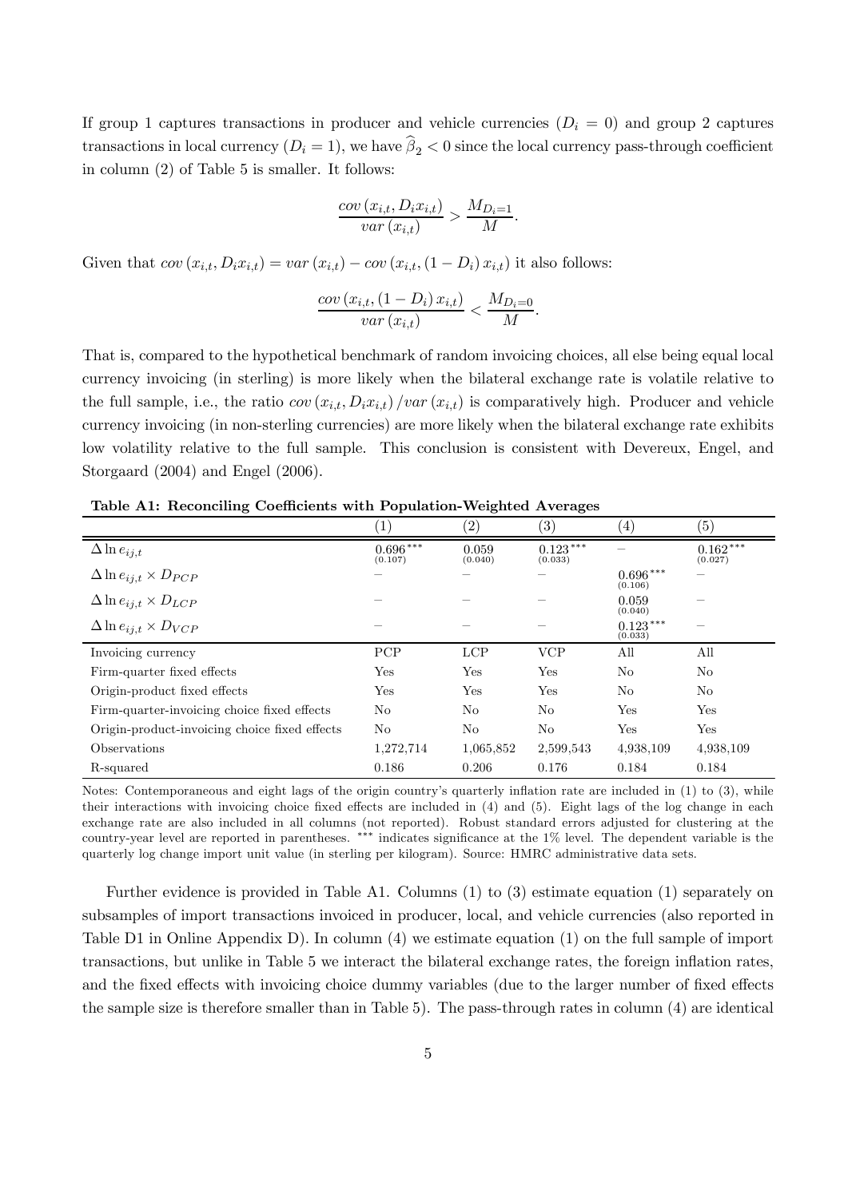If group 1 captures transactions in producer and vehicle currencies ($D_i = 0$) and group 2 captures transactions in local currency ($D_i = 1$), we have $\widehat{\beta}_2 < 0$ since the local currency pass-through coefficient in column (2) of Table 5 is smaller. It follows:

$$\frac{cov\left(x_{i,t}, D_i x_{i,t}\right)}{var\left(x_{i,t}\right)} > \frac{M_{D_i=1}}{M}.$$

Given that $cov\left(x_{i,t}, D_i x_{i,t}\right) = var\left(x_{i,t}\right) - cov\left(x_{i,t}, \left(1 - D_i\right) x_{i,t}\right)$ it also follows:

$$\frac{cov\left(x_{i,t}, \left(1 - D_i\right) x_{i,t}\right)}{var\left(x_{i,t}\right)} < \frac{M_{D_i=0}}{M}.$$

That is, compared to the hypothetical benchmark of random invoicing choices, all else being equal local currency invoicing (in sterling) is more likely when the bilateral exchange rate is volatile relative to the full sample, i.e., the ratio $cov\left(x_{i,t}, D_i x_{i,t}\right)/var\left(x_{i,t}\right)$ is comparatively high. Producer and vehicle currency invoicing (in non-sterling currencies) are more likely when the bilateral exchange rate exhibits low volatility relative to the full sample. This conclusion is consistent with Devereux, Engel, and Storgaard (2004) and Engel (2006).

**Table A1: Reconciling Coefficients with Population-Weighted Averages**

| | (1) | (2) | (3) | (4) | (5) |
|---|---|---|---|---|---|
| $\Delta \ln e_{ij,t}$ | $0.696^{***}$ (0.107) | 0.059 (0.040) | $0.123^{***}$ (0.033) | – | $0.162^{***}$ (0.027) |
| $\Delta \ln e_{ij,t} \times D_{PCP}$ | – | – | – | $0.696^{***}$ (0.106) | – |
| $\Delta \ln e_{ij,t} \times D_{LCP}$ | – | – | – | 0.059 (0.040) | – |
| $\Delta \ln e_{ij,t} \times D_{VCP}$ | – | – | – | $0.123^{***}$ (0.033) | – |
| Invoicing currency | PCP | LCP | VCP | All | All |
| Firm-quarter fixed effects | Yes | Yes | Yes | No | No |
| Origin-product fixed effects | Yes | Yes | Yes | No | No |
| Firm-quarter-invoicing choice fixed effects | No | No | No | Yes | Yes |
| Origin-product-invoicing choice fixed effects | No | No | No | Yes | Yes |
| Observations | 1,272,714 | 1,065,852 | 2,599,543 | 4,938,109 | 4,938,109 |
| R-squared | 0.186 | 0.206 | 0.176 | 0.184 | 0.184 |

Notes: Contemporaneous and eight lags of the origin country's quarterly inflation rate are included in (1) to (3), while their interactions with invoicing choice fixed effects are included in (4) and (5). Eight lags of the log change in each exchange rate are also included in all columns (not reported). Robust standard errors adjusted for clustering at the country-year level are reported in parentheses. *** indicates significance at the 1% level. The dependent variable is the quarterly log change import unit value (in sterling per kilogram). Source: HMRC administrative data sets.

Further evidence is provided in Table A1. Columns (1) to (3) estimate equation (1) separately on subsamples of import transactions invoiced in producer, local, and vehicle currencies (also reported in Table D1 in Online Appendix D). In column (4) we estimate equation (1) on the full sample of import transactions, but unlike in Table 5 we interact the bilateral exchange rates, the foreign inflation rates, and the fixed effects with invoicing choice dummy variables (due to the larger number of fixed effects the sample size is therefore smaller than in Table 5). The pass-through rates in column (4) are identical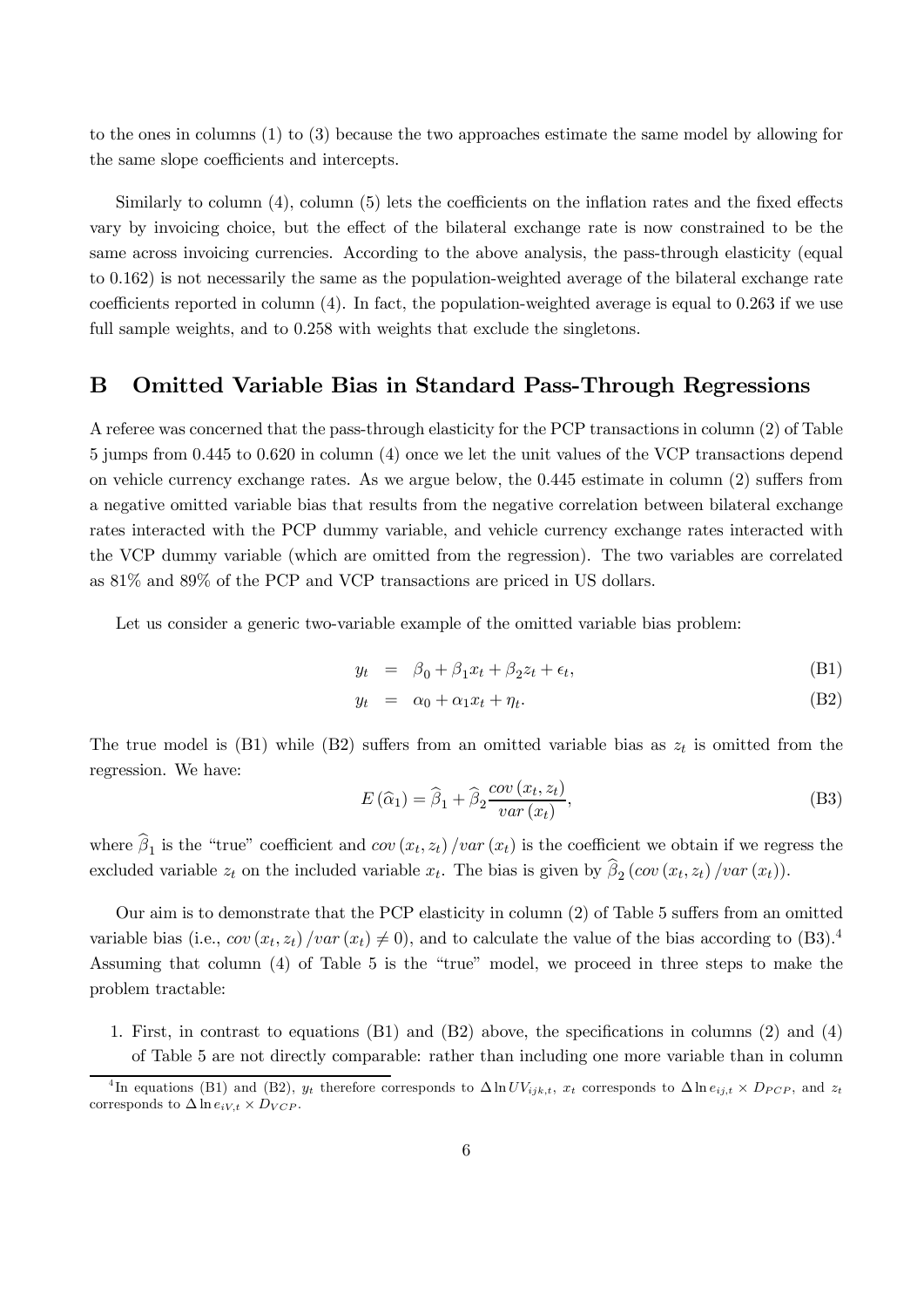to the ones in columns (1) to (3) because the two approaches estimate the same model by allowing for the same slope coefficients and intercepts.

Similarly to column (4), column (5) lets the coefficients on the inflation rates and the fixed effects vary by invoicing choice, but the effect of the bilateral exchange rate is now constrained to be the same across invoicing currencies. According to the above analysis, the pass-through elasticity (equal to 0.162) is not necessarily the same as the population-weighted average of the bilateral exchange rate coefficients reported in column (4). In fact, the population-weighted average is equal to 0.263 if we use full sample weights, and to 0.258 with weights that exclude the singletons.

## B Omitted Variable Bias in Standard Pass-Through Regressions

A referee was concerned that the pass-through elasticity for the PCP transactions in column (2) of Table 5 jumps from 0.445 to 0.620 in column (4) once we let the unit values of the VCP transactions depend on vehicle currency exchange rates. As we argue below, the 0.445 estimate in column (2) suffers from a negative omitted variable bias that results from the negative correlation between bilateral exchange rates interacted with the PCP dummy variable, and vehicle currency exchange rates interacted with the VCP dummy variable (which are omitted from the regression). The two variables are correlated as 81% and 89% of the PCP and VCP transactions are priced in US dollars.

Let us consider a generic two-variable example of the omitted variable bias problem:

$$y_t = \beta_0 + \beta_1 x_t + \beta_2 z_t + \epsilon_t, \tag{B1}$$

$$y_t = \alpha_0 + \alpha_1 x_t + \eta_t. \tag{B2}$$

The true model is (B1) while (B2) suffers from an omitted variable bias as $z_t$ is omitted from the regression. We have:

$$E(\widehat{\alpha}_1) = \widehat{\beta}_1 + \widehat{\beta}_2 \frac{cov(x_t, z_t)}{var(x_t)}, \tag{B3}$$

where $\widehat{\beta}_1$ is the "true" coefficient and $cov(x_t, z_t)/var(x_t)$ is the coefficient we obtain if we regress the excluded variable $z_t$ on the included variable $x_t$. The bias is given by $\widehat{\beta}_2 (cov(x_t, z_t)/var(x_t))$.

Our aim is to demonstrate that the PCP elasticity in column (2) of Table 5 suffers from an omitted variable bias (i.e., $cov(x_t, z_t)/var(x_t) \neq 0$), and to calculate the value of the bias according to (B3).[4] Assuming that column (4) of Table 5 is the "true" model, we proceed in three steps to make the problem tractable:

1. First, in contrast to equations (B1) and (B2) above, the specifications in columns (2) and (4) of Table 5 are not directly comparable: rather than including one more variable than in column

[4] In equations (B1) and (B2), $y_t$ therefore corresponds to $\Delta \ln UV_{ijk,t}$, $x_t$ corresponds to $\Delta \ln e_{ij,t} \times D_{PCP}$, and $z_t$ corresponds to $\Delta \ln e_{iV,t} \times D_{VCP}$.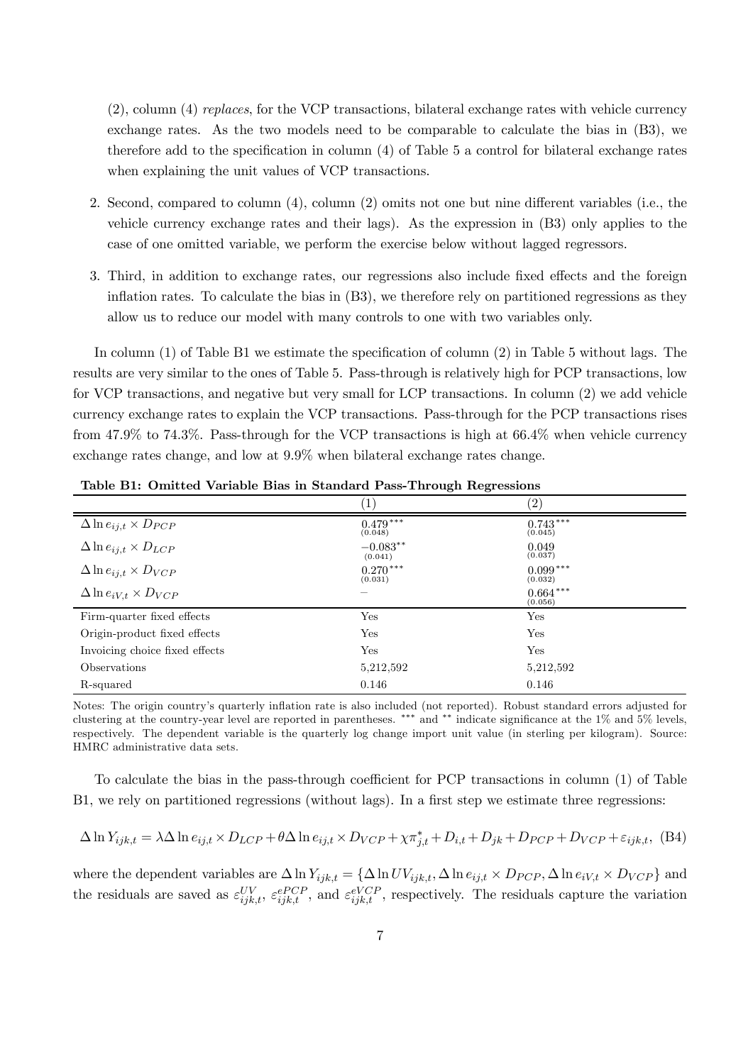(2), column (4) *replaces*, for the VCP transactions, bilateral exchange rates with vehicle currency exchange rates. As the two models need to be comparable to calculate the bias in (B3), we therefore add to the specification in column (4) of Table 5 a control for bilateral exchange rates when explaining the unit values of VCP transactions.

2. Second, compared to column (4), column (2) omits not one but nine different variables (i.e., the vehicle currency exchange rates and their lags). As the expression in (B3) only applies to the case of one omitted variable, we perform the exercise below without lagged regressors.

3. Third, in addition to exchange rates, our regressions also include fixed effects and the foreign inflation rates. To calculate the bias in (B3), we therefore rely on partitioned regressions as they allow us to reduce our model with many controls to one with two variables only.

In column (1) of Table B1 we estimate the specification of column (2) in Table 5 without lags. The results are very similar to the ones of Table 5. Pass-through is relatively high for PCP transactions, low for VCP transactions, and negative but very small for LCP transactions. In column (2) we add vehicle currency exchange rates to explain the VCP transactions. Pass-through for the PCP transactions rises from 47.9% to 74.3%. Pass-through for the VCP transactions is high at 66.4% when vehicle currency exchange rates change, and low at 9.9% when bilateral exchange rates change.

**Table B1: Omitted Variable Bias in Standard Pass-Through Regressions**

| | (1) | (2) |
|---|---|---|
| $\Delta \ln e_{ij,t} \times D_{PCP}$ | $0.479^{***}$ (0.048) | $0.743^{***}$ (0.045) |
| $\Delta \ln e_{ij,t} \times D_{LCP}$ | $-0.083^{**}$ (0.041) | 0.049 (0.037) |
| $\Delta \ln e_{ij,t} \times D_{VCP}$ | $0.270^{***}$ (0.031) | $0.099^{***}$ (0.032) |
| $\Delta \ln e_{iV,t} \times D_{VCP}$ | – | $0.664^{***}$ (0.056) |
| Firm-quarter fixed effects | Yes | Yes |
| Origin-product fixed effects | Yes | Yes |
| Invoicing choice fixed effects | Yes | Yes |
| Observations | 5,212,592 | 5,212,592 |
| R-squared | 0.146 | 0.146 |

Notes: The origin country's quarterly inflation rate is also included (not reported). Robust standard errors adjusted for clustering at the country-year level are reported in parentheses. *** and ** indicate significance at the 1% and 5% levels, respectively. The dependent variable is the quarterly log change import unit value (in sterling per kilogram). Source: HMRC administrative data sets.

To calculate the bias in the pass-through coefficient for PCP transactions in column (1) of Table B1, we rely on partitioned regressions (without lags). In a first step we estimate three regressions:

$$\Delta \ln Y_{ijk,t} = \lambda \Delta \ln e_{ij,t} \times D_{LCP} + \theta \Delta \ln e_{ij,t} \times D_{VCP} + \chi \pi^*_{j,t} + D_{i,t} + D_{jk} + D_{PCP} + D_{VCP} + \varepsilon_{ijk,t}, \quad \text{(B4)}$$

where the dependent variables are $\Delta \ln Y_{ijk,t} = \{\Delta \ln UV_{ijk,t}, \Delta \ln e_{ij,t} \times D_{PCP}, \Delta \ln e_{iV,t} \times D_{VCP}\}$ and the residuals are saved as $\varepsilon^{UV}_{ijk,t}$, $\varepsilon^{ePCP}_{ijk,t}$, and $\varepsilon^{eVCP}_{ijk,t}$, respectively. The residuals capture the variation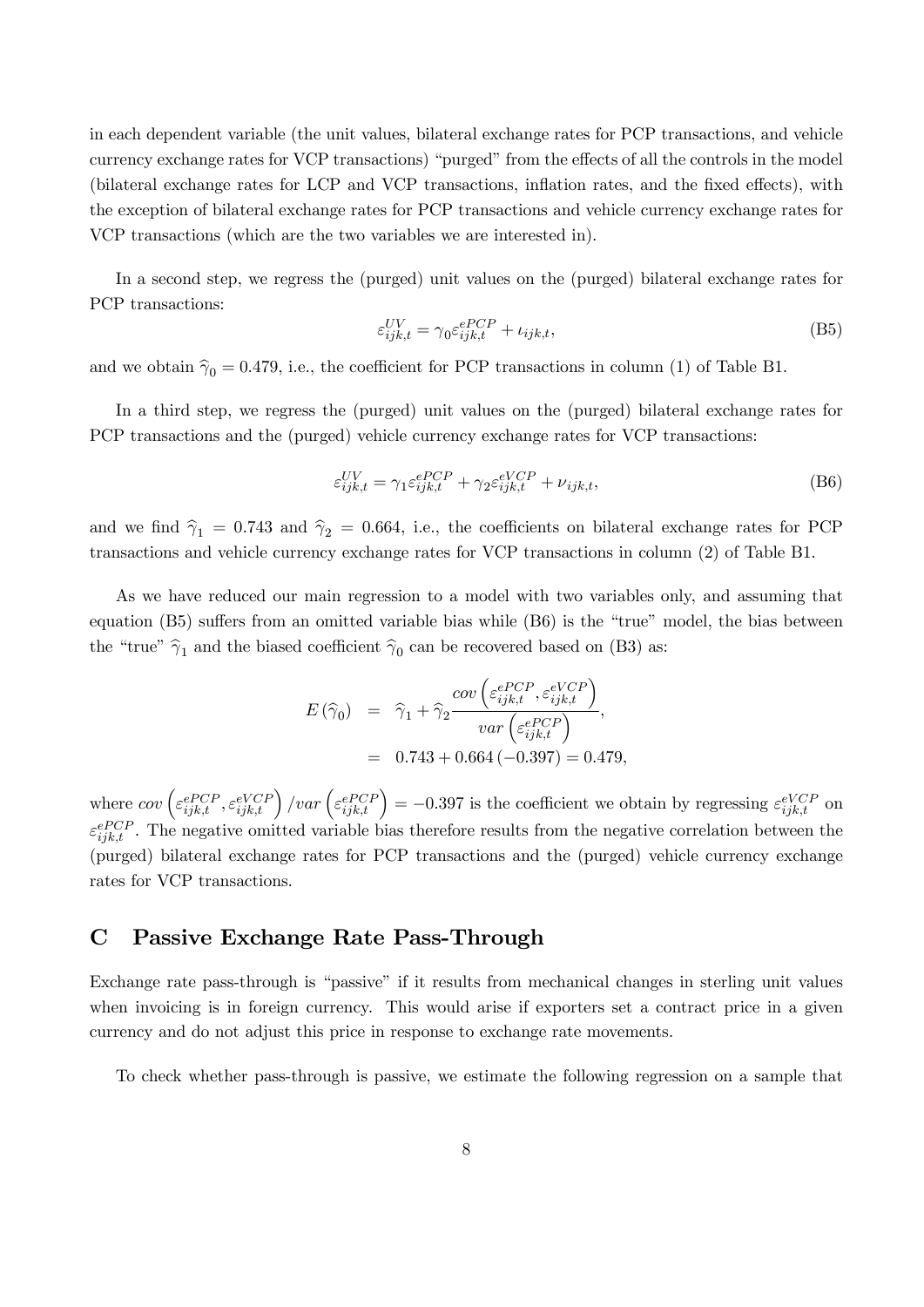in each dependent variable (the unit values, bilateral exchange rates for PCP transactions, and vehicle currency exchange rates for VCP transactions) "purged" from the effects of all the controls in the model (bilateral exchange rates for LCP and VCP transactions, inflation rates, and the fixed effects), with the exception of bilateral exchange rates for PCP transactions and vehicle currency exchange rates for VCP transactions (which are the two variables we are interested in).

In a second step, we regress the (purged) unit values on the (purged) bilateral exchange rates for PCP transactions:

$$\varepsilon_{ijk,t}^{UV} = \gamma_0 \varepsilon_{ijk,t}^{ePCP} + \iota_{ijk,t}, \tag{B5}$$

and we obtain $\widehat{\gamma}_0 = 0.479$, i.e., the coefficient for PCP transactions in column (1) of Table B1.

In a third step, we regress the (purged) unit values on the (purged) bilateral exchange rates for PCP transactions and the (purged) vehicle currency exchange rates for VCP transactions:

$$\varepsilon_{ijk,t}^{UV} = \gamma_1 \varepsilon_{ijk,t}^{ePCP} + \gamma_2 \varepsilon_{ijk,t}^{eVCP} + \nu_{ijk,t}, \tag{B6}$$

and we find $\widehat{\gamma}_1 = 0.743$ and $\widehat{\gamma}_2 = 0.664$, i.e., the coefficients on bilateral exchange rates for PCP transactions and vehicle currency exchange rates for VCP transactions in column (2) of Table B1.

As we have reduced our main regression to a model with two variables only, and assuming that equation (B5) suffers from an omitted variable bias while (B6) is the "true" model, the bias between the "true" $\widehat{\gamma}_1$ and the biased coefficient $\widehat{\gamma}_0$ can be recovered based on (B3) as:

$$\begin{aligned} E(\widehat{\gamma}_0) &= \widehat{\gamma}_1 + \widehat{\gamma}_2 \frac{cov\left(\varepsilon_{ijk,t}^{ePCP}, \varepsilon_{ijk,t}^{eVCP}\right)}{var\left(\varepsilon_{ijk,t}^{ePCP}\right)}, \\ &= 0.743 + 0.664(-0.397) = 0.479, \end{aligned}$$

where $cov\left(\varepsilon_{ijk,t}^{ePCP}, \varepsilon_{ijk,t}^{eVCP}\right) / var\left(\varepsilon_{ijk,t}^{ePCP}\right) = -0.397$ is the coefficient we obtain by regressing $\varepsilon_{ijk,t}^{eVCP}$ on $\varepsilon_{ijk,t}^{ePCP}$. The negative omitted variable bias therefore results from the negative correlation between the (purged) bilateral exchange rates for PCP transactions and the (purged) vehicle currency exchange rates for VCP transactions.

## C Passive Exchange Rate Pass-Through

Exchange rate pass-through is "passive" if it results from mechanical changes in sterling unit values when invoicing is in foreign currency. This would arise if exporters set a contract price in a given currency and do not adjust this price in response to exchange rate movements.

To check whether pass-through is passive, we estimate the following regression on a sample that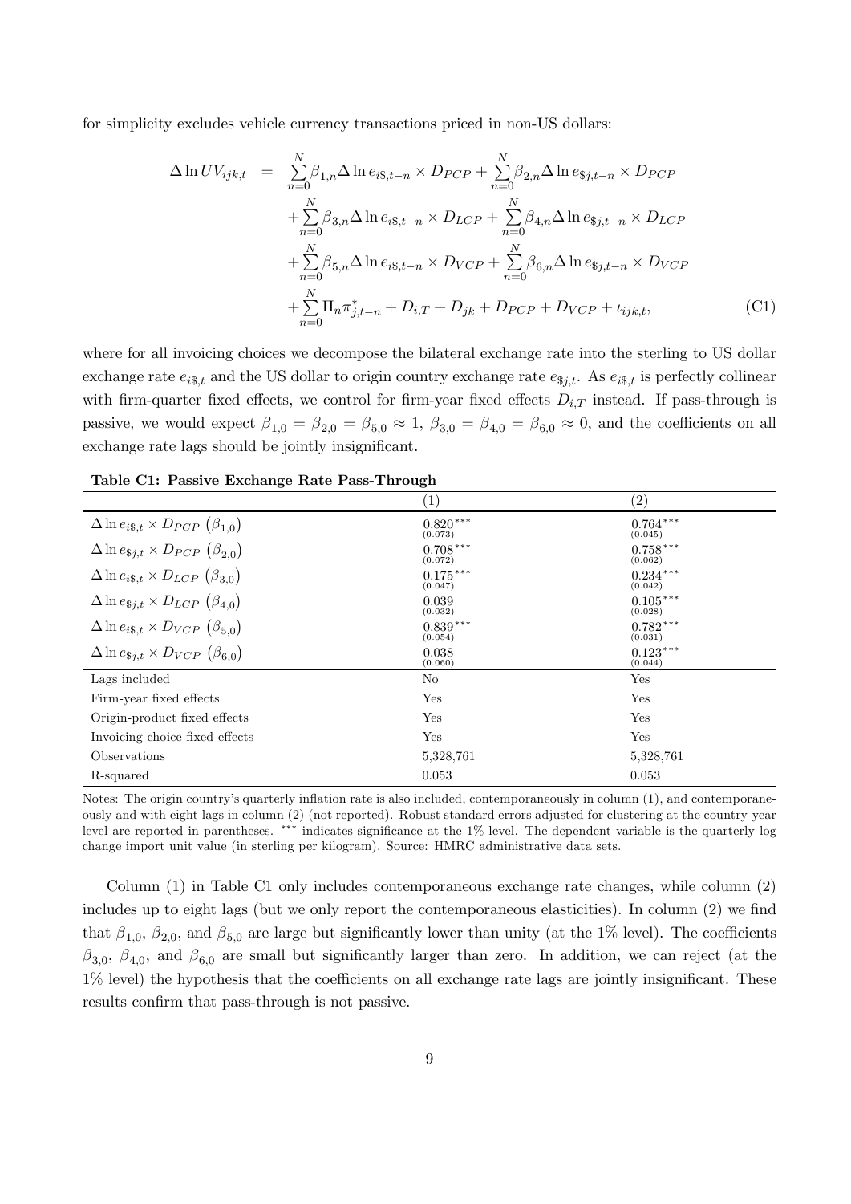for simplicity excludes vehicle currency transactions priced in non-US dollars:

$$
\begin{aligned}
\Delta \ln UV_{ijk,t} \;=\; & \sum_{n=0}^{N} \beta_{1,n} \Delta \ln e_{i\$,t-n} \times D_{PCP} + \sum_{n=0}^{N} \beta_{2,n} \Delta \ln e_{\$j,t-n} \times D_{PCP} \\
& + \sum_{n=0}^{N} \beta_{3,n} \Delta \ln e_{i\$,t-n} \times D_{LCP} + \sum_{n=0}^{N} \beta_{4,n} \Delta \ln e_{\$j,t-n} \times D_{LCP} \\
& + \sum_{n=0}^{N} \beta_{5,n} \Delta \ln e_{i\$,t-n} \times D_{VCP} + \sum_{n=0}^{N} \beta_{6,n} \Delta \ln e_{\$j,t-n} \times D_{VCP} \\
& + \sum_{n=0}^{N} \Pi_n \pi^{*}_{j,t-n} + D_{i,T} + D_{jk} + D_{PCP} + D_{VCP} + \iota_{ijk,t}, \qquad \text{(C1)}
\end{aligned}
$$

where for all invoicing choices we decompose the bilateral exchange rate into the sterling to US dollar exchange rate $e_{i\$,t}$ and the US dollar to origin country exchange rate $e_{\$j,t}$. As $e_{i\$,t}$ is perfectly collinear with firm-quarter fixed effects, we control for firm-year fixed effects $D_{i,T}$ instead. If pass-through is passive, we would expect $\beta_{1,0} = \beta_{2,0} = \beta_{5,0} \approx 1$, $\beta_{3,0} = \beta_{4,0} = \beta_{6,0} \approx 0$, and the coefficients on all exchange rate lags should be jointly insignificant.

**Table C1: Passive Exchange Rate Pass-Through**

| | (1) | (2) |
|---|---|---|
| $\Delta \ln e_{i\$,t} \times D_{PCP}$ $(\beta_{1,0})$ | $0.820^{***}$ (0.073) | $0.764^{***}$ (0.045) |
| $\Delta \ln e_{\$j,t} \times D_{PCP}$ $(\beta_{2,0})$ | $0.708^{***}$ (0.072) | $0.758^{***}$ (0.062) |
| $\Delta \ln e_{i\$,t} \times D_{LCP}$ $(\beta_{3,0})$ | $0.175^{***}$ (0.047) | $0.234^{***}$ (0.042) |
| $\Delta \ln e_{\$j,t} \times D_{LCP}$ $(\beta_{4,0})$ | 0.039 (0.032) | $0.105^{***}$ (0.028) |
| $\Delta \ln e_{i\$,t} \times D_{VCP}$ $(\beta_{5,0})$ | $0.839^{***}$ (0.054) | $0.782^{***}$ (0.031) |
| $\Delta \ln e_{\$j,t} \times D_{VCP}$ $(\beta_{6,0})$ | 0.038 (0.060) | $0.123^{***}$ (0.044) |
| Lags included | No | Yes |
| Firm-year fixed effects | Yes | Yes |
| Origin-product fixed effects | Yes | Yes |
| Invoicing choice fixed effects | Yes | Yes |
| Observations | 5,328,761 | 5,328,761 |
| R-squared | 0.053 | 0.053 |

Notes: The origin country's quarterly inflation rate is also included, contemporaneously in column (1), and contemporaneously and with eight lags in column (2) (not reported). Robust standard errors adjusted for clustering at the country-year level are reported in parentheses. *** indicates significance at the 1% level. The dependent variable is the quarterly log change import unit value (in sterling per kilogram). Source: HMRC administrative data sets.

Column (1) in Table C1 only includes contemporaneous exchange rate changes, while column (2) includes up to eight lags (but we only report the contemporaneous elasticities). In column (2) we find that $\beta_{1,0}$, $\beta_{2,0}$, and $\beta_{5,0}$ are large but significantly lower than unity (at the 1% level). The coefficients $\beta_{3,0}$, $\beta_{4,0}$, and $\beta_{6,0}$ are small but significantly larger than zero. In addition, we can reject (at the 1% level) the hypothesis that the coefficients on all exchange rate lags are jointly insignificant. These results confirm that pass-through is not passive.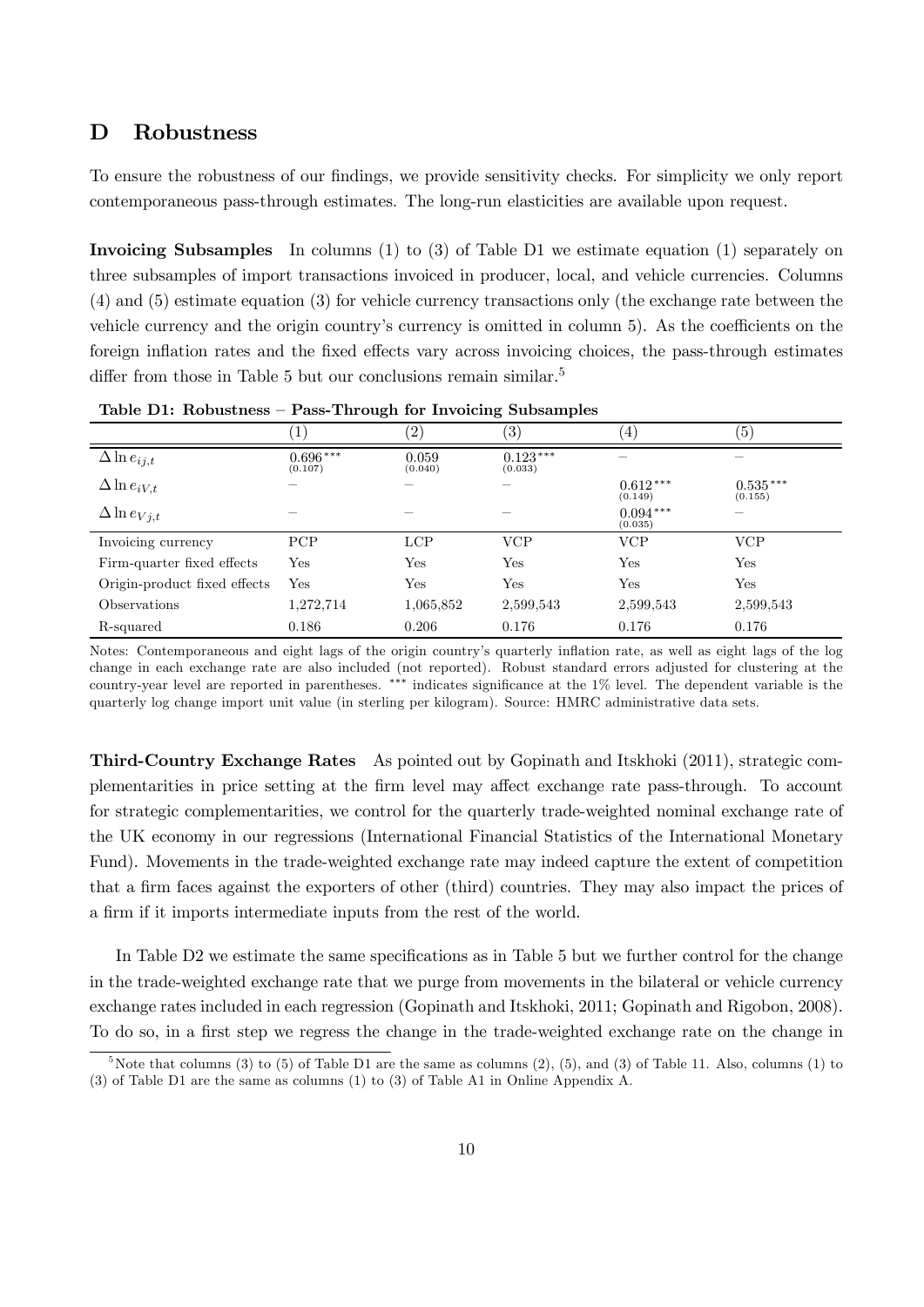## D Robustness

To ensure the robustness of our findings, we provide sensitivity checks. For simplicity we only report contemporaneous pass-through estimates. The long-run elasticities are available upon request.

**Invoicing Subsamples** In columns (1) to (3) of Table D1 we estimate equation (1) separately on three subsamples of import transactions invoiced in producer, local, and vehicle currencies. Columns (4) and (5) estimate equation (3) for vehicle currency transactions only (the exchange rate between the vehicle currency and the origin country's currency is omitted in column 5). As the coefficients on the foreign inflation rates and the fixed effects vary across invoicing choices, the pass-through estimates differ from those in Table 5 but our conclusions remain similar.[5]

**Table D1: Robustness – Pass-Through for Invoicing Subsamples**

| | (1) | (2) | (3) | (4) | (5) |
|---|---|---|---|---|---|
| $\Delta \ln e_{ij,t}$ | $0.696^{***}$ (0.107) | 0.059 (0.040) | $0.123^{***}$ (0.033) | – | – |
| $\Delta \ln e_{iV,t}$ | – | – | – | $0.612^{***}$ (0.149) | $0.535^{***}$ (0.155) |
| $\Delta \ln e_{Vj,t}$ | – | – | – | $0.094^{***}$ (0.035) | – |
| Invoicing currency | PCP | LCP | VCP | VCP | VCP |
| Firm-quarter fixed effects | Yes | Yes | Yes | Yes | Yes |
| Origin-product fixed effects | Yes | Yes | Yes | Yes | Yes |
| Observations | 1,272,714 | 1,065,852 | 2,599,543 | 2,599,543 | 2,599,543 |
| R-squared | 0.186 | 0.206 | 0.176 | 0.176 | 0.176 |

Notes: Contemporaneous and eight lags of the origin country's quarterly inflation rate, as well as eight lags of the log change in each exchange rate are also included (not reported). Robust standard errors adjusted for clustering at the country-year level are reported in parentheses. *** indicates significance at the 1% level. The dependent variable is the quarterly log change import unit value (in sterling per kilogram). Source: HMRC administrative data sets.

**Third-Country Exchange Rates** As pointed out by Gopinath and Itskhoki (2011), strategic complementarities in price setting at the firm level may affect exchange rate pass-through. To account for strategic complementarities, we control for the quarterly trade-weighted nominal exchange rate of the UK economy in our regressions (International Financial Statistics of the International Monetary Fund). Movements in the trade-weighted exchange rate may indeed capture the extent of competition that a firm faces against the exporters of other (third) countries. They may also impact the prices of a firm if it imports intermediate inputs from the rest of the world.

In Table D2 we estimate the same specifications as in Table 5 but we further control for the change in the trade-weighted exchange rate that we purge from movements in the bilateral or vehicle currency exchange rates included in each regression (Gopinath and Itskhoki, 2011; Gopinath and Rigobon, 2008). To do so, in a first step we regress the change in the trade-weighted exchange rate on the change in

[5] Note that columns (3) to (5) of Table D1 are the same as columns (2), (5), and (3) of Table 11. Also, columns (1) to (3) of Table D1 are the same as columns (1) to (3) of Table A1 in Online Appendix A.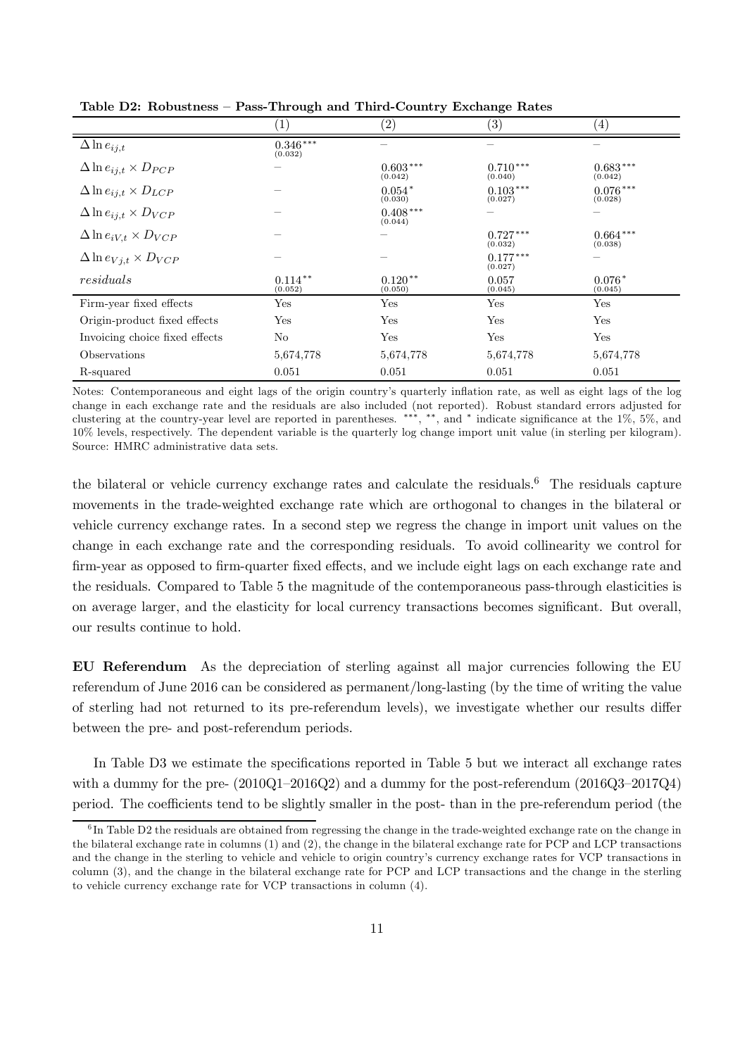**Table D2: Robustness – Pass-Through and Third-Country Exchange Rates**

| | (1) | (2) | (3) | (4) |
|---|---|---|---|---|
| $\Delta \ln e_{ij,t}$ | $0.346^{***}$ (0.032) | – | – | – |
| $\Delta \ln e_{ij,t} \times D_{PCP}$ | – | $0.603^{***}$ (0.042) | $0.710^{***}$ (0.040) | $0.683^{***}$ (0.042) |
| $\Delta \ln e_{ij,t} \times D_{LCP}$ | – | $0.054^{*}$ (0.030) | $0.103^{***}$ (0.027) | $0.076^{***}$ (0.028) |
| $\Delta \ln e_{ij,t} \times D_{VCP}$ | – | $0.408^{***}$ (0.044) | – | – |
| $\Delta \ln e_{iV,t} \times D_{VCP}$ | – | – | $0.727^{***}$ (0.032) | $0.664^{***}$ (0.038) |
| $\Delta \ln e_{Vj,t} \times D_{VCP}$ | – | – | $0.177^{***}$ (0.027) | – |
| *residuals* | $0.114^{**}$ (0.052) | $0.120^{**}$ (0.050) | 0.057 (0.045) | $0.076^{*}$ (0.045) |
| Firm-year fixed effects | Yes | Yes | Yes | Yes |
| Origin-product fixed effects | Yes | Yes | Yes | Yes |
| Invoicing choice fixed effects | No | Yes | Yes | Yes |
| Observations | 5,674,778 | 5,674,778 | 5,674,778 | 5,674,778 |
| R-squared | 0.051 | 0.051 | 0.051 | 0.051 |

Notes: Contemporaneous and eight lags of the origin country's quarterly inflation rate, as well as eight lags of the log change in each exchange rate and the residuals are also included (not reported). Robust standard errors adjusted for clustering at the country-year level are reported in parentheses. ***, **, and * indicate significance at the 1%, 5%, and 10% levels, respectively. The dependent variable is the quarterly log change import unit value (in sterling per kilogram). Source: HMRC administrative data sets.

the bilateral or vehicle currency exchange rates and calculate the residuals.[6] The residuals capture movements in the trade-weighted exchange rate which are orthogonal to changes in the bilateral or vehicle currency exchange rates. In a second step we regress the change in import unit values on the change in each exchange rate and the corresponding residuals. To avoid collinearity we control for firm-year as opposed to firm-quarter fixed effects, and we include eight lags on each exchange rate and the residuals. Compared to Table 5 the magnitude of the contemporaneous pass-through elasticities is on average larger, and the elasticity for local currency transactions becomes significant. But overall, our results continue to hold.

**EU Referendum** As the depreciation of sterling against all major currencies following the EU referendum of June 2016 can be considered as permanent/long-lasting (by the time of writing the value of sterling had not returned to its pre-referendum levels), we investigate whether our results differ between the pre- and post-referendum periods.

In Table D3 we estimate the specifications reported in Table 5 but we interact all exchange rates with a dummy for the pre- (2010Q1–2016Q2) and a dummy for the post-referendum (2016Q3–2017Q4) period. The coefficients tend to be slightly smaller in the post- than in the pre-referendum period (the

[6] In Table D2 the residuals are obtained from regressing the change in the trade-weighted exchange rate on the change in the bilateral exchange rate in columns (1) and (2), the change in the bilateral exchange rate for PCP and LCP transactions and the change in the sterling to vehicle and vehicle to origin country's currency exchange rates for VCP transactions in column (3), and the change in the bilateral exchange rate for PCP and LCP transactions and the change in the sterling to vehicle currency exchange rate for VCP transactions in column (4).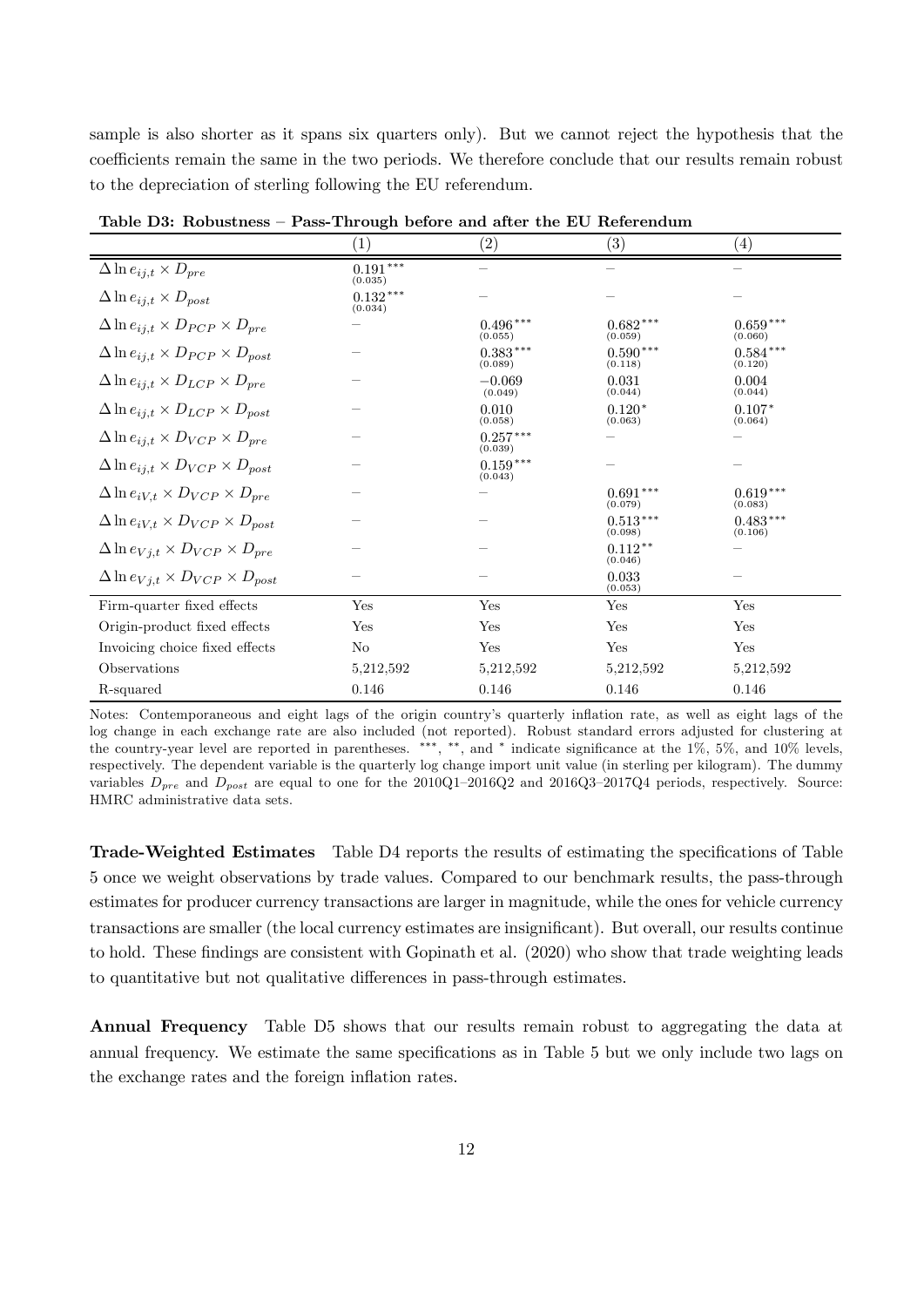sample is also shorter as it spans six quarters only). But we cannot reject the hypothesis that the coefficients remain the same in the two periods. We therefore conclude that our results remain robust to the depreciation of sterling following the EU referendum.

**Table D3: Robustness – Pass-Through before and after the EU Referendum**

| | (1) | (2) | (3) | (4) |
|---|---|---|---|---|
| $\Delta \ln e_{ij,t} \times D_{pre}$ | $0.191^{***}$ (0.035) | – | – | – |
| $\Delta \ln e_{ij,t} \times D_{post}$ | $0.132^{***}$ (0.034) | – | – | – |
| $\Delta \ln e_{ij,t} \times D_{PCP} \times D_{pre}$ | – | $0.496^{***}$ (0.055) | $0.682^{***}$ (0.059) | $0.659^{***}$ (0.060) |
| $\Delta \ln e_{ij,t} \times D_{PCP} \times D_{post}$ | – | $0.383^{***}$ (0.089) | $0.590^{***}$ (0.118) | $0.584^{***}$ (0.120) |
| $\Delta \ln e_{ij,t} \times D_{LCP} \times D_{pre}$ | – | $-0.069$ (0.049) | 0.031 (0.044) | 0.004 (0.044) |
| $\Delta \ln e_{ij,t} \times D_{LCP} \times D_{post}$ | – | 0.010 (0.058) | $0.120^{*}$ (0.063) | $0.107^{*}$ (0.064) |
| $\Delta \ln e_{ij,t} \times D_{VCP} \times D_{pre}$ | – | $0.257^{***}$ (0.039) | – | – |
| $\Delta \ln e_{ij,t} \times D_{VCP} \times D_{post}$ | – | $0.159^{***}$ (0.043) | – | – |
| $\Delta \ln e_{iV,t} \times D_{VCP} \times D_{pre}$ | – | – | $0.691^{***}$ (0.079) | $0.619^{***}$ (0.083) |
| $\Delta \ln e_{iV,t} \times D_{VCP} \times D_{post}$ | – | – | $0.513^{***}$ (0.098) | $0.483^{***}$ (0.106) |
| $\Delta \ln e_{Vj,t} \times D_{VCP} \times D_{pre}$ | – | – | $0.112^{**}$ (0.046) | – |
| $\Delta \ln e_{Vj,t} \times D_{VCP} \times D_{post}$ | – | – | 0.033 (0.053) | – |
| Firm-quarter fixed effects | Yes | Yes | Yes | Yes |
| Origin-product fixed effects | Yes | Yes | Yes | Yes |
| Invoicing choice fixed effects | No | Yes | Yes | Yes |
| Observations | 5,212,592 | 5,212,592 | 5,212,592 | 5,212,592 |
| R-squared | 0.146 | 0.146 | 0.146 | 0.146 |

Notes: Contemporaneous and eight lags of the origin country's quarterly inflation rate, as well as eight lags of the log change in each exchange rate are also included (not reported). Robust standard errors adjusted for clustering at the country-year level are reported in parentheses. $^{***}$, $^{**}$, and $^{*}$ indicate significance at the 1%, 5%, and 10% levels, respectively. The dependent variable is the quarterly log change import unit value (in sterling per kilogram). The dummy variables $D_{pre}$ and $D_{post}$ are equal to one for the 2010Q1–2016Q2 and 2016Q3–2017Q4 periods, respectively. Source: HMRC administrative data sets.

**Trade-Weighted Estimates** Table D4 reports the results of estimating the specifications of Table 5 once we weight observations by trade values. Compared to our benchmark results, the pass-through estimates for producer currency transactions are larger in magnitude, while the ones for vehicle currency transactions are smaller (the local currency estimates are insignificant). But overall, our results continue to hold. These findings are consistent with Gopinath et al. (2020) who show that trade weighting leads to quantitative but not qualitative differences in pass-through estimates.

**Annual Frequency** Table D5 shows that our results remain robust to aggregating the data at annual frequency. We estimate the same specifications as in Table 5 but we only include two lags on the exchange rates and the foreign inflation rates.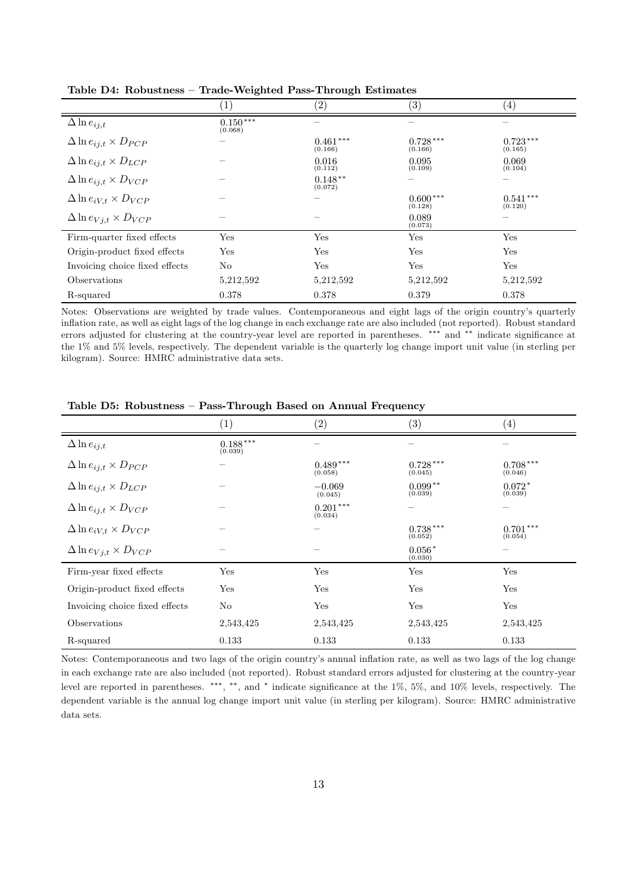**Table D4: Robustness – Trade-Weighted Pass-Through Estimates**

| | (1) | (2) | (3) | (4) |
|---|---|---|---|---|
| $\Delta \ln e_{ij,t}$ | $0.150^{***}$ (0.068) | – | – | – |
| $\Delta \ln e_{ij,t} \times D_{PCP}$ | – | $0.461^{***}$ (0.166) | $0.728^{***}$ (0.166) | $0.723^{***}$ (0.165) |
| $\Delta \ln e_{ij,t} \times D_{LCP}$ | – | 0.016 (0.112) | 0.095 (0.109) | 0.069 (0.104) |
| $\Delta \ln e_{ij,t} \times D_{VCP}$ | – | $0.148^{**}$ (0.072) | – | – |
| $\Delta \ln e_{iV,t} \times D_{VCP}$ | – | – | $0.600^{***}$ (0.128) | $0.541^{***}$ (0.120) |
| $\Delta \ln e_{Vj,t} \times D_{VCP}$ | – | – | 0.089 (0.073) | – |
| Firm-quarter fixed effects | Yes | Yes | Yes | Yes |
| Origin-product fixed effects | Yes | Yes | Yes | Yes |
| Invoicing choice fixed effects | No | Yes | Yes | Yes |
| Observations | 5,212,592 | 5,212,592 | 5,212,592 | 5,212,592 |
| R-squared | 0.378 | 0.378 | 0.379 | 0.378 |

Notes: Observations are weighted by trade values. Contemporaneous and eight lags of the origin country's quarterly inflation rate, as well as eight lags of the log change in each exchange rate are also included (not reported). Robust standard errors adjusted for clustering at the country-year level are reported in parentheses. *** and ** indicate significance at the 1% and 5% levels, respectively. The dependent variable is the quarterly log change import unit value (in sterling per kilogram). Source: HMRC administrative data sets.

**Table D5: Robustness – Pass-Through Based on Annual Frequency**

| | (1) | (2) | (3) | (4) |
|---|---|---|---|---|
| $\Delta \ln e_{ij,t}$ | $0.188^{***}$ (0.039) | – | – | – |
| $\Delta \ln e_{ij,t} \times D_{PCP}$ | – | $0.489^{***}$ (0.058) | $0.728^{***}$ (0.045) | $0.708^{***}$ (0.046) |
| $\Delta \ln e_{ij,t} \times D_{LCP}$ | – | $-0.069$ (0.045) | $0.099^{**}$ (0.039) | $0.072^{*}$ (0.039) |
| $\Delta \ln e_{ij,t} \times D_{VCP}$ | – | $0.201^{***}$ (0.034) | – | – |
| $\Delta \ln e_{iV,t} \times D_{VCP}$ | – | – | $0.738^{***}$ (0.052) | $0.701^{***}$ (0.054) |
| $\Delta \ln e_{Vj,t} \times D_{VCP}$ | – | – | $0.056^{*}$ (0.030) | – |
| Firm-year fixed effects | Yes | Yes | Yes | Yes |
| Origin-product fixed effects | Yes | Yes | Yes | Yes |
| Invoicing choice fixed effects | No | Yes | Yes | Yes |
| Observations | 2,543,425 | 2,543,425 | 2,543,425 | 2,543,425 |
| R-squared | 0.133 | 0.133 | 0.133 | 0.133 |

Notes: Contemporaneous and two lags of the origin country's annual inflation rate, as well as two lags of the log change in each exchange rate are also included (not reported). Robust standard errors adjusted for clustering at the country-year level are reported in parentheses. ***, **, and * indicate significance at the 1%, 5%, and 10% levels, respectively. The dependent variable is the annual log change import unit value (in sterling per kilogram). Source: HMRC administrative data sets.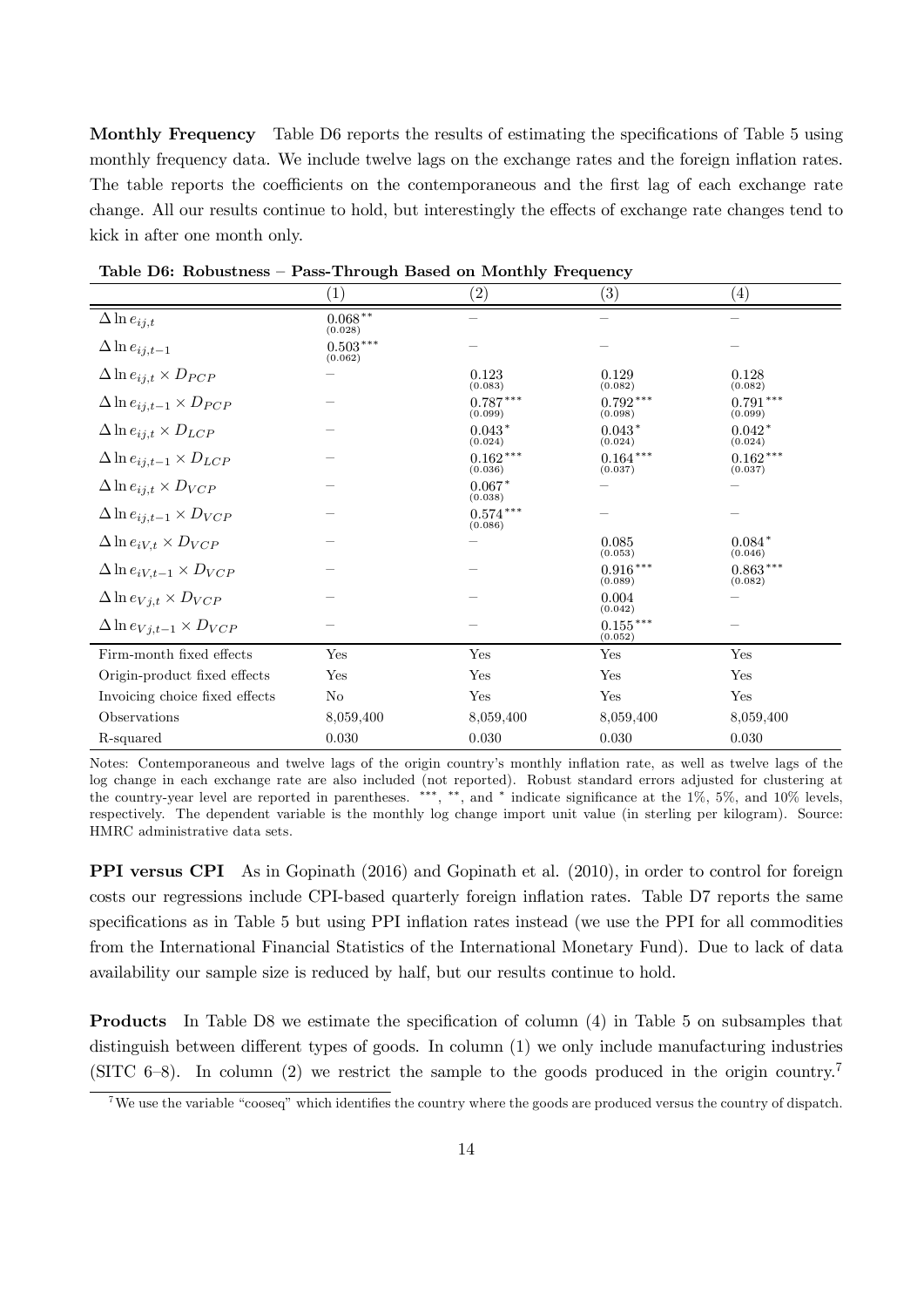**Monthly Frequency** Table D6 reports the results of estimating the specifications of Table 5 using monthly frequency data. We include twelve lags on the exchange rates and the foreign inflation rates. The table reports the coefficients on the contemporaneous and the first lag of each exchange rate change. All our results continue to hold, but interestingly the effects of exchange rate changes tend to kick in after one month only.

**Table D6: Robustness – Pass-Through Based on Monthly Frequency**

| | (1) | (2) | (3) | (4) |
|---|---|---|---|---|
| $\Delta \ln e_{ij,t}$ | $0.068^{**}$ (0.028) | – | – | – |
| $\Delta \ln e_{ij,t-1}$ | $0.503^{***}$ (0.062) | – | – | – |
| $\Delta \ln e_{ij,t} \times D_{PCP}$ | – | 0.123 (0.083) | 0.129 (0.082) | 0.128 (0.082) |
| $\Delta \ln e_{ij,t-1} \times D_{PCP}$ | – | $0.787^{***}$ (0.099) | $0.792^{***}$ (0.098) | $0.791^{***}$ (0.099) |
| $\Delta \ln e_{ij,t} \times D_{LCP}$ | – | $0.043^{*}$ (0.024) | $0.043^{*}$ (0.024) | $0.042^{*}$ (0.024) |
| $\Delta \ln e_{ij,t-1} \times D_{LCP}$ | – | $0.162^{***}$ (0.036) | $0.164^{***}$ (0.037) | $0.162^{***}$ (0.037) |
| $\Delta \ln e_{ij,t} \times D_{VCP}$ | – | $0.067^{*}$ (0.038) | – | – |
| $\Delta \ln e_{ij,t-1} \times D_{VCP}$ | – | $0.574^{***}$ (0.086) | – | – |
| $\Delta \ln e_{iV,t} \times D_{VCP}$ | – | – | 0.085 (0.053) | $0.084^{*}$ (0.046) |
| $\Delta \ln e_{iV,t-1} \times D_{VCP}$ | – | – | $0.916^{***}$ (0.089) | $0.863^{***}$ (0.082) |
| $\Delta \ln e_{Vj,t} \times D_{VCP}$ | – | – | 0.004 (0.042) | – |
| $\Delta \ln e_{Vj,t-1} \times D_{VCP}$ | – | – | $0.155^{***}$ (0.052) | – |
| Firm-month fixed effects | Yes | Yes | Yes | Yes |
| Origin-product fixed effects | Yes | Yes | Yes | Yes |
| Invoicing choice fixed effects | No | Yes | Yes | Yes |
| Observations | 8,059,400 | 8,059,400 | 8,059,400 | 8,059,400 |
| R-squared | 0.030 | 0.030 | 0.030 | 0.030 |

Notes: Contemporaneous and twelve lags of the origin country's monthly inflation rate, as well as twelve lags of the log change in each exchange rate are also included (not reported). Robust standard errors adjusted for clustering at the country-year level are reported in parentheses. ***, **, and * indicate significance at the 1%, 5%, and 10% levels, respectively. The dependent variable is the monthly log change import unit value (in sterling per kilogram). Source: HMRC administrative data sets.

**PPI versus CPI** As in Gopinath (2016) and Gopinath et al. (2010), in order to control for foreign costs our regressions include CPI-based quarterly foreign inflation rates. Table D7 reports the same specifications as in Table 5 but using PPI inflation rates instead (we use the PPI for all commodities from the International Financial Statistics of the International Monetary Fund). Due to lack of data availability our sample size is reduced by half, but our results continue to hold.

**Products** In Table D8 we estimate the specification of column (4) in Table 5 on subsamples that distinguish between different types of goods. In column (1) we only include manufacturing industries (SITC 6–8). In column (2) we restrict the sample to the goods produced in the origin country.[7]

[7] We use the variable "cooseq" which identifies the country where the goods are produced versus the country of dispatch.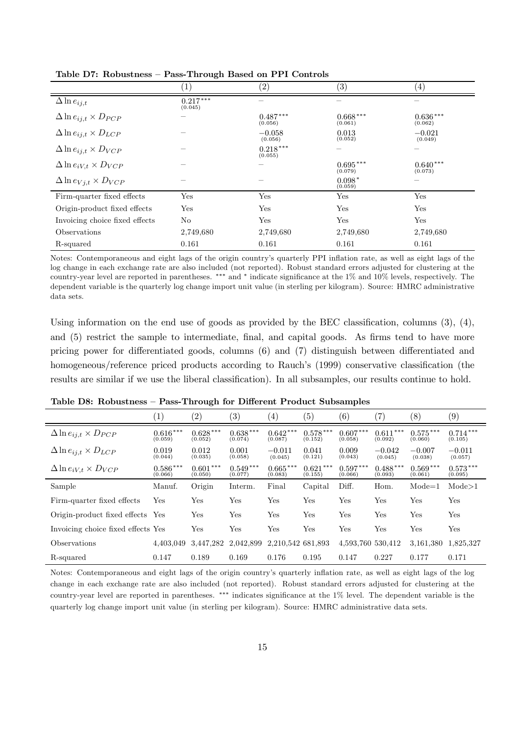**Table D7: Robustness – Pass-Through Based on PPI Controls**

| | (1) | (2) | (3) | (4) |
|---|---|---|---|---|
| $\Delta \ln e_{ij,t}$ | $0.217^{***}$ (0.045) | – | – | – |
| $\Delta \ln e_{ij,t} \times D_{PCP}$ | – | $0.487^{***}$ (0.056) | $0.668^{***}$ (0.061) | $0.636^{***}$ (0.062) |
| $\Delta \ln e_{ij,t} \times D_{LCP}$ | – | $-0.058$ (0.056) | $0.013$ (0.052) | $-0.021$ (0.049) |
| $\Delta \ln e_{ij,t} \times D_{VCP}$ | – | $0.218^{***}$ (0.055) | – | – |
| $\Delta \ln e_{iV,t} \times D_{VCP}$ | – | – | $0.695^{***}$ (0.079) | $0.640^{***}$ (0.073) |
| $\Delta \ln e_{Vj,t} \times D_{VCP}$ | – | – | $0.098^{*}$ (0.059) | – |
| Firm-quarter fixed effects | Yes | Yes | Yes | Yes |
| Origin-product fixed effects | Yes | Yes | Yes | Yes |
| Invoicing choice fixed effects | No | Yes | Yes | Yes |
| Observations | 2,749,680 | 2,749,680 | 2,749,680 | 2,749,680 |
| R-squared | 0.161 | 0.161 | 0.161 | 0.161 |

Notes: Contemporaneous and eight lags of the origin country's quarterly PPI inflation rate, as well as eight lags of the log change in each exchange rate are also included (not reported). Robust standard errors adjusted for clustering at the country-year level are reported in parentheses. *** and * indicate significance at the 1% and 10% levels, respectively. The dependent variable is the quarterly log change import unit value (in sterling per kilogram). Source: HMRC administrative data sets.

Using information on the end use of goods as provided by the BEC classification, columns (3), (4), and (5) restrict the sample to intermediate, final, and capital goods. As firms tend to have more pricing power for differentiated goods, columns (6) and (7) distinguish between differentiated and homogeneous/reference priced products according to Rauch's (1999) conservative classification (the results are similar if we use the liberal classification). In all subsamples, our results continue to hold.

**Table D8: Robustness – Pass-Through for Different Product Subsamples**

| | (1) | (2) | (3) | (4) | (5) | (6) | (7) | (8) | (9) |
|---|---|---|---|---|---|---|---|---|---|
| $\Delta \ln e_{ij,t} \times D_{PCP}$ | $0.616^{***}$ (0.059) | $0.628^{***}$ (0.052) | $0.638^{***}$ (0.074) | $0.642^{***}$ (0.087) | $0.578^{***}$ (0.152) | $0.607^{***}$ (0.058) | $0.611^{***}$ (0.092) | $0.575^{***}$ (0.060) | $0.714^{***}$ (0.105) |
| $\Delta \ln e_{ij,t} \times D_{LCP}$ | $0.019$ (0.044) | $0.012$ (0.035) | $0.001$ (0.058) | $-0.011$ (0.045) | $0.041$ (0.121) | $0.009$ (0.043) | $-0.042$ (0.045) | $-0.007$ (0.038) | $-0.011$ (0.057) |
| $\Delta \ln e_{iV,t} \times D_{VCP}$ | $0.586^{***}$ (0.066) | $0.601^{***}$ (0.050) | $0.549^{***}$ (0.077) | $0.665^{***}$ (0.083) | $0.621^{***}$ (0.155) | $0.597^{***}$ (0.066) | $0.488^{***}$ (0.093) | $0.569^{***}$ (0.061) | $0.573^{***}$ (0.095) |
| Sample | Manuf. | Origin | Interm. | Final | Capital | Diff. | Hom. | Mode=1 | Mode>1 |
| Firm-quarter fixed effects | Yes | Yes | Yes | Yes | Yes | Yes | Yes | Yes | Yes |
| Origin-product fixed effects | Yes | Yes | Yes | Yes | Yes | Yes | Yes | Yes | Yes |
| Invoicing choice fixed effects | Yes | Yes | Yes | Yes | Yes | Yes | Yes | Yes | Yes |
| Observations | 4,403,049 | 3,447,282 | 2,042,899 | 2,210,542 | 681,893 | 4,593,760 | 530,412 | 3,161,380 | 1,825,327 |
| R-squared | 0.147 | 0.189 | 0.169 | 0.176 | 0.195 | 0.147 | 0.227 | 0.177 | 0.171 |

Notes: Contemporaneous and eight lags of the origin country's quarterly inflation rate, as well as eight lags of the log change in each exchange rate are also included (not reported). Robust standard errors adjusted for clustering at the country-year level are reported in parentheses. *** indicates significance at the 1% level. The dependent variable is the quarterly log change import unit value (in sterling per kilogram). Source: HMRC administrative data sets.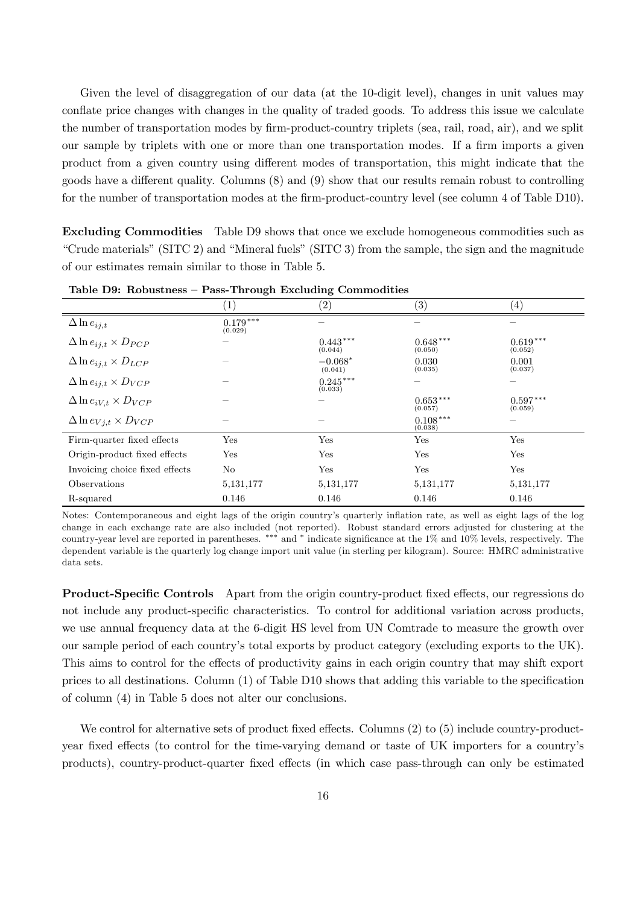Given the level of disaggregation of our data (at the 10-digit level), changes in unit values may conflate price changes with changes in the quality of traded goods. To address this issue we calculate the number of transportation modes by firm-product-country triplets (sea, rail, road, air), and we split our sample by triplets with one or more than one transportation modes. If a firm imports a given product from a given country using different modes of transportation, this might indicate that the goods have a different quality. Columns (8) and (9) show that our results remain robust to controlling for the number of transportation modes at the firm-product-country level (see column 4 of Table D10).

**Excluding Commodities** Table D9 shows that once we exclude homogeneous commodities such as "Crude materials" (SITC 2) and "Mineral fuels" (SITC 3) from the sample, the sign and the magnitude of our estimates remain similar to those in Table 5.

**Table D9: Robustness – Pass-Through Excluding Commodities**

| | (1) | (2) | (3) | (4) |
|---|---|---|---|---|
| $\Delta \ln e_{ij,t}$ | $0.179^{***}$ (0.029) | – | – | – |
| $\Delta \ln e_{ij,t} \times D_{PCP}$ | – | $0.443^{***}$ (0.044) | $0.648^{***}$ (0.050) | $0.619^{***}$ (0.052) |
| $\Delta \ln e_{ij,t} \times D_{LCP}$ | – | $-0.068^{*}$ (0.041) | 0.030 (0.035) | 0.001 (0.037) |
| $\Delta \ln e_{ij,t} \times D_{VCP}$ | – | $0.245^{***}$ (0.033) | – | – |
| $\Delta \ln e_{iV,t} \times D_{VCP}$ | – | – | $0.653^{***}$ (0.057) | $0.597^{***}$ (0.059) |
| $\Delta \ln e_{Vj,t} \times D_{VCP}$ | – | – | $0.108^{***}$ (0.038) | – |
| Firm-quarter fixed effects | Yes | Yes | Yes | Yes |
| Origin-product fixed effects | Yes | Yes | Yes | Yes |
| Invoicing choice fixed effects | No | Yes | Yes | Yes |
| Observations | 5,131,177 | 5,131,177 | 5,131,177 | 5,131,177 |
| R-squared | 0.146 | 0.146 | 0.146 | 0.146 |

Notes: Contemporaneous and eight lags of the origin country's quarterly inflation rate, as well as eight lags of the log change in each exchange rate are also included (not reported). Robust standard errors adjusted for clustering at the country-year level are reported in parentheses. *** and * indicate significance at the 1% and 10% levels, respectively. The dependent variable is the quarterly log change import unit value (in sterling per kilogram). Source: HMRC administrative data sets.

**Product-Specific Controls** Apart from the origin country-product fixed effects, our regressions do not include any product-specific characteristics. To control for additional variation across products, we use annual frequency data at the 6-digit HS level from UN Comtrade to measure the growth over our sample period of each country's total exports by product category (excluding exports to the UK). This aims to control for the effects of productivity gains in each origin country that may shift export prices to all destinations. Column (1) of Table D10 shows that adding this variable to the specification of column (4) in Table 5 does not alter our conclusions.

We control for alternative sets of product fixed effects. Columns (2) to (5) include country-product-year fixed effects (to control for the time-varying demand or taste of UK importers for a country's products), country-product-quarter fixed effects (in which case pass-through can only be estimated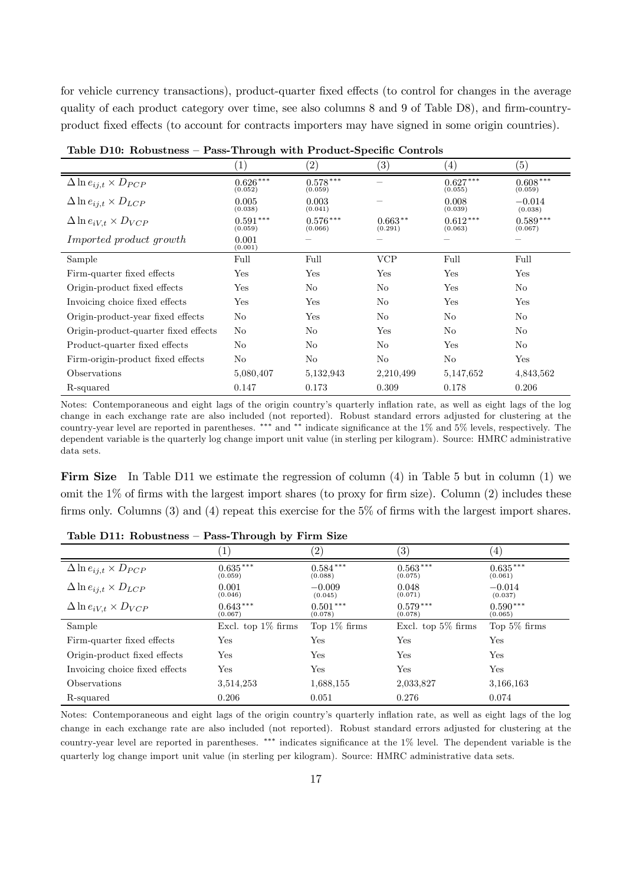for vehicle currency transactions), product-quarter fixed effects (to control for changes in the average quality of each product category over time, see also columns 8 and 9 of Table D8), and firm-country-product fixed effects (to account for contracts importers may have signed in some origin countries).

**Table D10: Robustness – Pass-Through with Product-Specific Controls**

| | (1) | (2) | (3) | (4) | (5) |
|---|---|---|---|---|---|
| $\Delta \ln e_{ij,t} \times D_{PCP}$ | $0.626^{***}$ (0.052) | $0.578^{***}$ (0.059) | – | $0.627^{***}$ (0.055) | $0.608^{***}$ (0.059) |
| $\Delta \ln e_{ij,t} \times D_{LCP}$ | 0.005 (0.038) | 0.003 (0.041) | – | 0.008 (0.039) | $-0.014$ (0.038) |
| $\Delta \ln e_{iV,t} \times D_{VCP}$ | $0.591^{***}$ (0.059) | $0.576^{***}$ (0.066) | $0.663^{**}$ (0.291) | $0.612^{***}$ (0.063) | $0.589^{***}$ (0.067) |
| *Imported product growth* | 0.001 (0.001) | – | – | – | – |
| Sample | Full | Full | VCP | Full | Full |
| Firm-quarter fixed effects | Yes | Yes | Yes | Yes | Yes |
| Origin-product fixed effects | Yes | No | No | Yes | No |
| Invoicing choice fixed effects | Yes | Yes | No | Yes | Yes |
| Origin-product-year fixed effects | No | Yes | No | No | No |
| Origin-product-quarter fixed effects | No | No | Yes | No | No |
| Product-quarter fixed effects | No | No | No | Yes | No |
| Firm-origin-product fixed effects | No | No | No | No | Yes |
| Observations | 5,080,407 | 5,132,943 | 2,210,499 | 5,147,652 | 4,843,562 |
| R-squared | 0.147 | 0.173 | 0.309 | 0.178 | 0.206 |

Notes: Contemporaneous and eight lags of the origin country's quarterly inflation rate, as well as eight lags of the log change in each exchange rate are also included (not reported). Robust standard errors adjusted for clustering at the country-year level are reported in parentheses. $^{***}$ and $^{**}$ indicate significance at the 1% and 5% levels, respectively. The dependent variable is the quarterly log change import unit value (in sterling per kilogram). Source: HMRC administrative data sets.

**Firm Size** In Table D11 we estimate the regression of column (4) in Table 5 but in column (1) we omit the 1% of firms with the largest import shares (to proxy for firm size). Column (2) includes these firms only. Columns (3) and (4) repeat this exercise for the 5% of firms with the largest import shares.

**Table D11: Robustness – Pass-Through by Firm Size**

| | (1) | (2) | (3) | (4) |
|---|---|---|---|---|
| $\Delta \ln e_{ij,t} \times D_{PCP}$ | $0.635^{***}$ (0.059) | $0.584^{***}$ (0.088) | $0.563^{***}$ (0.075) | $0.635^{***}$ (0.061) |
| $\Delta \ln e_{ij,t} \times D_{LCP}$ | 0.001 (0.046) | $-0.009$ (0.045) | 0.048 (0.071) | $-0.014$ (0.037) |
| $\Delta \ln e_{iV,t} \times D_{VCP}$ | $0.643^{***}$ (0.067) | $0.501^{***}$ (0.078) | $0.579^{***}$ (0.078) | $0.590^{***}$ (0.065) |
| Sample | Excl. top 1% firms | Top 1% firms | Excl. top 5% firms | Top 5% firms |
| Firm-quarter fixed effects | Yes | Yes | Yes | Yes |
| Origin-product fixed effects | Yes | Yes | Yes | Yes |
| Invoicing choice fixed effects | Yes | Yes | Yes | Yes |
| Observations | 3,514,253 | 1,688,155 | 2,033,827 | 3,166,163 |
| R-squared | 0.206 | 0.051 | 0.276 | 0.074 |

Notes: Contemporaneous and eight lags of the origin country's quarterly inflation rate, as well as eight lags of the log change in each exchange rate are also included (not reported). Robust standard errors adjusted for clustering at the country-year level are reported in parentheses. $^{***}$ indicates significance at the 1% level. The dependent variable is the quarterly log change import unit value (in sterling per kilogram). Source: HMRC administrative data sets.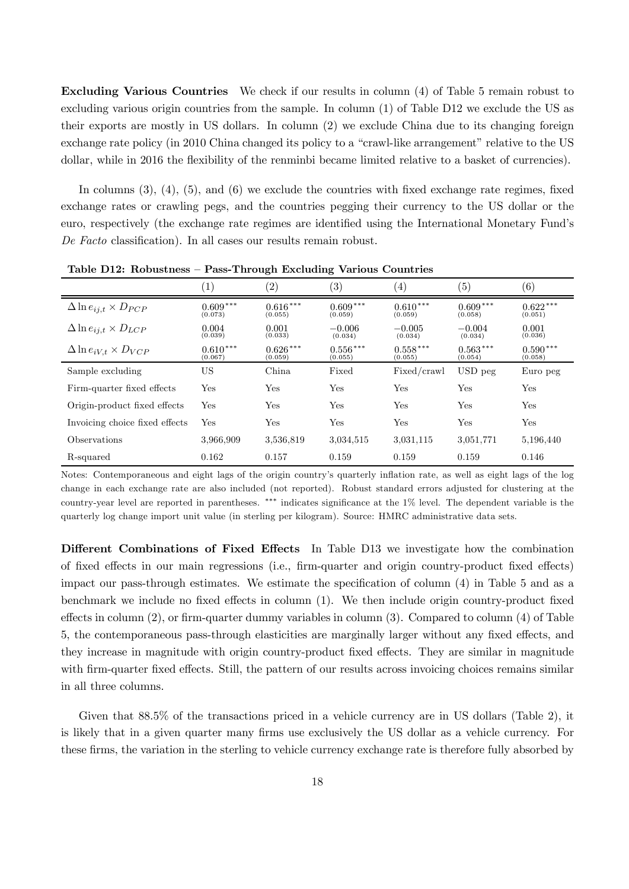**Excluding Various Countries** We check if our results in column (4) of Table 5 remain robust to excluding various origin countries from the sample. In column (1) of Table D12 we exclude the US as their exports are mostly in US dollars. In column (2) we exclude China due to its changing foreign exchange rate policy (in 2010 China changed its policy to a "crawl-like arrangement" relative to the US dollar, while in 2016 the flexibility of the renminbi became limited relative to a basket of currencies).

In columns (3), (4), (5), and (6) we exclude the countries with fixed exchange rate regimes, fixed exchange rates or crawling pegs, and the countries pegging their currency to the US dollar or the euro, respectively (the exchange rate regimes are identified using the International Monetary Fund's *De Facto* classification). In all cases our results remain robust.

**Table D12: Robustness – Pass-Through Excluding Various Countries**

| | (1) | (2) | (3) | (4) | (5) | (6) |
|---|---|---|---|---|---|---|
| $\Delta \ln e_{ij,t} \times D_{PCP}$ | $0.609^{***}$ (0.073) | $0.616^{***}$ (0.055) | $0.609^{***}$ (0.059) | $0.610^{***}$ (0.059) | $0.609^{***}$ (0.058) | $0.622^{***}$ (0.051) |
| $\Delta \ln e_{ij,t} \times D_{LCP}$ | 0.004 (0.039) | 0.001 (0.033) | −0.006 (0.034) | −0.005 (0.034) | −0.004 (0.034) | 0.001 (0.036) |
| $\Delta \ln e_{iV,t} \times D_{VCP}$ | $0.610^{***}$ (0.067) | $0.626^{***}$ (0.059) | $0.556^{***}$ (0.055) | $0.558^{***}$ (0.055) | $0.563^{***}$ (0.054) | $0.590^{***}$ (0.058) |
| Sample excluding | US | China | Fixed | Fixed/crawl | USD peg | Euro peg |
| Firm-quarter fixed effects | Yes | Yes | Yes | Yes | Yes | Yes |
| Origin-product fixed effects | Yes | Yes | Yes | Yes | Yes | Yes |
| Invoicing choice fixed effects | Yes | Yes | Yes | Yes | Yes | Yes |
| Observations | 3,966,909 | 3,536,819 | 3,034,515 | 3,031,115 | 3,051,771 | 5,196,440 |
| R-squared | 0.162 | 0.157 | 0.159 | 0.159 | 0.159 | 0.146 |

Notes: Contemporaneous and eight lags of the origin country's quarterly inflation rate, as well as eight lags of the log change in each exchange rate are also included (not reported). Robust standard errors adjusted for clustering at the country-year level are reported in parentheses. *** indicates significance at the 1% level. The dependent variable is the quarterly log change import unit value (in sterling per kilogram). Source: HMRC administrative data sets.

**Different Combinations of Fixed Effects** In Table D13 we investigate how the combination of fixed effects in our main regressions (i.e., firm-quarter and origin country-product fixed effects) impact our pass-through estimates. We estimate the specification of column (4) in Table 5 and as a benchmark we include no fixed effects in column (1). We then include origin country-product fixed effects in column (2), or firm-quarter dummy variables in column (3). Compared to column (4) of Table 5, the contemporaneous pass-through elasticities are marginally larger without any fixed effects, and they increase in magnitude with origin country-product fixed effects. They are similar in magnitude with firm-quarter fixed effects. Still, the pattern of our results across invoicing choices remains similar in all three columns.

Given that 88.5% of the transactions priced in a vehicle currency are in US dollars (Table 2), it is likely that in a given quarter many firms use exclusively the US dollar as a vehicle currency. For these firms, the variation in the sterling to vehicle currency exchange rate is therefore fully absorbed by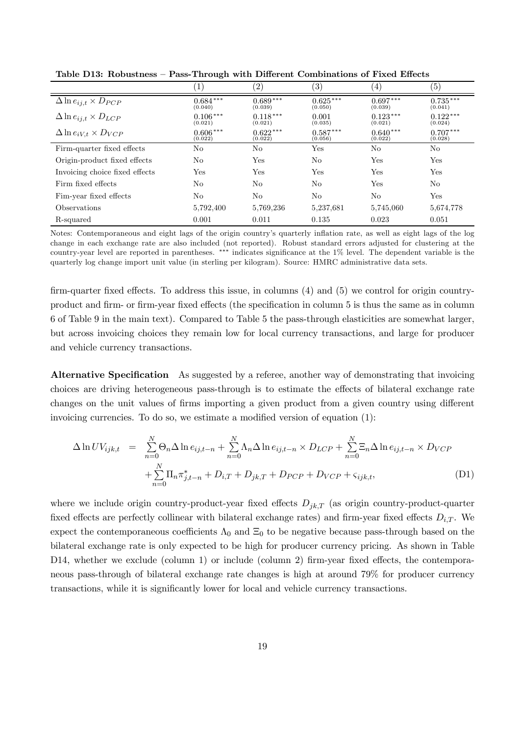**Table D13: Robustness – Pass-Through with Different Combinations of Fixed Effects**

| | (1) | (2) | (3) | (4) | (5) |
|---|---|---|---|---|---|
| $\Delta \ln e_{ij,t} \times D_{PCP}$ | $0.684^{***}$ (0.040) | $0.689^{***}$ (0.039) | $0.625^{***}$ (0.050) | $0.697^{***}$ (0.039) | $0.735^{***}$ (0.041) |
| $\Delta \ln e_{ij,t} \times D_{LCP}$ | $0.106^{***}$ (0.021) | $0.118^{***}$ (0.021) | 0.001 (0.035) | $0.123^{***}$ (0.021) | $0.122^{***}$ (0.024) |
| $\Delta \ln e_{iV,t} \times D_{VCP}$ | $0.606^{***}$ (0.022) | $0.622^{***}$ (0.022) | $0.587^{***}$ (0.056) | $0.640^{***}$ (0.022) | $0.707^{***}$ (0.028) |
| Firm-quarter fixed effects | No | No | Yes | No | No |
| Origin-product fixed effects | No | Yes | No | Yes | Yes |
| Invoicing choice fixed effects | Yes | Yes | Yes | Yes | Yes |
| Firm fixed effects | No | No | No | Yes | No |
| Fim-year fixed effects | No | No | No | No | Yes |
| Observations | 5,792,400 | 5,769,236 | 5,237,681 | 5,745,060 | 5,674,778 |
| R-squared | 0.001 | 0.011 | 0.135 | 0.023 | 0.051 |

Notes: Contemporaneous and eight lags of the origin country's quarterly inflation rate, as well as eight lags of the log change in each exchange rate are also included (not reported). Robust standard errors adjusted for clustering at the country-year level are reported in parentheses. *** indicates significance at the 1% level. The dependent variable is the quarterly log change import unit value (in sterling per kilogram). Source: HMRC administrative data sets.

firm-quarter fixed effects. To address this issue, in columns (4) and (5) we control for origin country-product and firm- or firm-year fixed effects (the specification in column 5 is thus the same as in column 6 of Table 9 in the main text). Compared to Table 5 the pass-through elasticities are somewhat larger, but across invoicing choices they remain low for local currency transactions, and large for producer and vehicle currency transactions.

**Alternative Specification** As suggested by a referee, another way of demonstrating that invoicing choices are driving heterogeneous pass-through is to estimate the effects of bilateral exchange rate changes on the unit values of firms importing a given product from a given country using different invoicing currencies. To do so, we estimate a modified version of equation (1):

$$
\begin{aligned}
\Delta \ln UV_{ijk,t} \quad = \quad & \sum_{n=0}^{N} \Theta_n \Delta \ln e_{ij,t-n} + \sum_{n=0}^{N} \Lambda_n \Delta \ln e_{ij,t-n} \times D_{LCP} + \sum_{n=0}^{N} \Xi_n \Delta \ln e_{ij,t-n} \times D_{VCP} \\
& + \sum_{n=0}^{N} \Pi_n \pi^*_{j,t-n} + D_{i,T} + D_{jk,T} + D_{PCP} + D_{VCP} + \varsigma_{ijk,t}, \qquad \text{(D1)}
\end{aligned}
$$

where we include origin country-product-year fixed effects $D_{jk,T}$ (as origin country-product-quarter fixed effects are perfectly collinear with bilateral exchange rates) and firm-year fixed effects $D_{i,T}$. We expect the contemporaneous coefficients $\Lambda_0$ and $\Xi_0$ to be negative because pass-through based on the bilateral exchange rate is only expected to be high for producer currency pricing. As shown in Table D14, whether we exclude (column 1) or include (column 2) firm-year fixed effects, the contemporaneous pass-through of bilateral exchange rate changes is high at around 79% for producer currency transactions, while it is significantly lower for local and vehicle currency transactions.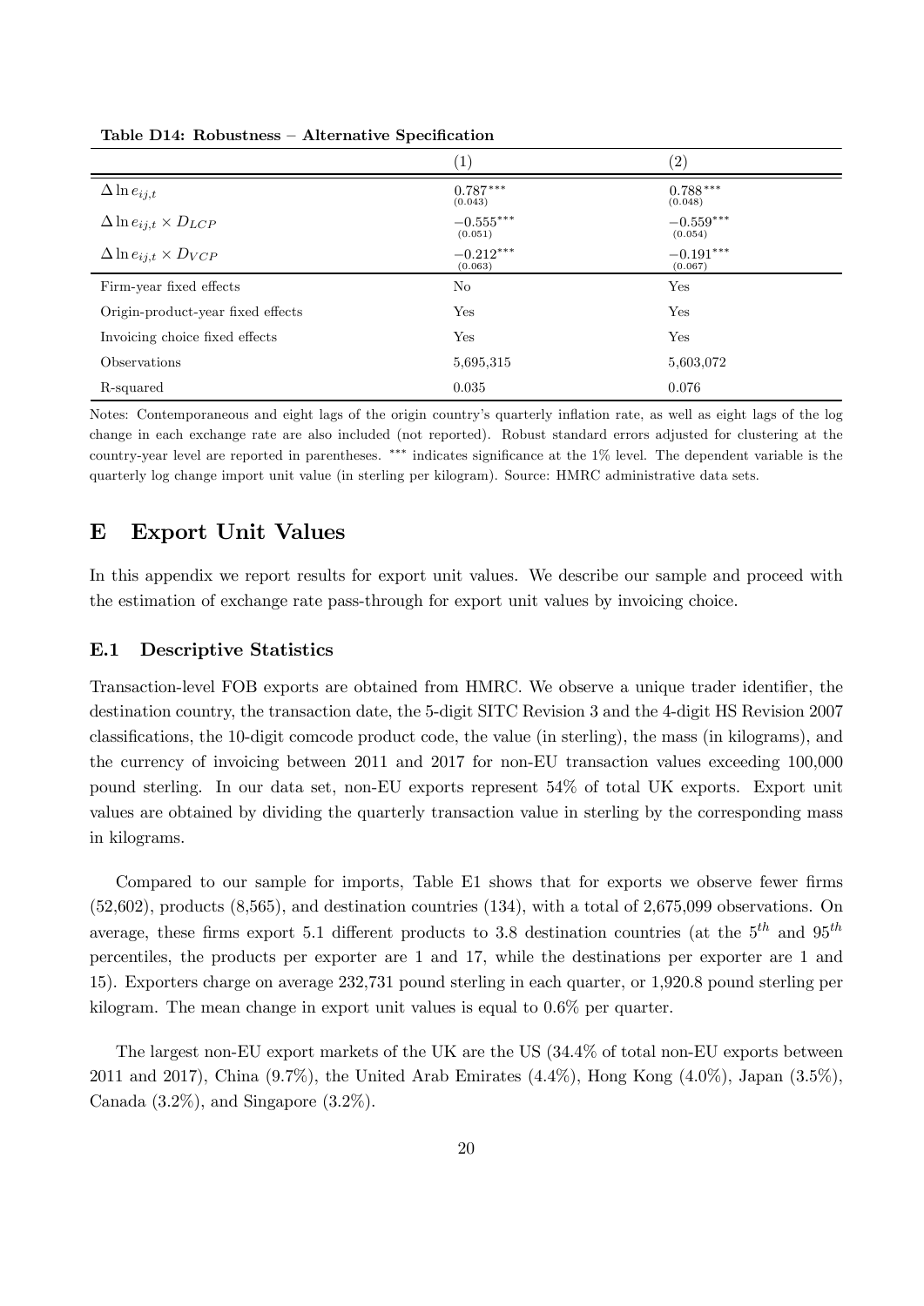**Table D14: Robustness – Alternative Specification**

| | (1) | (2) |
|---|---|---|
| $\Delta \ln e_{ij,t}$ | $0.787^{***}$ (0.043) | $0.788^{***}$ (0.048) |
| $\Delta \ln e_{ij,t} \times D_{LCP}$ | $-0.555^{***}$ (0.051) | $-0.559^{***}$ (0.054) |
| $\Delta \ln e_{ij,t} \times D_{VCP}$ | $-0.212^{***}$ (0.063) | $-0.191^{***}$ (0.067) |
| Firm-year fixed effects | No | Yes |
| Origin-product-year fixed effects | Yes | Yes |
| Invoicing choice fixed effects | Yes | Yes |
| Observations | 5,695,315 | 5,603,072 |
| R-squared | 0.035 | 0.076 |

Notes: Contemporaneous and eight lags of the origin country's quarterly inflation rate, as well as eight lags of the log change in each exchange rate are also included (not reported). Robust standard errors adjusted for clustering at the country-year level are reported in parentheses. *** indicates significance at the 1% level. The dependent variable is the quarterly log change import unit value (in sterling per kilogram). Source: HMRC administrative data sets.

# E Export Unit Values

In this appendix we report results for export unit values. We describe our sample and proceed with the estimation of exchange rate pass-through for export unit values by invoicing choice.

## E.1 Descriptive Statistics

Transaction-level FOB exports are obtained from HMRC. We observe a unique trader identifier, the destination country, the transaction date, the 5-digit SITC Revision 3 and the 4-digit HS Revision 2007 classifications, the 10-digit comcode product code, the value (in sterling), the mass (in kilograms), and the currency of invoicing between 2011 and 2017 for non-EU transaction values exceeding 100,000 pound sterling. In our data set, non-EU exports represent 54% of total UK exports. Export unit values are obtained by dividing the quarterly transaction value in sterling by the corresponding mass in kilograms.

Compared to our sample for imports, Table E1 shows that for exports we observe fewer firms (52,602), products (8,565), and destination countries (134), with a total of 2,675,099 observations. On average, these firms export 5.1 different products to 3.8 destination countries (at the $5^{th}$ and $95^{th}$ percentiles, the products per exporter are 1 and 17, while the destinations per exporter are 1 and 15). Exporters charge on average 232,731 pound sterling in each quarter, or 1,920.8 pound sterling per kilogram. The mean change in export unit values is equal to 0.6% per quarter.

The largest non-EU export markets of the UK are the US (34.4% of total non-EU exports between 2011 and 2017), China (9.7%), the United Arab Emirates (4.4%), Hong Kong (4.0%), Japan (3.5%), Canada (3.2%), and Singapore (3.2%).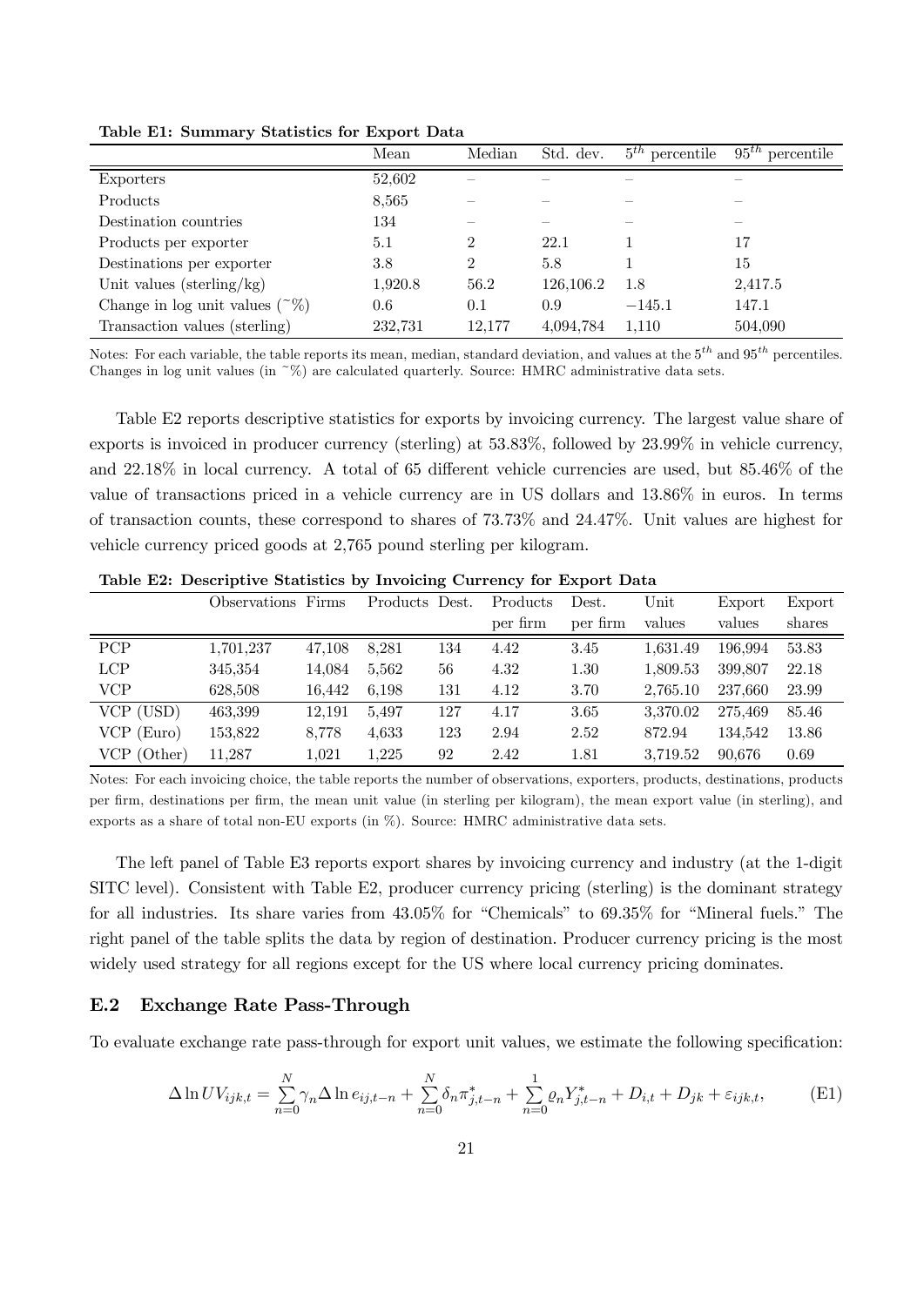**Table E1: Summary Statistics for Export Data**

| | Mean | Median | Std. dev. | $5^{th}$ percentile | $95^{th}$ percentile |
|---|---|---|---|---|---|
| Exporters | 52,602 | – | – | – | – |
| Products | 8,565 | – | – | – | – |
| Destination countries | 134 | – | – | – | – |
| Products per exporter | 5.1 | 2 | 22.1 | 1 | 17 |
| Destinations per exporter | 3.8 | 2 | 5.8 | 1 | 15 |
| Unit values (sterling/kg) | 1,920.8 | 56.2 | 126,106.2 | 1.8 | 2,417.5 |
| Change in log unit values (~%) | 0.6 | 0.1 | 0.9 | −145.1 | 147.1 |
| Transaction values (sterling) | 232,731 | 12,177 | 4,094,784 | 1,110 | 504,090 |

Notes: For each variable, the table reports its mean, median, standard deviation, and values at the $5^{th}$ and $95^{th}$ percentiles. Changes in log unit values (in ~%) are calculated quarterly. Source: HMRC administrative data sets.

Table E2 reports descriptive statistics for exports by invoicing currency. The largest value share of exports is invoiced in producer currency (sterling) at 53.83%, followed by 23.99% in vehicle currency, and 22.18% in local currency. A total of 65 different vehicle currencies are used, but 85.46% of the value of transactions priced in a vehicle currency are in US dollars and 13.86% in euros. In terms of transaction counts, these correspond to shares of 73.73% and 24.47%. Unit values are highest for vehicle currency priced goods at 2,765 pound sterling per kilogram.

**Table E2: Descriptive Statistics by Invoicing Currency for Export Data**

| | Observations | Firms | Products | Dest. | Products per firm | Dest. per firm | Unit values | Export values | Export shares |
|---|---|---|---|---|---|---|---|---|---|
| PCP | 1,701,237 | 47,108 | 8,281 | 134 | 4.42 | 3.45 | 1,631.49 | 196,994 | 53.83 |
| LCP | 345,354 | 14,084 | 5,562 | 56 | 4.32 | 1.30 | 1,809.53 | 399,807 | 22.18 |
| VCP | 628,508 | 16,442 | 6,198 | 131 | 4.12 | 3.70 | 2,765.10 | 237,660 | 23.99 |
| VCP (USD) | 463,399 | 12,191 | 5,497 | 127 | 4.17 | 3.65 | 3,370.02 | 275,469 | 85.46 |
| VCP (Euro) | 153,822 | 8,778 | 4,633 | 123 | 2.94 | 2.52 | 872.94 | 134,542 | 13.86 |
| VCP (Other) | 11,287 | 1,021 | 1,225 | 92 | 2.42 | 1.81 | 3,719.52 | 90,676 | 0.69 |

Notes: For each invoicing choice, the table reports the number of observations, exporters, products, destinations, products per firm, destinations per firm, the mean unit value (in sterling per kilogram), the mean export value (in sterling), and exports as a share of total non-EU exports (in %). Source: HMRC administrative data sets.

The left panel of Table E3 reports export shares by invoicing currency and industry (at the 1-digit SITC level). Consistent with Table E2, producer currency pricing (sterling) is the dominant strategy for all industries. Its share varies from 43.05% for "Chemicals" to 69.35% for "Mineral fuels." The right panel of the table splits the data by region of destination. Producer currency pricing is the most widely used strategy for all regions except for the US where local currency pricing dominates.

## E.2 Exchange Rate Pass-Through

To evaluate exchange rate pass-through for export unit values, we estimate the following specification:

$$\Delta \ln UV_{ijk,t} = \sum_{n=0}^{N} \gamma_n \Delta \ln e_{ij,t-n} + \sum_{n=0}^{N} \delta_n \pi^*_{j,t-n} + \sum_{n=0}^{1} \varrho_n Y^*_{j,t-n} + D_{i,t} + D_{jk} + \varepsilon_{ijk,t}, \tag{E1}$$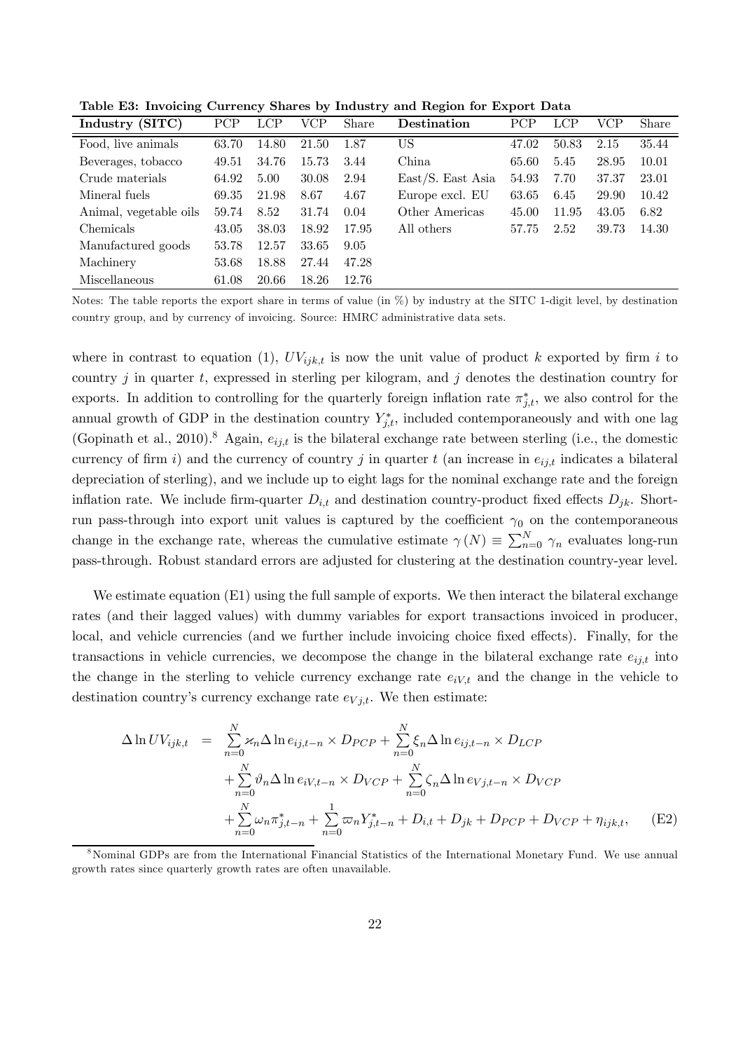**Table E3: Invoicing Currency Shares by Industry and Region for Export Data**

| Industry (SITC) | PCP | LCP | VCP | Share | Destination | PCP | LCP | VCP | Share |
|---|---|---|---|---|---|---|---|---|---|
| Food, live animals | 63.70 | 14.80 | 21.50 | 1.87 | US | 47.02 | 50.83 | 2.15 | 35.44 |
| Beverages, tobacco | 49.51 | 34.76 | 15.73 | 3.44 | China | 65.60 | 5.45 | 28.95 | 10.01 |
| Crude materials | 64.92 | 5.00 | 30.08 | 2.94 | East/S. East Asia | 54.93 | 7.70 | 37.37 | 23.01 |
| Mineral fuels | 69.35 | 21.98 | 8.67 | 4.67 | Europe excl. EU | 63.65 | 6.45 | 29.90 | 10.42 |
| Animal, vegetable oils | 59.74 | 8.52 | 31.74 | 0.04 | Other Americas | 45.00 | 11.95 | 43.05 | 6.82 |
| Chemicals | 43.05 | 38.03 | 18.92 | 17.95 | All others | 57.75 | 2.52 | 39.73 | 14.30 |
| Manufactured goods | 53.78 | 12.57 | 33.65 | 9.05 | | | | | |
| Machinery | 53.68 | 18.88 | 27.44 | 47.28 | | | | | |
| Miscellaneous | 61.08 | 20.66 | 18.26 | 12.76 | | | | | |

Notes: The table reports the export share in terms of value (in %) by industry at the SITC 1-digit level, by destination country group, and by currency of invoicing. Source: HMRC administrative data sets.

where in contrast to equation (1), $UV_{ijk,t}$ is now the unit value of product $k$ exported by firm $i$ to country $j$ in quarter $t$, expressed in sterling per kilogram, and $j$ denotes the destination country for exports. In addition to controlling for the quarterly foreign inflation rate $\pi^*_{j,t}$, we also control for the annual growth of GDP in the destination country $Y^*_{j,t}$, included contemporaneously and with one lag (Gopinath et al., 2010).[8] Again, $e_{ij,t}$ is the bilateral exchange rate between sterling (i.e., the domestic currency of firm $i$) and the currency of country $j$ in quarter $t$ (an increase in $e_{ij,t}$ indicates a bilateral depreciation of sterling), and we include up to eight lags for the nominal exchange rate and the foreign inflation rate. We include firm-quarter $D_{i,t}$ and destination country-product fixed effects $D_{jk}$. Short-run pass-through into export unit values is captured by the coefficient $\gamma_0$ on the contemporaneous change in the exchange rate, whereas the cumulative estimate $\gamma(N) \equiv \sum_{n=0}^{N} \gamma_n$ evaluates long-run pass-through. Robust standard errors are adjusted for clustering at the destination country-year level.

We estimate equation (E1) using the full sample of exports. We then interact the bilateral exchange rates (and their lagged values) with dummy variables for export transactions invoiced in producer, local, and vehicle currencies (and we further include invoicing choice fixed effects). Finally, for the transactions in vehicle currencies, we decompose the change in the bilateral exchange rate $e_{ij,t}$ into the change in the sterling to vehicle currency exchange rate $e_{iV,t}$ and the change in the vehicle to destination country's currency exchange rate $e_{Vj,t}$. We then estimate:

$$
\begin{aligned}
\Delta \ln UV_{ijk,t} \quad = \quad & \sum_{n=0}^{N} \varkappa_n \Delta \ln e_{ij,t-n} \times D_{PCP} + \sum_{n=0}^{N} \xi_n \Delta \ln e_{ij,t-n} \times D_{LCP} \\
& + \sum_{n=0}^{N} \vartheta_n \Delta \ln e_{iV,t-n} \times D_{VCP} + \sum_{n=0}^{N} \zeta_n \Delta \ln e_{Vj,t-n} \times D_{VCP} \\
& + \sum_{n=0}^{N} \omega_n \pi^*_{j,t-n} + \sum_{n=0}^{1} \varpi_n Y^*_{j,t-n} + D_{i,t} + D_{jk} + D_{PCP} + D_{VCP} + \eta_{ijk,t}, \qquad \text{(E2)}
\end{aligned}
$$

[8] Nominal GDPs are from the International Financial Statistics of the International Monetary Fund. We use annual growth rates since quarterly growth rates are often unavailable.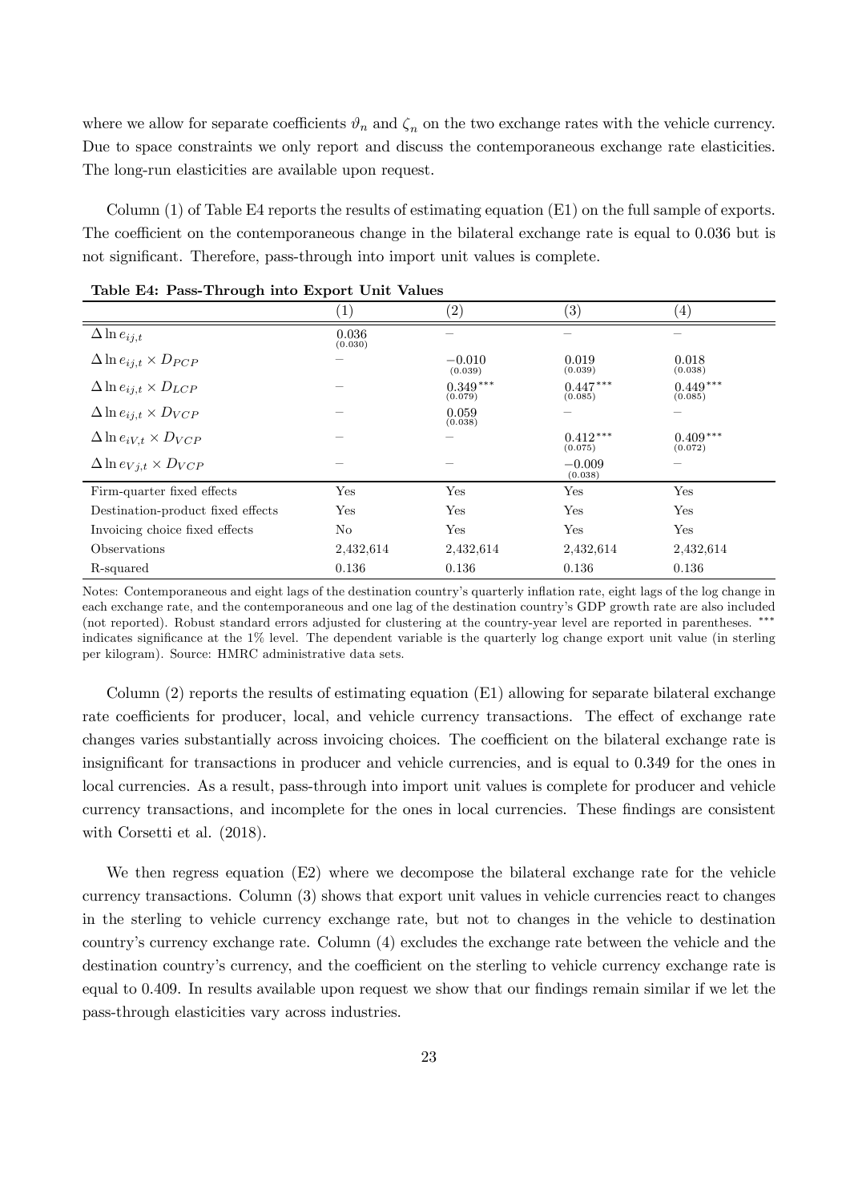where we allow for separate coefficients $\vartheta_n$ and $\zeta_n$ on the two exchange rates with the vehicle currency. Due to space constraints we only report and discuss the contemporaneous exchange rate elasticities. The long-run elasticities are available upon request.

Column (1) of Table E4 reports the results of estimating equation (E1) on the full sample of exports. The coefficient on the contemporaneous change in the bilateral exchange rate is equal to 0.036 but is not significant. Therefore, pass-through into import unit values is complete.

**Table E4: Pass-Through into Export Unit Values**

| | (1) | (2) | (3) | (4) |
|---|---|---|---|---|
| $\Delta \ln e_{ij,t}$ | 0.036 (0.030) | – | – | – |
| $\Delta \ln e_{ij,t} \times D_{PCP}$ | – | $-0.010$ (0.039) | 0.019 (0.039) | 0.018 (0.038) |
| $\Delta \ln e_{ij,t} \times D_{LCP}$ | – | $0.349^{***}$ (0.079) | $0.447^{***}$ (0.085) | $0.449^{***}$ (0.085) |
| $\Delta \ln e_{ij,t} \times D_{VCP}$ | – | 0.059 (0.038) | – | – |
| $\Delta \ln e_{iV,t} \times D_{VCP}$ | – | – | $0.412^{***}$ (0.075) | $0.409^{***}$ (0.072) |
| $\Delta \ln e_{Vj,t} \times D_{VCP}$ | – | – | $-0.009$ (0.038) | – |
| Firm-quarter fixed effects | Yes | Yes | Yes | Yes |
| Destination-product fixed effects | Yes | Yes | Yes | Yes |
| Invoicing choice fixed effects | No | Yes | Yes | Yes |
| Observations | 2,432,614 | 2,432,614 | 2,432,614 | 2,432,614 |
| R-squared | 0.136 | 0.136 | 0.136 | 0.136 |

Notes: Contemporaneous and eight lags of the destination country's quarterly inflation rate, eight lags of the log change in each exchange rate, and the contemporaneous and one lag of the destination country's GDP growth rate are also included (not reported). Robust standard errors adjusted for clustering at the country-year level are reported in parentheses. *** indicates significance at the 1% level. The dependent variable is the quarterly log change export unit value (in sterling per kilogram). Source: HMRC administrative data sets.

Column (2) reports the results of estimating equation (E1) allowing for separate bilateral exchange rate coefficients for producer, local, and vehicle currency transactions. The effect of exchange rate changes varies substantially across invoicing choices. The coefficient on the bilateral exchange rate is insignificant for transactions in producer and vehicle currencies, and is equal to 0.349 for the ones in local currencies. As a result, pass-through into import unit values is complete for producer and vehicle currency transactions, and incomplete for the ones in local currencies. These findings are consistent with Corsetti et al. (2018).

We then regress equation (E2) where we decompose the bilateral exchange rate for the vehicle currency transactions. Column (3) shows that export unit values in vehicle currencies react to changes in the sterling to vehicle currency exchange rate, but not to changes in the vehicle to destination country's currency exchange rate. Column (4) excludes the exchange rate between the vehicle and the destination country's currency, and the coefficient on the sterling to vehicle currency exchange rate is equal to 0.409. In results available upon request we show that our findings remain similar if we let the pass-through elasticities vary across industries.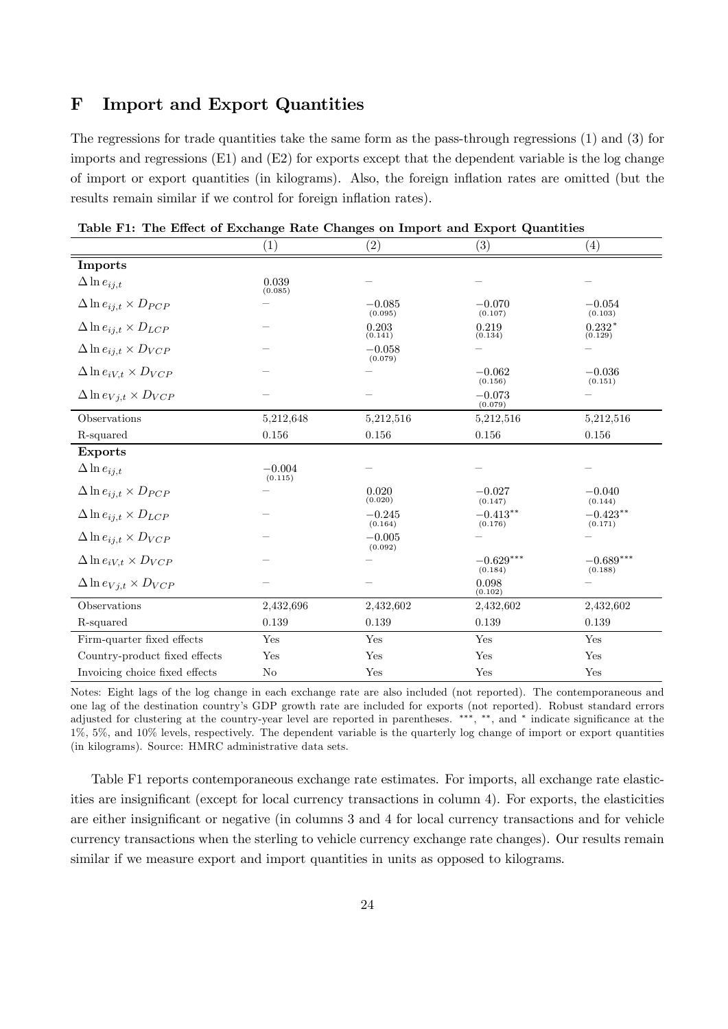# F Import and Export Quantities

The regressions for trade quantities take the same form as the pass-through regressions (1) and (3) for imports and regressions (E1) and (E2) for exports except that the dependent variable is the log change of import or export quantities (in kilograms). Also, the foreign inflation rates are omitted (but the results remain similar if we control for foreign inflation rates).

**Table F1: The Effect of Exchange Rate Changes on Import and Export Quantities**

| | (1) | (2) | (3) | (4) |
|---|---|---|---|---|
| **Imports** | | | | |
| $\Delta \ln e_{ij,t}$ | 0.039 (0.085) | – | – | – |
| $\Delta \ln e_{ij,t} \times D_{PCP}$ | – | $-0.085$ (0.095) | $-0.070$ (0.107) | $-0.054$ (0.103) |
| $\Delta \ln e_{ij,t} \times D_{LCP}$ | – | 0.203 (0.141) | 0.219 (0.134) | $0.232^{*}$ (0.129) |
| $\Delta \ln e_{ij,t} \times D_{VCP}$ | – | $-0.058$ (0.079) | – | – |
| $\Delta \ln e_{iV,t} \times D_{VCP}$ | – | – | $-0.062$ (0.156) | $-0.036$ (0.151) |
| $\Delta \ln e_{Vj,t} \times D_{VCP}$ | – | – | $-0.073$ (0.079) | – |
| Observations | 5,212,648 | 5,212,516 | 5,212,516 | 5,212,516 |
| R-squared | 0.156 | 0.156 | 0.156 | 0.156 |
| **Exports** | | | | |
| $\Delta \ln e_{ij,t}$ | $-0.004$ (0.115) | – | – | – |
| $\Delta \ln e_{ij,t} \times D_{PCP}$ | – | 0.020 (0.020) | $-0.027$ (0.147) | $-0.040$ (0.144) |
| $\Delta \ln e_{ij,t} \times D_{LCP}$ | – | $-0.245$ (0.164) | $-0.413^{**}$ (0.176) | $-0.423^{**}$ (0.171) |
| $\Delta \ln e_{ij,t} \times D_{VCP}$ | – | $-0.005$ (0.092) | – | – |
| $\Delta \ln e_{iV,t} \times D_{VCP}$ | – | – | $-0.629^{***}$ (0.184) | $-0.689^{***}$ (0.188) |
| $\Delta \ln e_{Vj,t} \times D_{VCP}$ | – | – | 0.098 (0.102) | – |
| Observations | 2,432,696 | 2,432,602 | 2,432,602 | 2,432,602 |
| R-squared | 0.139 | 0.139 | 0.139 | 0.139 |
| Firm-quarter fixed effects | Yes | Yes | Yes | Yes |
| Country-product fixed effects | Yes | Yes | Yes | Yes |
| Invoicing choice fixed effects | No | Yes | Yes | Yes |

Notes: Eight lags of the log change in each exchange rate are also included (not reported). The contemporaneous and one lag of the destination country's GDP growth rate are included for exports (not reported). Robust standard errors adjusted for clustering at the country-year level are reported in parentheses. ***, **, and * indicate significance at the 1%, 5%, and 10% levels, respectively. The dependent variable is the quarterly log change of import or export quantities (in kilograms). Source: HMRC administrative data sets.

Table F1 reports contemporaneous exchange rate estimates. For imports, all exchange rate elasticities are insignificant (except for local currency transactions in column 4). For exports, the elasticities are either insignificant or negative (in columns 3 and 4 for local currency transactions and for vehicle currency transactions when the sterling to vehicle currency exchange rate changes). Our results remain similar if we measure export and import quantities in units as opposed to kilograms.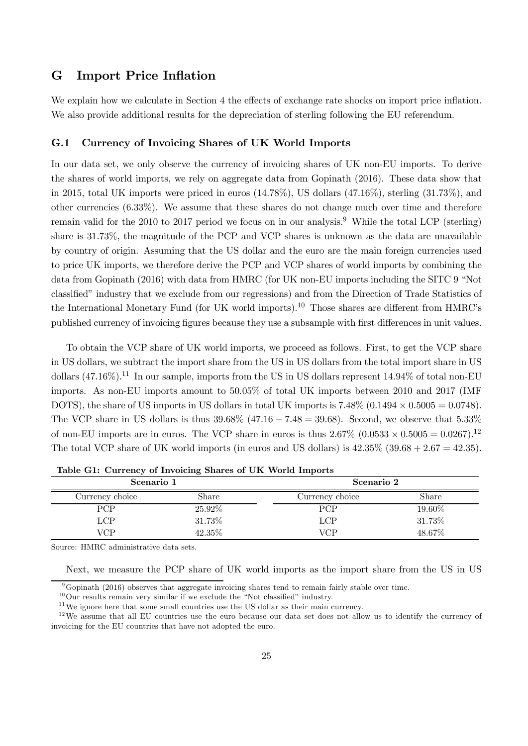# G Import Price Inflation

We explain how we calculate in Section 4 the effects of exchange rate shocks on import price inflation. We also provide additional results for the depreciation of sterling following the EU referendum.

## G.1 Currency of Invoicing Shares of UK World Imports

In our data set, we only observe the currency of invoicing shares of UK non-EU imports. To derive the shares of world imports, we rely on aggregate data from Gopinath (2016). These data show that in 2015, total UK imports were priced in euros (14.78%), US dollars (47.16%), sterling (31.73%), and other currencies (6.33%). We assume that these shares do not change much over time and therefore remain valid for the 2010 to 2017 period we focus on in our analysis.[9] While the total LCP (sterling) share is 31.73%, the magnitude of the PCP and VCP shares is unknown as the data are unavailable by country of origin. Assuming that the US dollar and the euro are the main foreign currencies used to price UK imports, we therefore derive the PCP and VCP shares of world imports by combining the data from Gopinath (2016) with data from HMRC (for UK non-EU imports including the SITC 9 "Not classified" industry that we exclude from our regressions) and from the Direction of Trade Statistics of the International Monetary Fund (for UK world imports).[10] Those shares are different from HMRC's published currency of invoicing figures because they use a subsample with first differences in unit values.

To obtain the VCP share of UK world imports, we proceed as follows. First, to get the VCP share in US dollars, we subtract the import share from the US in US dollars from the total import share in US dollars (47.16%).[11] In our sample, imports from the US in US dollars represent 14.94% of total non-EU imports. As non-EU imports amount to 50.05% of total UK imports between 2010 and 2017 (IMF DOTS), the share of US imports in US dollars in total UK imports is 7.48% ($0.1494 \times 0.5005 = 0.0748$). The VCP share in US dollars is thus 39.68% ($47.16 - 7.48 = 39.68$). Second, we observe that 5.33% of non-EU imports are in euros. The VCP share in euros is thus 2.67% ($0.0533 \times 0.5005 = 0.0267$).[12] The total VCP share of UK world imports (in euros and US dollars) is 42.35% ($39.68 + 2.67 = 42.35$).

**Table G1: Currency of Invoicing Shares of UK World Imports**

| Scenario 1 | | Scenario 2 | |
|---|---|---|---|
| Currency choice | Share | Currency choice | Share |
| PCP | 25.92% | PCP | 19.60% |
| LCP | 31.73% | LCP | 31.73% |
| VCP | 42.35% | VCP | 48.67% |

Source: HMRC administrative data sets.

Next, we measure the PCP share of UK world imports as the import share from the US in US

[9] Gopinath (2016) observes that aggregate invoicing shares tend to remain fairly stable over time.

[10] Our results remain very similar if we exclude the "Not classified" industry.

[11] We ignore here that some small countries use the US dollar as their main currency.

[12] We assume that all EU countries use the euro because our data set does not allow us to identify the currency of invoicing for the EU countries that have not adopted the euro.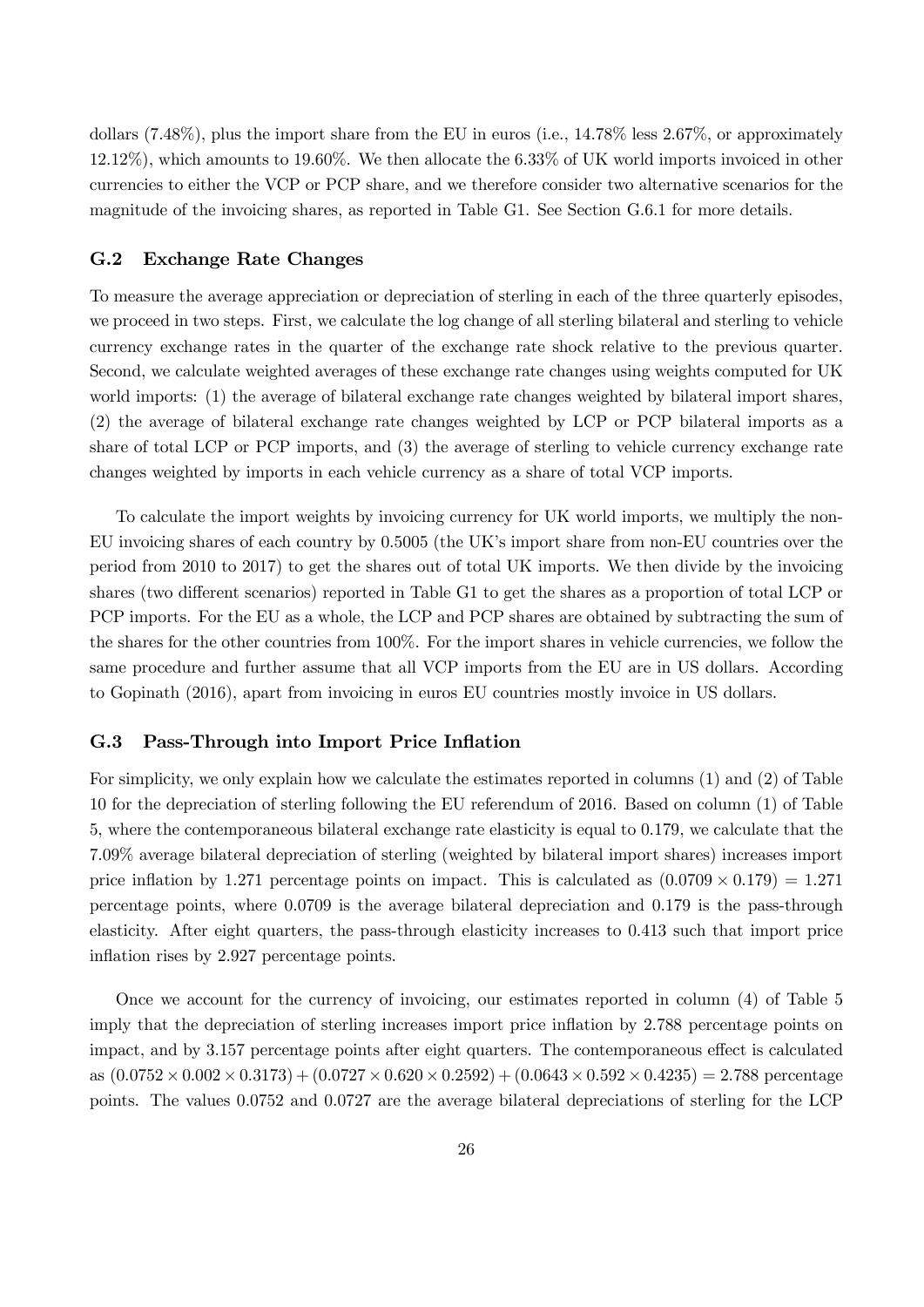dollars (7.48%), plus the import share from the EU in euros (i.e., 14.78% less 2.67%, or approximately 12.12%), which amounts to 19.60%. We then allocate the 6.33% of UK world imports invoiced in other currencies to either the VCP or PCP share, and we therefore consider two alternative scenarios for the magnitude of the invoicing shares, as reported in Table G1. See Section G.6.1 for more details.

### G.2 Exchange Rate Changes

To measure the average appreciation or depreciation of sterling in each of the three quarterly episodes, we proceed in two steps. First, we calculate the log change of all sterling bilateral and sterling to vehicle currency exchange rates in the quarter of the exchange rate shock relative to the previous quarter. Second, we calculate weighted averages of these exchange rate changes using weights computed for UK world imports: (1) the average of bilateral exchange rate changes weighted by bilateral import shares, (2) the average of bilateral exchange rate changes weighted by LCP or PCP bilateral imports as a share of total LCP or PCP imports, and (3) the average of sterling to vehicle currency exchange rate changes weighted by imports in each vehicle currency as a share of total VCP imports.

To calculate the import weights by invoicing currency for UK world imports, we multiply the non-EU invoicing shares of each country by 0.5005 (the UK's import share from non-EU countries over the period from 2010 to 2017) to get the shares out of total UK imports. We then divide by the invoicing shares (two different scenarios) reported in Table G1 to get the shares as a proportion of total LCP or PCP imports. For the EU as a whole, the LCP and PCP shares are obtained by subtracting the sum of the shares for the other countries from 100%. For the import shares in vehicle currencies, we follow the same procedure and further assume that all VCP imports from the EU are in US dollars. According to Gopinath (2016), apart from invoicing in euros EU countries mostly invoice in US dollars.

### G.3 Pass-Through into Import Price Inflation

For simplicity, we only explain how we calculate the estimates reported in columns (1) and (2) of Table 10 for the depreciation of sterling following the EU referendum of 2016. Based on column (1) of Table 5, where the contemporaneous bilateral exchange rate elasticity is equal to 0.179, we calculate that the 7.09% average bilateral depreciation of sterling (weighted by bilateral import shares) increases import price inflation by 1.271 percentage points on impact. This is calculated as $(0.0709 \times 0.179) = 1.271$ percentage points, where 0.0709 is the average bilateral depreciation and 0.179 is the pass-through elasticity. After eight quarters, the pass-through elasticity increases to 0.413 such that import price inflation rises by 2.927 percentage points.

Once we account for the currency of invoicing, our estimates reported in column (4) of Table 5 imply that the depreciation of sterling increases import price inflation by 2.788 percentage points on impact, and by 3.157 percentage points after eight quarters. The contemporaneous effect is calculated as $(0.0752 \times 0.002 \times 0.3173) + (0.0727 \times 0.620 \times 0.2592) + (0.0643 \times 0.592 \times 0.4235) = 2.788$ percentage points. The values 0.0752 and 0.0727 are the average bilateral depreciations of sterling for the LCP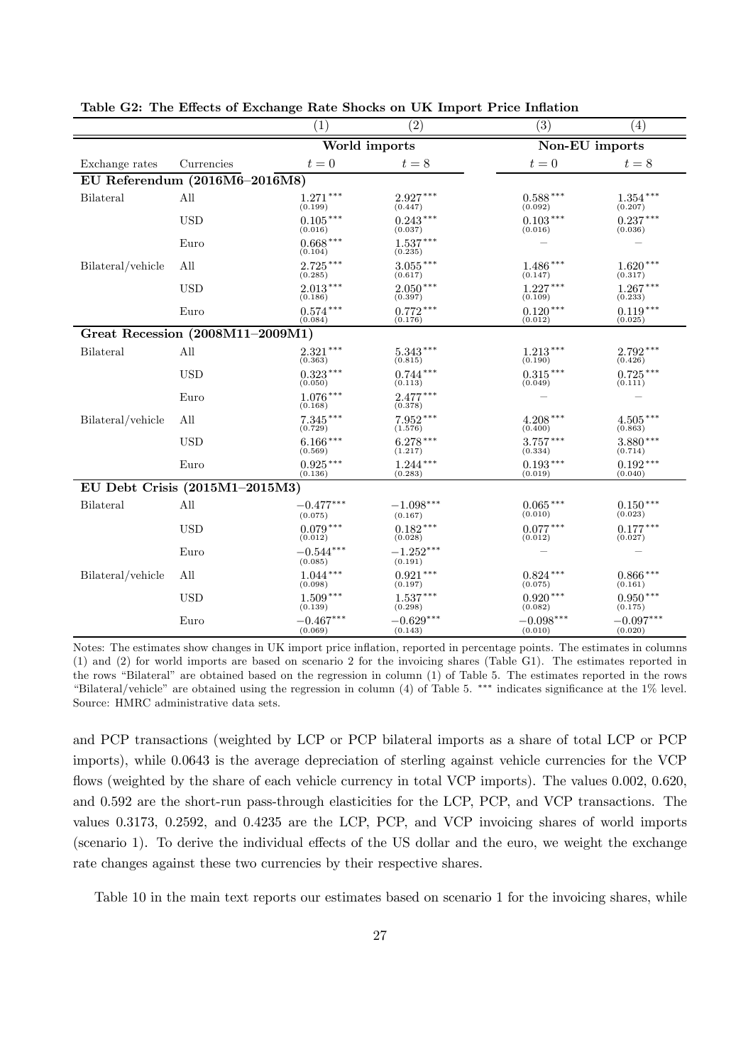**Table G2: The Effects of Exchange Rate Shocks on UK Import Price Inflation**

| | | (1) | (2) | (3) | (4) |
|---|---|---|---|---|---|
| | | World imports | | Non-EU imports | |
| Exchange rates | Currencies | $t=0$ | $t=8$ | $t=0$ | $t=8$ |
| **EU Referendum (2016M6–2016M8)** | | | | | |
| Bilateral | All | 1.271*** (0.199) | 2.927*** (0.447) | 0.588*** (0.092) | 1.354*** (0.207) |
| | USD | 0.105*** (0.016) | 0.243*** (0.037) | 0.103*** (0.016) | 0.237*** (0.036) |
| | Euro | 0.668*** (0.104) | 1.537*** (0.235) | – | – |
| Bilateral/vehicle | All | 2.725*** (0.285) | 3.055*** (0.617) | 1.486*** (0.147) | 1.620*** (0.317) |
| | USD | 2.013*** (0.186) | 2.050*** (0.397) | 1.227*** (0.109) | 1.267*** (0.233) |
| | Euro | 0.574*** (0.084) | 0.772*** (0.176) | 0.120*** (0.012) | 0.119*** (0.025) |
| **Great Recession (2008M11–2009M1)** | | | | | |
| Bilateral | All | 2.321*** (0.363) | 5.343*** (0.815) | 1.213*** (0.190) | 2.792*** (0.426) |
| | USD | 0.323*** (0.050) | 0.744*** (0.113) | 0.315*** (0.049) | 0.725*** (0.111) |
| | Euro | 1.076*** (0.168) | 2.477*** (0.378) | – | – |
| Bilateral/vehicle | All | 7.345*** (0.729) | 7.952*** (1.576) | 4.208*** (0.400) | 4.505*** (0.863) |
| | USD | 6.166*** (0.569) | 6.278*** (1.217) | 3.757*** (0.334) | 3.880*** (0.714) |
| | Euro | 0.925*** (0.136) | 1.244*** (0.283) | 0.193*** (0.019) | 0.192*** (0.040) |
| **EU Debt Crisis (2015M1–2015M3)** | | | | | |
| Bilateral | All | −0.477*** (0.075) | −1.098*** (0.167) | 0.065*** (0.010) | 0.150*** (0.023) |
| | USD | 0.079*** (0.012) | 0.182*** (0.028) | 0.077*** (0.012) | 0.177*** (0.027) |
| | Euro | −0.544*** (0.085) | −1.252*** (0.191) | – | – |
| Bilateral/vehicle | All | 1.044*** (0.098) | 0.921*** (0.197) | 0.824*** (0.075) | 0.866*** (0.161) |
| | USD | 1.509*** (0.139) | 1.537*** (0.298) | 0.920*** (0.082) | 0.950*** (0.175) |
| | Euro | −0.467*** (0.069) | −0.629*** (0.143) | −0.098*** (0.010) | −0.097*** (0.020) |

Notes: The estimates show changes in UK import price inflation, reported in percentage points. The estimates in columns (1) and (2) for world imports are based on scenario 2 for the invoicing shares (Table G1). The estimates reported in the rows "Bilateral" are obtained based on the regression in column (1) of Table 5. The estimates reported in the rows "Bilateral/vehicle" are obtained using the regression in column (4) of Table 5. *** indicates significance at the 1% level. Source: HMRC administrative data sets.

and PCP transactions (weighted by LCP or PCP bilateral imports as a share of total LCP or PCP imports), while 0.0643 is the average depreciation of sterling against vehicle currencies for the VCP flows (weighted by the share of each vehicle currency in total VCP imports). The values 0.002, 0.620, and 0.592 are the short-run pass-through elasticities for the LCP, PCP, and VCP transactions. The values 0.3173, 0.2592, and 0.4235 are the LCP, PCP, and VCP invoicing shares of world imports (scenario 1). To derive the individual effects of the US dollar and the euro, we weight the exchange rate changes against these two currencies by their respective shares.

Table 10 in the main text reports our estimates based on scenario 1 for the invoicing shares, while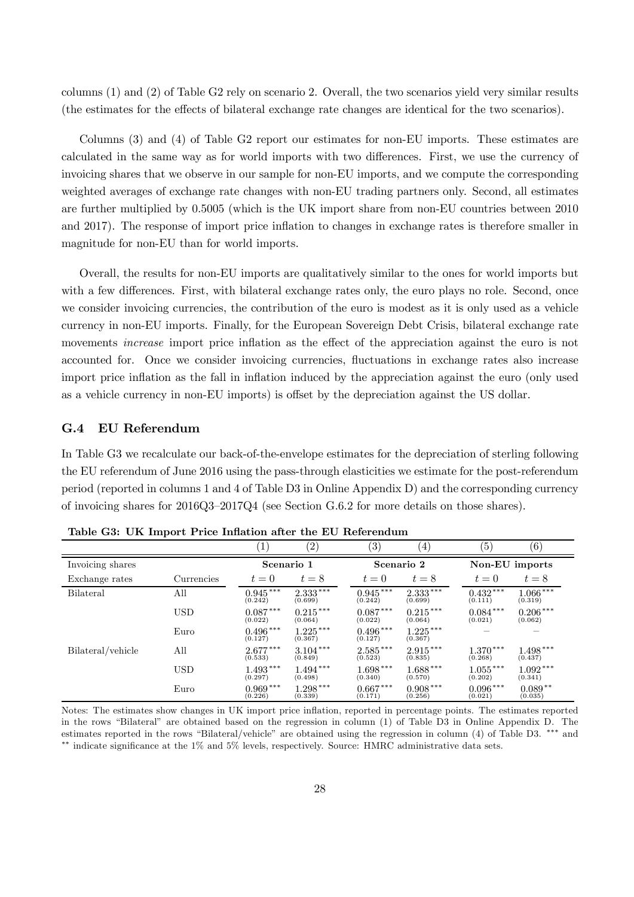columns (1) and (2) of Table G2 rely on scenario 2. Overall, the two scenarios yield very similar results (the estimates for the effects of bilateral exchange rate changes are identical for the two scenarios).

Columns (3) and (4) of Table G2 report our estimates for non-EU imports. These estimates are calculated in the same way as for world imports with two differences. First, we use the currency of invoicing shares that we observe in our sample for non-EU imports, and we compute the corresponding weighted averages of exchange rate changes with non-EU trading partners only. Second, all estimates are further multiplied by 0.5005 (which is the UK import share from non-EU countries between 2010 and 2017). The response of import price inflation to changes in exchange rates is therefore smaller in magnitude for non-EU than for world imports.

Overall, the results for non-EU imports are qualitatively similar to the ones for world imports but with a few differences. First, with bilateral exchange rates only, the euro plays no role. Second, once we consider invoicing currencies, the contribution of the euro is modest as it is only used as a vehicle currency in non-EU imports. Finally, for the European Sovereign Debt Crisis, bilateral exchange rate movements *increase* import price inflation as the effect of the appreciation against the euro is not accounted for. Once we consider invoicing currencies, fluctuations in exchange rates also increase import price inflation as the fall in inflation induced by the appreciation against the euro (only used as a vehicle currency in non-EU imports) is offset by the depreciation against the US dollar.

## G.4 EU Referendum

In Table G3 we recalculate our back-of-the-envelope estimates for the depreciation of sterling following the EU referendum of June 2016 using the pass-through elasticities we estimate for the post-referendum period (reported in columns 1 and 4 of Table D3 in Online Appendix D) and the corresponding currency of invoicing shares for 2016Q3–2017Q4 (see Section G.6.2 for more details on those shares).

**Table G3: UK Import Price Inflation after the EU Referendum**

| | | (1) | (2) | (3) | (4) | (5) | (6) |
|---|---|---|---|---|---|---|---|
| Invoicing shares | | **Scenario 1** | | **Scenario 2** | | **Non-EU imports** | |
| Exchange rates | Currencies | $t=0$ | $t=8$ | $t=0$ | $t=8$ | $t=0$ | $t=8$ |
| Bilateral | All | 0.945*** (0.242) | 2.333*** (0.699) | 0.945*** (0.242) | 2.333*** (0.699) | 0.432*** (0.111) | 1.066*** (0.319) |
| | USD | 0.087*** (0.022) | 0.215*** (0.064) | 0.087*** (0.022) | 0.215*** (0.064) | 0.084*** (0.021) | 0.206*** (0.062) |
| | Euro | 0.496*** (0.127) | 1.225*** (0.367) | 0.496*** (0.127) | 1.225*** (0.367) | – | – |
| Bilateral/vehicle | All | 2.677*** (0.533) | 3.104*** (0.849) | 2.585*** (0.523) | 2.915*** (0.835) | 1.370*** (0.268) | 1.498*** (0.437) |
| | USD | 1.493*** (0.297) | 1.494*** (0.498) | 1.698*** (0.340) | 1.688*** (0.570) | 1.055*** (0.202) | 1.092*** (0.341) |
| | Euro | 0.969*** (0.226) | 1.298*** (0.339) | 0.667*** (0.171) | 0.908*** (0.256) | 0.096*** (0.021) | 0.089** (0.035) |

Notes: The estimates show changes in UK import price inflation, reported in percentage points. The estimates reported in the rows "Bilateral" are obtained based on the regression in column (1) of Table D3 in Online Appendix D. The estimates reported in the rows "Bilateral/vehicle" are obtained using the regression in column (4) of Table D3. *** and ** indicate significance at the 1% and 5% levels, respectively. Source: HMRC administrative data sets.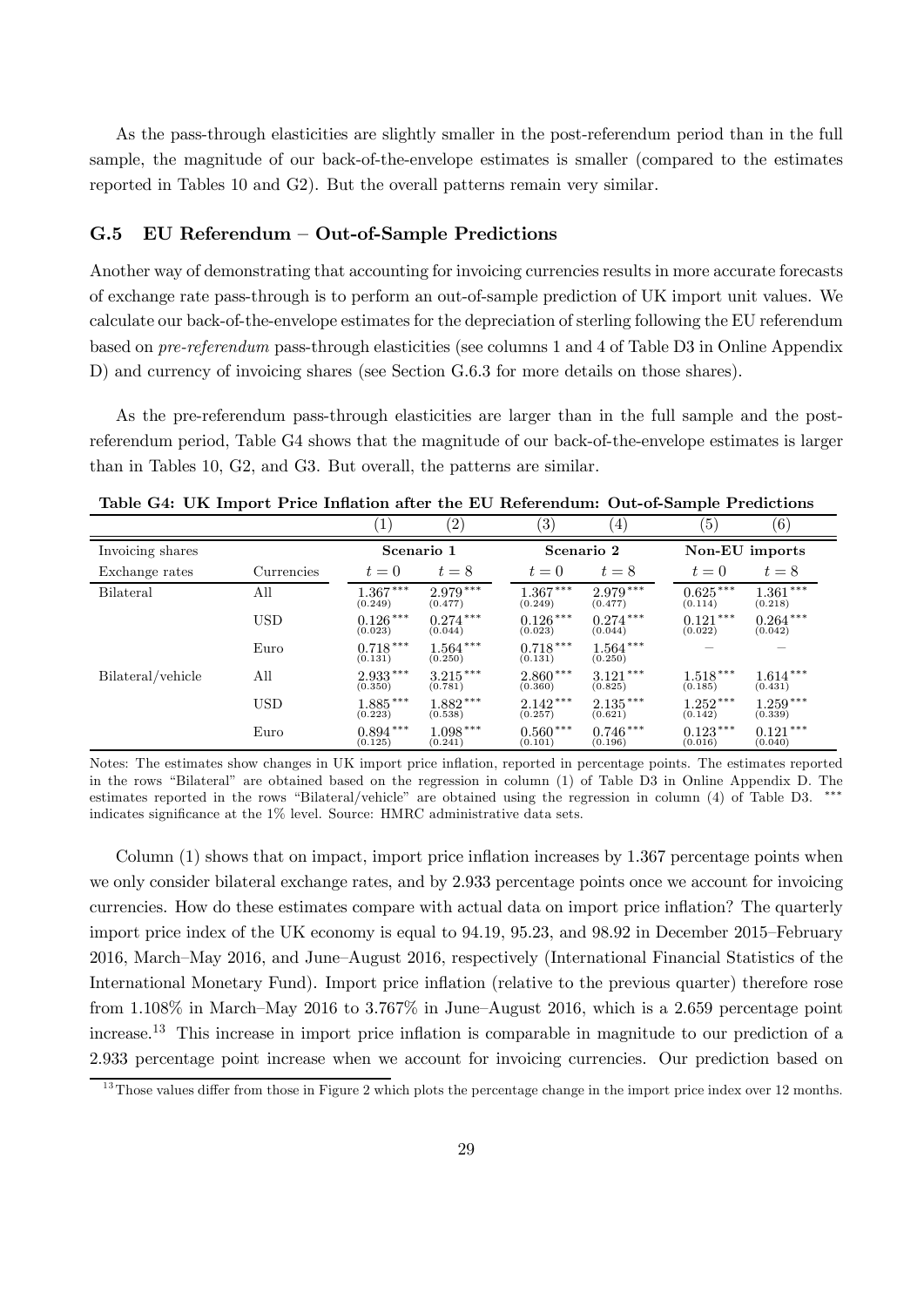As the pass-through elasticities are slightly smaller in the post-referendum period than in the full sample, the magnitude of our back-of-the-envelope estimates is smaller (compared to the estimates reported in Tables 10 and G2). But the overall patterns remain very similar.

### G.5 EU Referendum – Out-of-Sample Predictions

Another way of demonstrating that accounting for invoicing currencies results in more accurate forecasts of exchange rate pass-through is to perform an out-of-sample prediction of UK import unit values. We calculate our back-of-the-envelope estimates for the depreciation of sterling following the EU referendum based on *pre-referendum* pass-through elasticities (see columns 1 and 4 of Table D3 in Online Appendix D) and currency of invoicing shares (see Section G.6.3 for more details on those shares).

As the pre-referendum pass-through elasticities are larger than in the full sample and the post-referendum period, Table G4 shows that the magnitude of our back-of-the-envelope estimates is larger than in Tables 10, G2, and G3. But overall, the patterns are similar.

**Table G4: UK Import Price Inflation after the EU Referendum: Out-of-Sample Predictions**

| | | (1) | (2) | (3) | (4) | (5) | (6) |
|---|---|---|---|---|---|---|---|
| Invoicing shares | | **Scenario 1** | | **Scenario 2** | | **Non-EU imports** | |
| Exchange rates | Currencies | $t = 0$ | $t = 8$ | $t = 0$ | $t = 8$ | $t = 0$ | $t = 8$ |
| Bilateral | All | 1.367*** (0.249) | 2.979*** (0.477) | 1.367*** (0.249) | 2.979*** (0.477) | 0.625*** (0.114) | 1.361*** (0.218) |
| | USD | 0.126*** (0.023) | 0.274*** (0.044) | 0.126*** (0.023) | 0.274*** (0.044) | 0.121*** (0.022) | 0.264*** (0.042) |
| | Euro | 0.718*** (0.131) | 1.564*** (0.250) | 0.718*** (0.131) | 1.564*** (0.250) | – | – |
| Bilateral/vehicle | All | 2.933*** (0.350) | 3.215*** (0.781) | 2.860*** (0.360) | 3.121*** (0.825) | 1.518*** (0.185) | 1.614*** (0.431) |
| | USD | 1.885*** (0.223) | 1.882*** (0.538) | 2.142*** (0.257) | 2.135*** (0.621) | 1.252*** (0.142) | 1.259*** (0.339) |
| | Euro | 0.894*** (0.125) | 1.098*** (0.241) | 0.560*** (0.101) | 0.746*** (0.196) | 0.123*** (0.016) | 0.121*** (0.040) |

Notes: The estimates show changes in UK import price inflation, reported in percentage points. The estimates reported in the rows "Bilateral" are obtained based on the regression in column (1) of Table D3 in Online Appendix D. The estimates reported in the rows "Bilateral/vehicle" are obtained using the regression in column (4) of Table D3. *** indicates significance at the 1% level. Source: HMRC administrative data sets.

Column (1) shows that on impact, import price inflation increases by 1.367 percentage points when we only consider bilateral exchange rates, and by 2.933 percentage points once we account for invoicing currencies. How do these estimates compare with actual data on import price inflation? The quarterly import price index of the UK economy is equal to 94.19, 95.23, and 98.92 in December 2015–February 2016, March–May 2016, and June–August 2016, respectively (International Financial Statistics of the International Monetary Fund). Import price inflation (relative to the previous quarter) therefore rose from 1.108% in March–May 2016 to 3.767% in June–August 2016, which is a 2.659 percentage point increase.[13] This increase in import price inflation is comparable in magnitude to our prediction of a 2.933 percentage point increase when we account for invoicing currencies. Our prediction based on

[13] Those values differ from those in Figure 2 which plots the percentage change in the import price index over 12 months.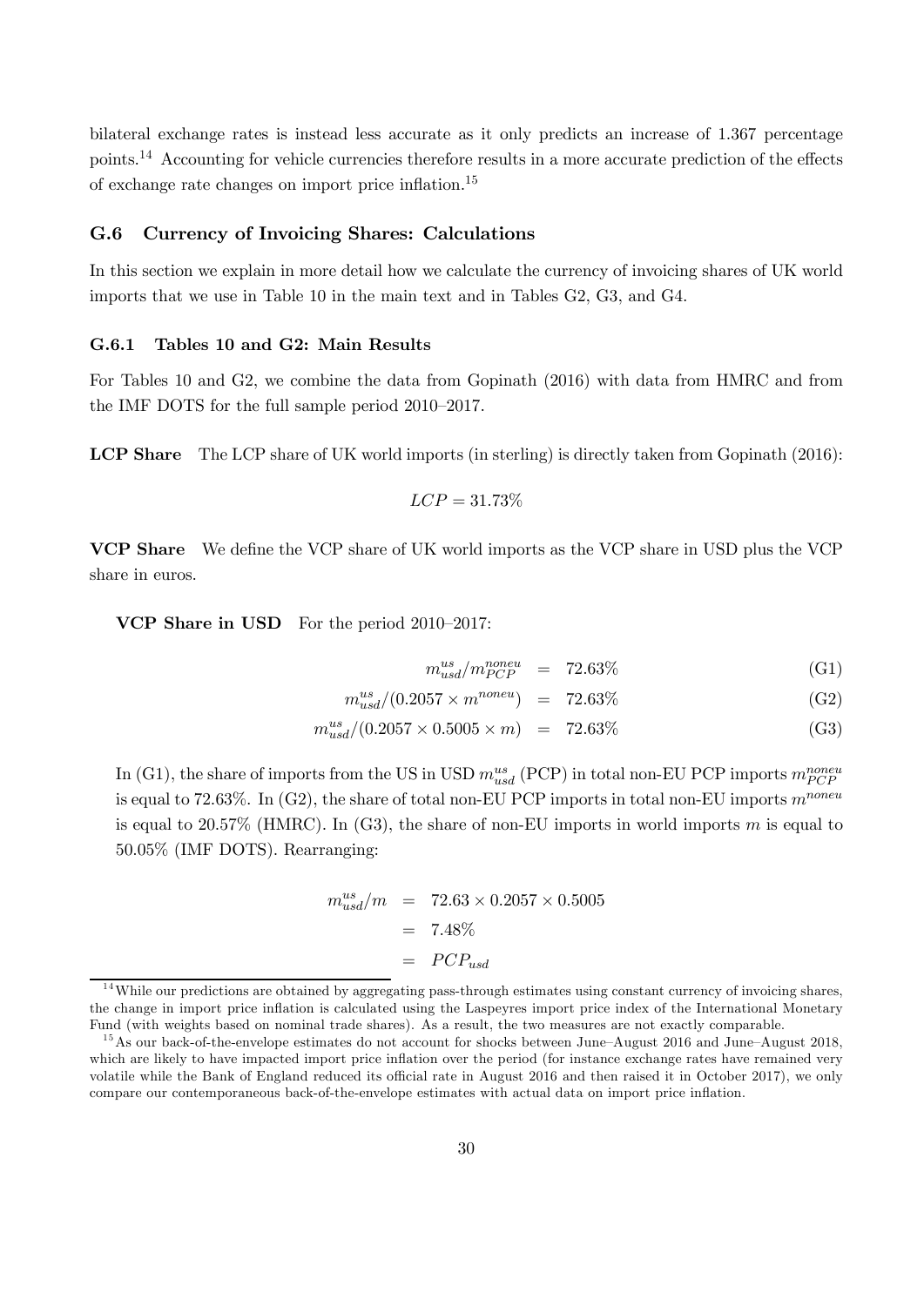bilateral exchange rates is instead less accurate as it only predicts an increase of 1.367 percentage points.[14] Accounting for vehicle currencies therefore results in a more accurate prediction of the effects of exchange rate changes on import price inflation.[15]

### G.6 Currency of Invoicing Shares: Calculations

In this section we explain in more detail how we calculate the currency of invoicing shares of UK world imports that we use in Table 10 in the main text and in Tables G2, G3, and G4.

#### G.6.1 Tables 10 and G2: Main Results

For Tables 10 and G2, we combine the data from Gopinath (2016) with data from HMRC and from the IMF DOTS for the full sample period 2010–2017.

**LCP Share** The LCP share of UK world imports (in sterling) is directly taken from Gopinath (2016):

$$LCP = 31.73\%$$

**VCP Share** We define the VCP share of UK world imports as the VCP share in USD plus the VCP share in euros.

**VCP Share in USD** For the period 2010–2017:

$$m_{usd}^{us}/m_{PCP}^{noneu} = 72.63\% \tag{G1}$$

$$m_{usd}^{us}/(0.2057 \times m^{noneu}) = 72.63\% \tag{G2}$$

$$m_{usd}^{us}/(0.2057 \times 0.5005 \times m) = 72.63\% \tag{G3}$$

In (G1), the share of imports from the US in USD $m_{usd}^{us}$ (PCP) in total non-EU PCP imports $m_{PCP}^{noneu}$ is equal to 72.63%. In (G2), the share of total non-EU PCP imports in total non-EU imports $m^{noneu}$ is equal to 20.57% (HMRC). In (G3), the share of non-EU imports in world imports $m$ is equal to 50.05% (IMF DOTS). Rearranging:

$$\begin{aligned} m_{usd}^{us}/m &= 72.63 \times 0.2057 \times 0.5005 \\ &= 7.48\% \\ &= PCP_{usd} \end{aligned}$$

[14] While our predictions are obtained by aggregating pass-through estimates using constant currency of invoicing shares, the change in import price inflation is calculated using the Laspeyres import price index of the International Monetary Fund (with weights based on nominal trade shares). As a result, the two measures are not exactly comparable.

[15] As our back-of-the-envelope estimates do not account for shocks between June–August 2016 and June–August 2018, which are likely to have impacted import price inflation over the period (for instance exchange rates have remained very volatile while the Bank of England reduced its official rate in August 2016 and then raised it in October 2017), we only compare our contemporaneous back-of-the-envelope estimates with actual data on import price inflation.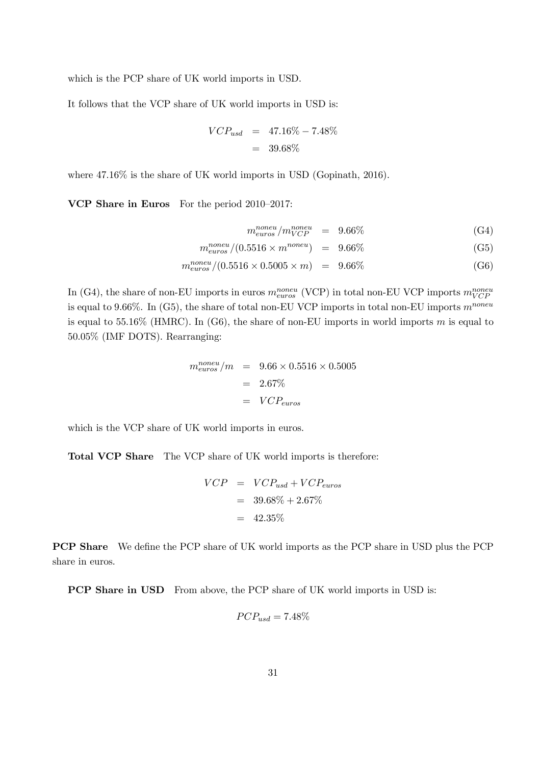which is the PCP share of UK world imports in USD.

It follows that the VCP share of UK world imports in USD is:

$$
\begin{aligned}
VCP_{usd} &= 47.16\% - 7.48\% \\
&= 39.68\%
\end{aligned}
$$

where 47.16% is the share of UK world imports in USD (Gopinath, 2016).

**VCP Share in Euros** For the period 2010–2017:

$$
m_{euros}^{noneu}/m_{VCP}^{noneu} = 9.66\% \tag{G4}
$$

$$
m_{euros}^{noneu}/(0.5516 \times m^{noneu}) = 9.66\% \tag{G5}
$$

$$
m_{euros}^{noneu}/(0.5516 \times 0.5005 \times m) = 9.66\% \tag{G6}
$$

In (G4), the share of non-EU imports in euros $m_{euros}^{noneu}$ (VCP) in total non-EU VCP imports $m_{VCP}^{noneu}$ is equal to 9.66%. In (G5), the share of total non-EU VCP imports in total non-EU imports $m^{noneu}$ is equal to 55.16% (HMRC). In (G6), the share of non-EU imports in world imports $m$ is equal to 50.05% (IMF DOTS). Rearranging:

$$
\begin{aligned}
m_{euros}^{noneu}/m &= 9.66 \times 0.5516 \times 0.5005 \\
&= 2.67\% \\
&= VCP_{euros}
\end{aligned}
$$

which is the VCP share of UK world imports in euros.

**Total VCP Share** The VCP share of UK world imports is therefore:

$$
\begin{aligned}
VCP &= VCP_{usd} + VCP_{euros} \\
&= 39.68\% + 2.67\% \\
&= 42.35\%
\end{aligned}
$$

**PCP Share** We define the PCP share of UK world imports as the PCP share in USD plus the PCP share in euros.

**PCP Share in USD** From above, the PCP share of UK world imports in USD is:

$$
PCP_{usd} = 7.48\%
$$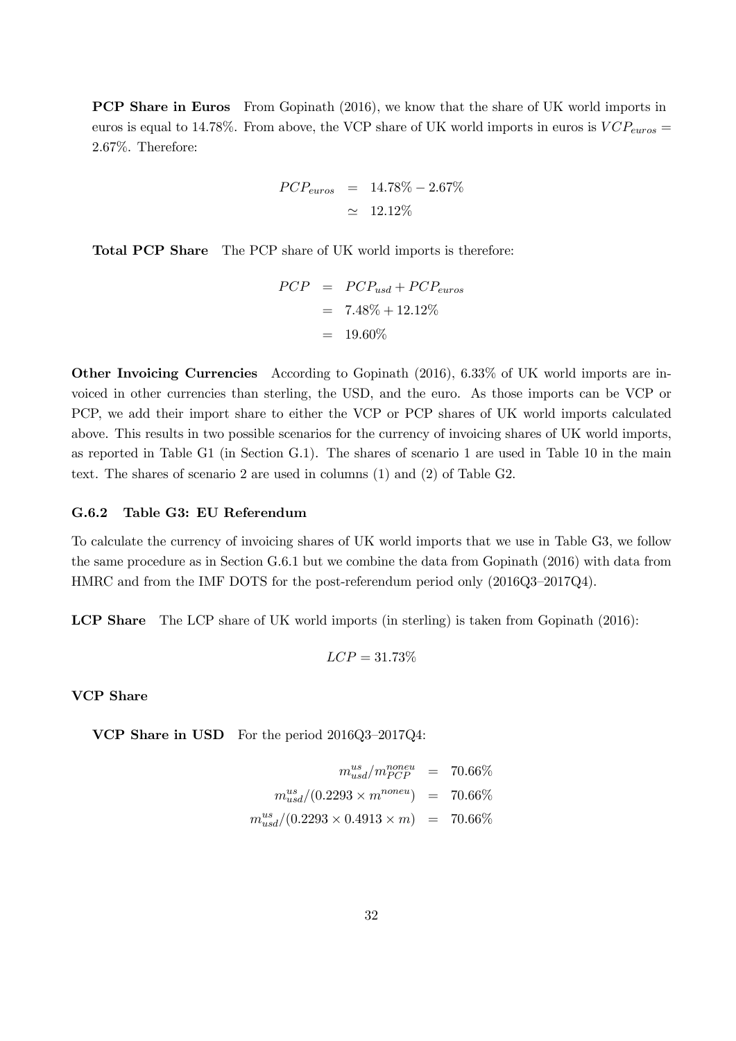**PCP Share in Euros** From Gopinath (2016), we know that the share of UK world imports in euros is equal to 14.78%. From above, the VCP share of UK world imports in euros is $VCP_{euros} = 2.67\%$. Therefore:

$$
\begin{aligned}
PCP_{euros} &= 14.78\% - 2.67\% \\
&\simeq 12.12\%
\end{aligned}
$$

**Total PCP Share** The PCP share of UK world imports is therefore:

$$
\begin{aligned}
PCP &= PCP_{usd} + PCP_{euros} \\
&= 7.48\% + 12.12\% \\
&= 19.60\%
\end{aligned}
$$

**Other Invoicing Currencies** According to Gopinath (2016), 6.33% of UK world imports are invoiced in other currencies than sterling, the USD, and the euro. As those imports can be VCP or PCP, we add their import share to either the VCP or PCP shares of UK world imports calculated above. This results in two possible scenarios for the currency of invoicing shares of UK world imports, as reported in Table G1 (in Section G.1). The shares of scenario 1 are used in Table 10 in the main text. The shares of scenario 2 are used in columns (1) and (2) of Table G2.

### G.6.2 Table G3: EU Referendum

To calculate the currency of invoicing shares of UK world imports that we use in Table G3, we follow the same procedure as in Section G.6.1 but we combine the data from Gopinath (2016) with data from HMRC and from the IMF DOTS for the post-referendum period only (2016Q3–2017Q4).

**LCP Share** The LCP share of UK world imports (in sterling) is taken from Gopinath (2016):

$$
LCP = 31.73\%
$$

**VCP Share**

**VCP Share in USD** For the period 2016Q3–2017Q4:

$$
\begin{aligned}
m^{us}_{usd}/m^{noneu}_{PCP} &= 70.66\% \\
m^{us}_{usd}/(0.2293 \times m^{noneu}) &= 70.66\% \\
m^{us}_{usd}/(0.2293 \times 0.4913 \times m) &= 70.66\%
\end{aligned}
$$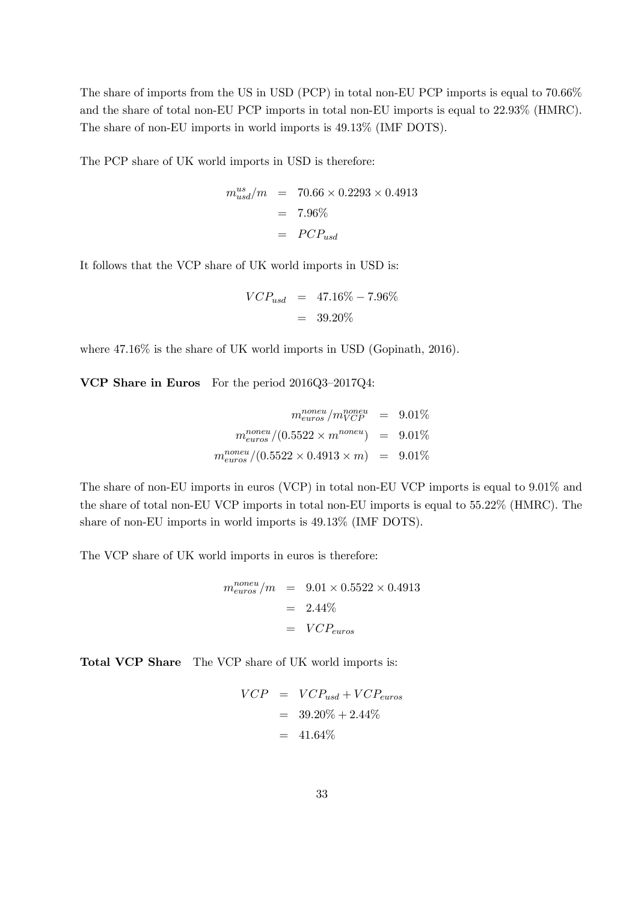The share of imports from the US in USD (PCP) in total non-EU PCP imports is equal to 70.66% and the share of total non-EU PCP imports in total non-EU imports is equal to 22.93% (HMRC). The share of non-EU imports in world imports is 49.13% (IMF DOTS).

The PCP share of UK world imports in USD is therefore:

$$
\begin{aligned}
m_{usd}^{us}/m &= 70.66 \times 0.2293 \times 0.4913 \\
&= 7.96\% \\
&= PCP_{usd}
\end{aligned}
$$

It follows that the VCP share of UK world imports in USD is:

$$
\begin{aligned}
VCP_{usd} &= 47.16\% - 7.96\% \\
&= 39.20\%
\end{aligned}
$$

where 47.16% is the share of UK world imports in USD (Gopinath, 2016).

**VCP Share in Euros** For the period 2016Q3–2017Q4:

$$
\begin{aligned}
m_{euros}^{noneu}/m_{VCP}^{noneu} &= 9.01\% \\
m_{euros}^{noneu}/(0.5522 \times m^{noneu}) &= 9.01\% \\
m_{euros}^{noneu}/(0.5522 \times 0.4913 \times m) &= 9.01\%
\end{aligned}
$$

The share of non-EU imports in euros (VCP) in total non-EU VCP imports is equal to 9.01% and the share of total non-EU VCP imports in total non-EU imports is equal to 55.22% (HMRC). The share of non-EU imports in world imports is 49.13% (IMF DOTS).

The VCP share of UK world imports in euros is therefore:

$$
\begin{aligned}
m_{euros}^{noneu}/m &= 9.01 \times 0.5522 \times 0.4913 \\
&= 2.44\% \\
&= VCP_{euros}
\end{aligned}
$$

**Total VCP Share** The VCP share of UK world imports is:

$$
\begin{aligned}
VCP &= VCP_{usd} + VCP_{euros} \\
&= 39.20\% + 2.44\% \\
&= 41.64\%
\end{aligned}
$$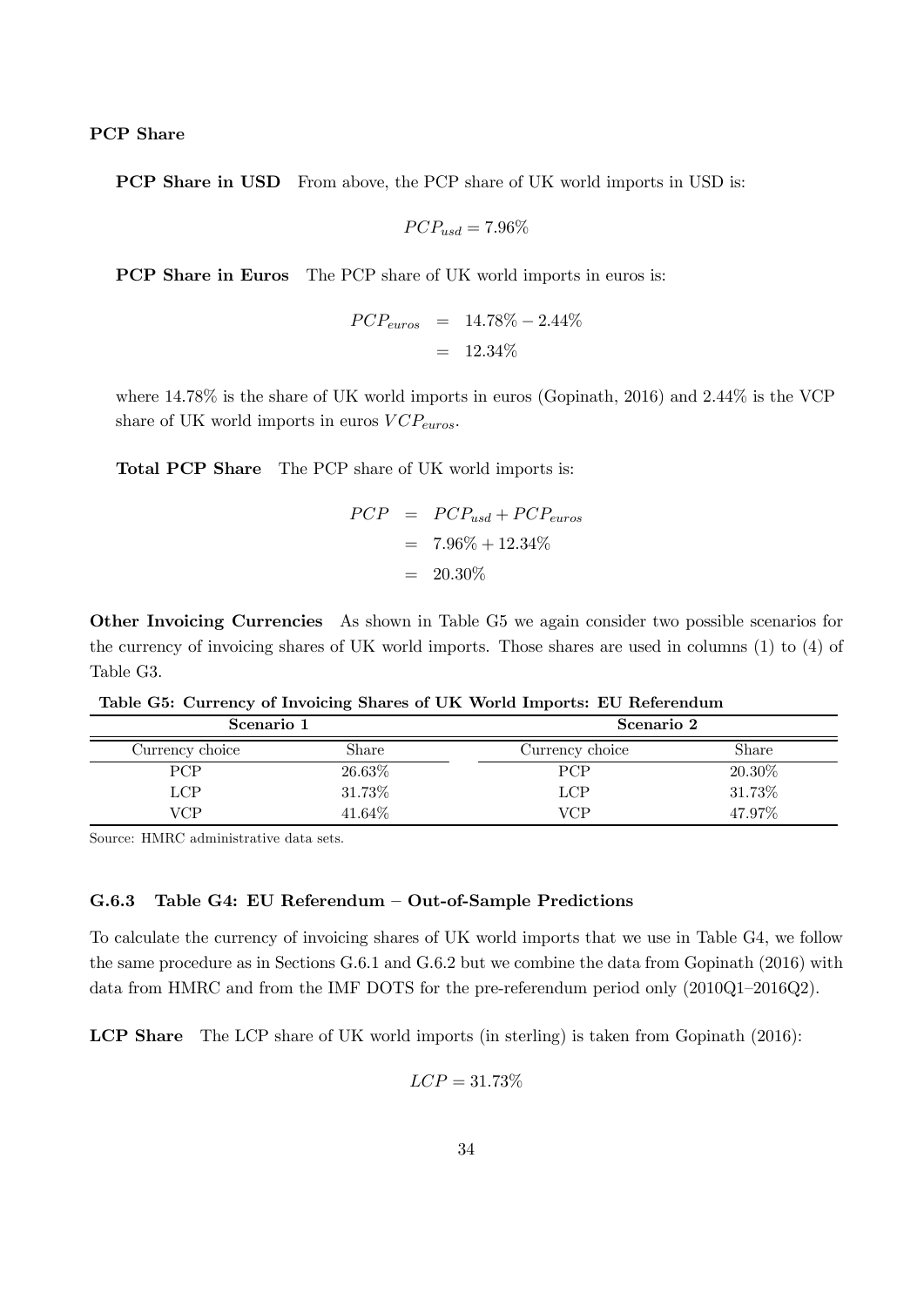**PCP Share**

**PCP Share in USD** From above, the PCP share of UK world imports in USD is:

$$PCP_{usd} = 7.96\%$$

**PCP Share in Euros** The PCP share of UK world imports in euros is:

$$\begin{aligned} PCP_{euros} &= 14.78\% - 2.44\% \\ &= 12.34\% \end{aligned}$$

where 14.78% is the share of UK world imports in euros (Gopinath, 2016) and 2.44% is the VCP share of UK world imports in euros $VCP_{euros}$.

**Total PCP Share** The PCP share of UK world imports is:

$$\begin{aligned} PCP &= PCP_{usd} + PCP_{euros} \\ &= 7.96\% + 12.34\% \\ &= 20.30\% \end{aligned}$$

**Other Invoicing Currencies** As shown in Table G5 we again consider two possible scenarios for the currency of invoicing shares of UK world imports. Those shares are used in columns (1) to (4) of Table G3.

**Table G5: Currency of Invoicing Shares of UK World Imports: EU Referendum**

| Scenario 1 | | Scenario 2 | |
|---|---|---|---|
| Currency choice | Share | Currency choice | Share |
| PCP | 26.63% | PCP | 20.30% |
| LCP | 31.73% | LCP | 31.73% |
| VCP | 41.64% | VCP | 47.97% |

Source: HMRC administrative data sets.

### G.6.3 Table G4: EU Referendum – Out-of-Sample Predictions

To calculate the currency of invoicing shares of UK world imports that we use in Table G4, we follow the same procedure as in Sections G.6.1 and G.6.2 but we combine the data from Gopinath (2016) with data from HMRC and from the IMF DOTS for the pre-referendum period only (2010Q1–2016Q2).

**LCP Share** The LCP share of UK world imports (in sterling) is taken from Gopinath (2016):

$$LCP = 31.73\%$$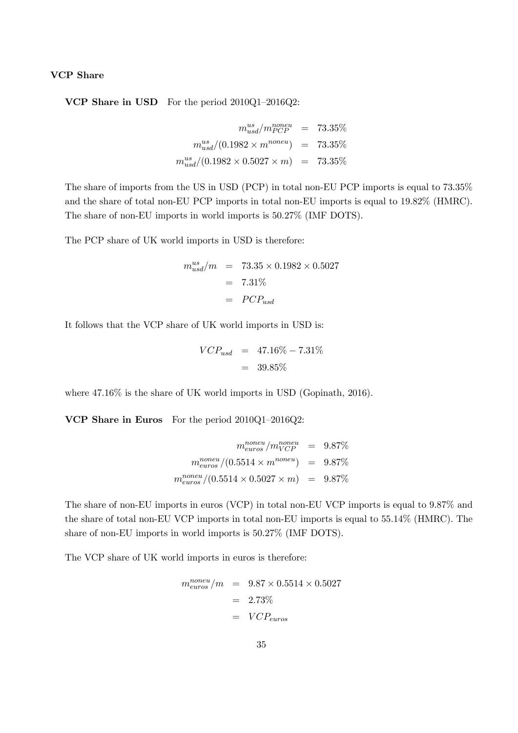**VCP Share**

**VCP Share in USD** For the period 2010Q1–2016Q2:

$$
\begin{aligned}
m^{us}_{usd}/m^{noneu}_{PCP} &= 73.35\% \\
m^{us}_{usd}/(0.1982 \times m^{noneu}) &= 73.35\% \\
m^{us}_{usd}/(0.1982 \times 0.5027 \times m) &= 73.35\%
\end{aligned}
$$

The share of imports from the US in USD (PCP) in total non-EU PCP imports is equal to 73.35% and the share of total non-EU PCP imports in total non-EU imports is equal to 19.82% (HMRC). The share of non-EU imports in world imports is 50.27% (IMF DOTS).

The PCP share of UK world imports in USD is therefore:

$$
\begin{aligned}
m^{us}_{usd}/m &= 73.35 \times 0.1982 \times 0.5027 \\
&= 7.31\% \\
&= PCP_{usd}
\end{aligned}
$$

It follows that the VCP share of UK world imports in USD is:

$$
\begin{aligned}
VCP_{usd} &= 47.16\% - 7.31\% \\
&= 39.85\%
\end{aligned}
$$

where 47.16% is the share of UK world imports in USD (Gopinath, 2016).

**VCP Share in Euros** For the period 2010Q1–2016Q2:

$$
\begin{aligned}
m^{noneu}_{euros}/m^{noneu}_{VCP} &= 9.87\% \\
m^{noneu}_{euros}/(0.5514 \times m^{noneu}) &= 9.87\% \\
m^{noneu}_{euros}/(0.5514 \times 0.5027 \times m) &= 9.87\%
\end{aligned}
$$

The share of non-EU imports in euros (VCP) in total non-EU VCP imports is equal to 9.87% and the share of total non-EU VCP imports in total non-EU imports is equal to 55.14% (HMRC). The share of non-EU imports in world imports is 50.27% (IMF DOTS).

The VCP share of UK world imports in euros is therefore:

$$
\begin{aligned}
m^{noneu}_{euros}/m &= 9.87 \times 0.5514 \times 0.5027 \\
&= 2.73\% \\
&= VCP_{euros}
\end{aligned}
$$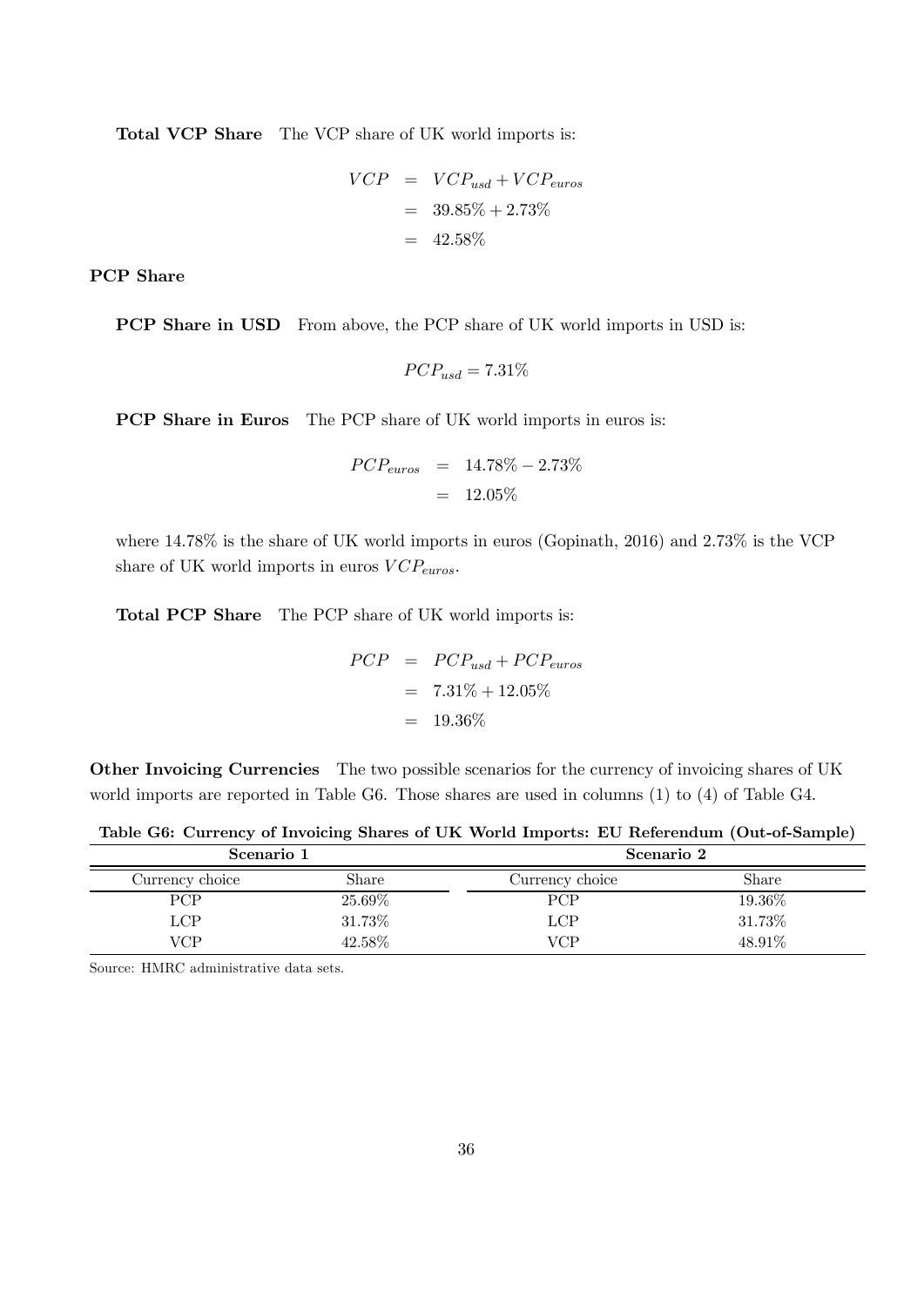**Total VCP Share** The VCP share of UK world imports is:

$$
\begin{aligned}
VCP &= VCP_{usd} + VCP_{euros} \\
&= 39.85\% + 2.73\% \\
&= 42.58\%
\end{aligned}
$$

**PCP Share**

**PCP Share in USD** From above, the PCP share of UK world imports in USD is:

$$PCP_{usd} = 7.31\%$$

**PCP Share in Euros** The PCP share of UK world imports in euros is:

$$
\begin{aligned}
PCP_{euros} &= 14.78\% - 2.73\% \\
&= 12.05\%
\end{aligned}
$$

where 14.78% is the share of UK world imports in euros (Gopinath, 2016) and 2.73% is the VCP share of UK world imports in euros $VCP_{euros}$.

**Total PCP Share** The PCP share of UK world imports is:

$$
\begin{aligned}
PCP &= PCP_{usd} + PCP_{euros} \\
&= 7.31\% + 12.05\% \\
&= 19.36\%
\end{aligned}
$$

**Other Invoicing Currencies** The two possible scenarios for the currency of invoicing shares of UK world imports are reported in Table G6. Those shares are used in columns (1) to (4) of Table G4.

**Table G6: Currency of Invoicing Shares of UK World Imports: EU Referendum (Out-of-Sample)**

| Scenario 1 | | Scenario 2 | |
|---|---|---|---|
| Currency choice | Share | Currency choice | Share |
| PCP | 25.69% | PCP | 19.36% |
| LCP | 31.73% | LCP | 31.73% |
| VCP | 42.58% | VCP | 48.91% |

Source: HMRC administrative data sets.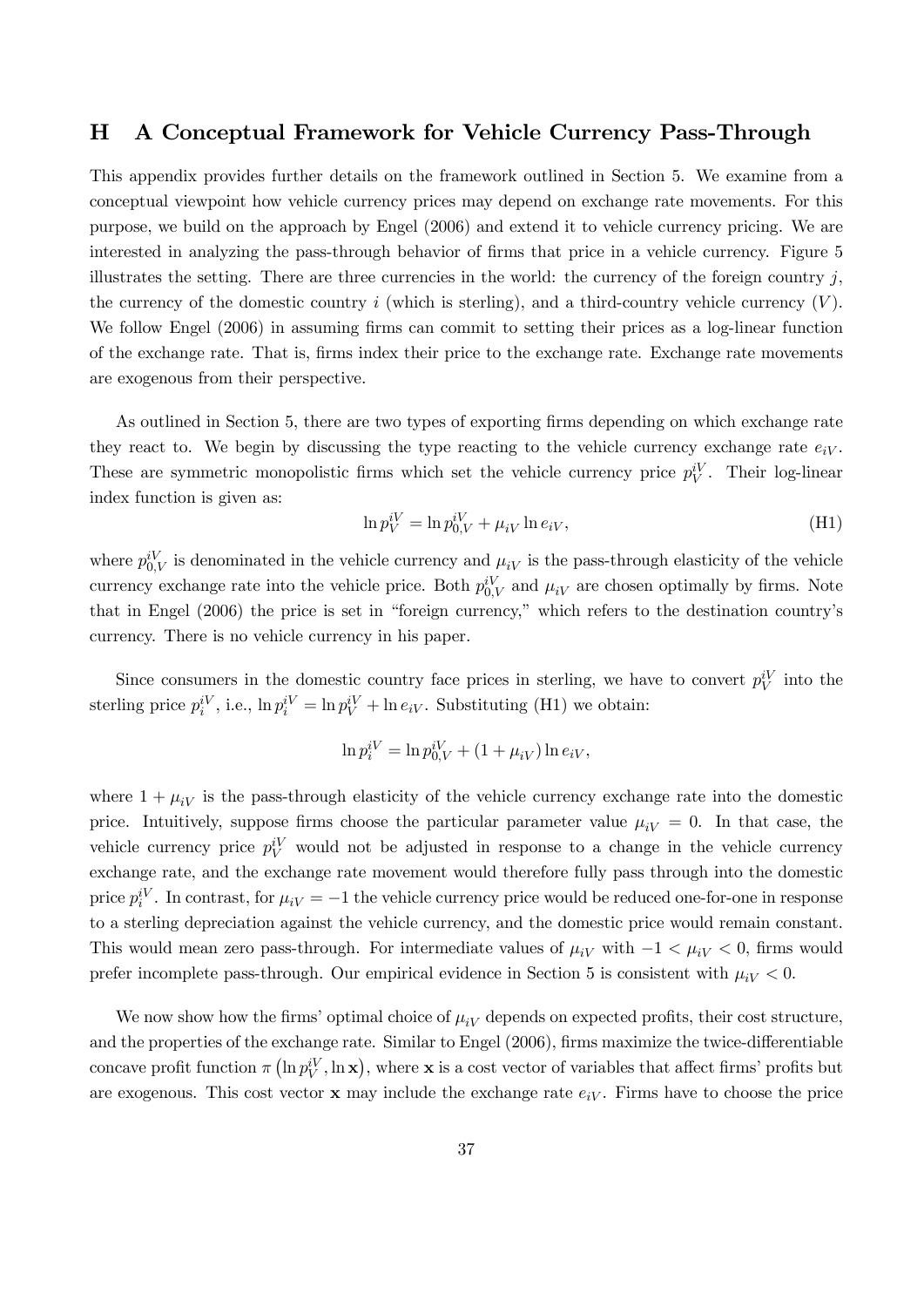## H A Conceptual Framework for Vehicle Currency Pass-Through

This appendix provides further details on the framework outlined in Section 5. We examine from a conceptual viewpoint how vehicle currency prices may depend on exchange rate movements. For this purpose, we build on the approach by Engel (2006) and extend it to vehicle currency pricing. We are interested in analyzing the pass-through behavior of firms that price in a vehicle currency. Figure 5 illustrates the setting. There are three currencies in the world: the currency of the foreign country $j$, the currency of the domestic country $i$ (which is sterling), and a third-country vehicle currency ($V$). We follow Engel (2006) in assuming firms can commit to setting their prices as a log-linear function of the exchange rate. That is, firms index their price to the exchange rate. Exchange rate movements are exogenous from their perspective.

As outlined in Section 5, there are two types of exporting firms depending on which exchange rate they react to. We begin by discussing the type reacting to the vehicle currency exchange rate $e_{iV}$. These are symmetric monopolistic firms which set the vehicle currency price $p_V^{iV}$. Their log-linear index function is given as:

$$\ln p_V^{iV} = \ln p_{0,V}^{iV} + \mu_{iV} \ln e_{iV}, \tag{H1}$$

where $p_{0,V}^{iV}$ is denominated in the vehicle currency and $\mu_{iV}$ is the pass-through elasticity of the vehicle currency exchange rate into the vehicle price. Both $p_{0,V}^{iV}$ and $\mu_{iV}$ are chosen optimally by firms. Note that in Engel (2006) the price is set in "foreign currency," which refers to the destination country's currency. There is no vehicle currency in his paper.

Since consumers in the domestic country face prices in sterling, we have to convert $p_V^{iV}$ into the sterling price $p_i^{iV}$, i.e., $\ln p_i^{iV} = \ln p_V^{iV} + \ln e_{iV}$. Substituting (H1) we obtain:

$$\ln p_i^{iV} = \ln p_{0,V}^{iV} + (1 + \mu_{iV}) \ln e_{iV},$$

where $1 + \mu_{iV}$ is the pass-through elasticity of the vehicle currency exchange rate into the domestic price. Intuitively, suppose firms choose the particular parameter value $\mu_{iV} = 0$. In that case, the vehicle currency price $p_V^{iV}$ would not be adjusted in response to a change in the vehicle currency exchange rate, and the exchange rate movement would therefore fully pass through into the domestic price $p_i^{iV}$. In contrast, for $\mu_{iV} = -1$ the vehicle currency price would be reduced one-for-one in response to a sterling depreciation against the vehicle currency, and the domestic price would remain constant. This would mean zero pass-through. For intermediate values of $\mu_{iV}$ with $-1 < \mu_{iV} < 0$, firms would prefer incomplete pass-through. Our empirical evidence in Section 5 is consistent with $\mu_{iV} < 0$.

We now show how the firms' optimal choice of $\mu_{iV}$ depends on expected profits, their cost structure, and the properties of the exchange rate. Similar to Engel (2006), firms maximize the twice-differentiable concave profit function $\pi\left(\ln p_V^{iV}, \ln \mathbf{x}\right)$, where $\mathbf{x}$ is a cost vector of variables that affect firms' profits but are exogenous. This cost vector $\mathbf{x}$ may include the exchange rate $e_{iV}$. Firms have to choose the price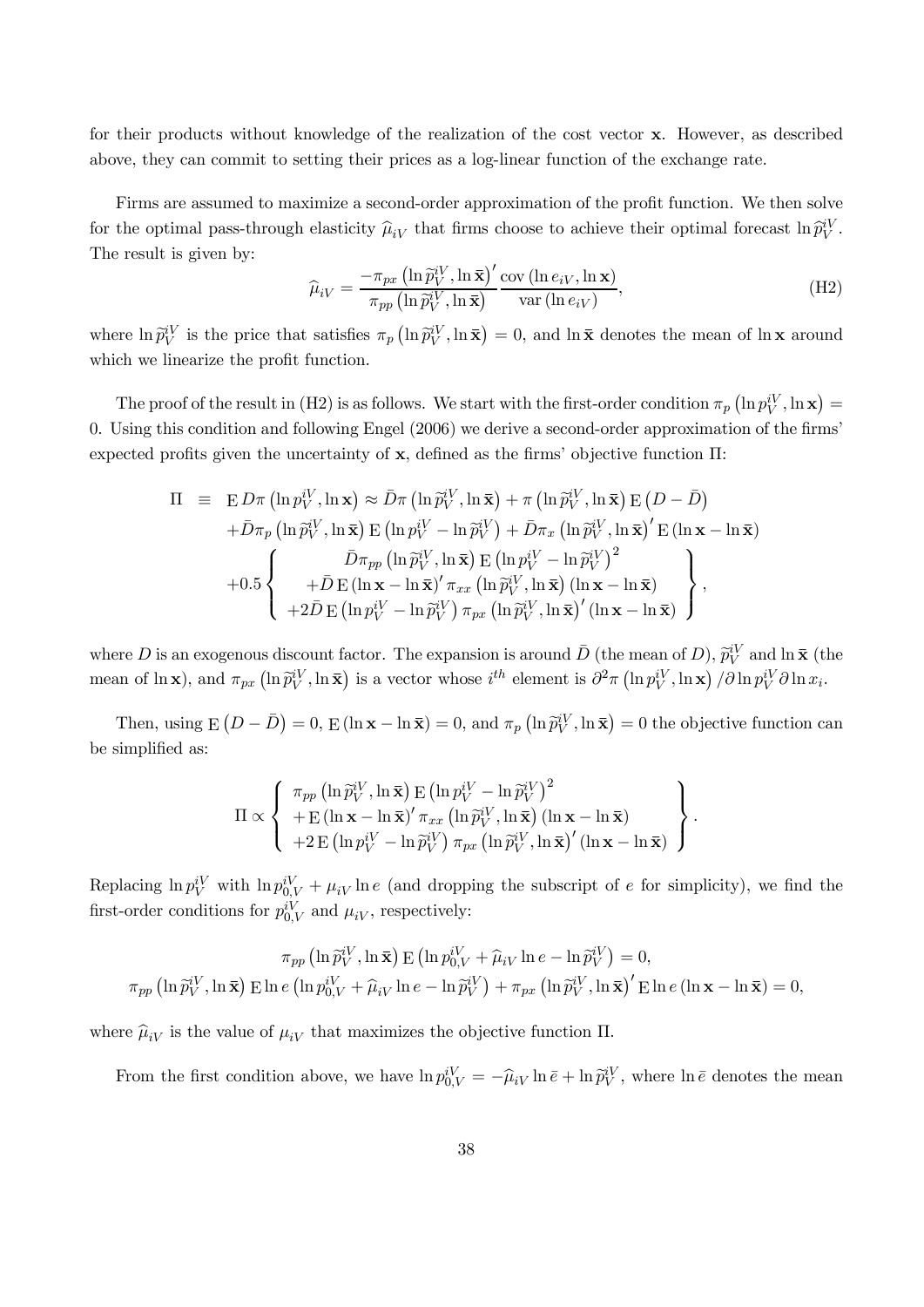for their products without knowledge of the realization of the cost vector $\mathbf{x}$. However, as described above, they can commit to setting their prices as a log-linear function of the exchange rate.

Firms are assumed to maximize a second-order approximation of the profit function. We then solve for the optimal pass-through elasticity $\widehat{\mu}_{iV}$ that firms choose to achieve their optimal forecast $\ln \widehat{p}_V^{iV}$. The result is given by:

$$\widehat{\mu}_{iV} = \frac{-\pi_{px}\left(\ln \widetilde{p}_V^{iV}, \ln \bar{\mathbf{x}}\right)'}{\pi_{pp}\left(\ln \widetilde{p}_V^{iV}, \ln \bar{\mathbf{x}}\right)} \frac{\operatorname{cov}\left(\ln e_{iV}, \ln \mathbf{x}\right)}{\operatorname{var}\left(\ln e_{iV}\right)}, \tag{H2}$$

where $\ln \widetilde{p}_V^{iV}$ is the price that satisfies $\pi_p\left(\ln \widetilde{p}_V^{iV}, \ln \bar{\mathbf{x}}\right) = 0$, and $\ln \bar{\mathbf{x}}$ denotes the mean of $\ln \mathbf{x}$ around which we linearize the profit function.

The proof of the result in (H2) is as follows. We start with the first-order condition $\pi_p\left(\ln p_V^{iV}, \ln \mathbf{x}\right) = 0$. Using this condition and following Engel (2006) we derive a second-order approximation of the firms' expected profits given the uncertainty of $\mathbf{x}$, defined as the firms' objective function $\Pi$:

$$\begin{aligned}
\Pi \;\equiv\; & \operatorname{E} D\pi\left(\ln p_V^{iV}, \ln \mathbf{x}\right) \approx \bar{D}\pi\left(\ln \widetilde{p}_V^{iV}, \ln \bar{\mathbf{x}}\right) + \pi\left(\ln \widetilde{p}_V^{iV}, \ln \bar{\mathbf{x}}\right) \operatorname{E}\left(D - \bar{D}\right) \\
& + \bar{D}\pi_p\left(\ln \widetilde{p}_V^{iV}, \ln \bar{\mathbf{x}}\right) \operatorname{E}\left(\ln p_V^{iV} - \ln \widetilde{p}_V^{iV}\right) + \bar{D}\pi_x\left(\ln \widetilde{p}_V^{iV}, \ln \bar{\mathbf{x}}\right)' \operatorname{E}\left(\ln \mathbf{x} - \ln \bar{\mathbf{x}}\right) \\
& + 0.5 \left\{ \begin{array}{c}
\bar{D}\pi_{pp}\left(\ln \widetilde{p}_V^{iV}, \ln \bar{\mathbf{x}}\right) \operatorname{E}\left(\ln p_V^{iV} - \ln \widetilde{p}_V^{iV}\right)^2 \\
+ \bar{D} \operatorname{E}\left(\ln \mathbf{x} - \ln \bar{\mathbf{x}}\right)' \pi_{xx}\left(\ln \widetilde{p}_V^{iV}, \ln \bar{\mathbf{x}}\right)\left(\ln \mathbf{x} - \ln \bar{\mathbf{x}}\right) \\
+ 2\bar{D} \operatorname{E}\left(\ln p_V^{iV} - \ln \widetilde{p}_V^{iV}\right) \pi_{px}\left(\ln \widetilde{p}_V^{iV}, \ln \bar{\mathbf{x}}\right)'\left(\ln \mathbf{x} - \ln \bar{\mathbf{x}}\right)
\end{array} \right\},
\end{aligned}$$

where $D$ is an exogenous discount factor. The expansion is around $\bar{D}$ (the mean of $D$), $\widetilde{p}_V^{iV}$ and $\ln \bar{\mathbf{x}}$ (the mean of $\ln \mathbf{x}$), and $\pi_{px}\left(\ln \widetilde{p}_V^{iV}, \ln \bar{\mathbf{x}}\right)$ is a vector whose $i^{th}$ element is $\partial^2 \pi\left(\ln p_V^{iV}, \ln \mathbf{x}\right) / \partial \ln p_V^{iV} \partial \ln x_i$.

Then, using $\operatorname{E}\left(D - \bar{D}\right) = 0$, $\operatorname{E}\left(\ln \mathbf{x} - \ln \bar{\mathbf{x}}\right) = 0$, and $\pi_p\left(\ln \widetilde{p}_V^{iV}, \ln \bar{\mathbf{x}}\right) = 0$ the objective function can be simplified as:

$$\Pi \propto \left\{ \begin{array}{l}
\pi_{pp}\left(\ln \widetilde{p}_V^{iV}, \ln \bar{\mathbf{x}}\right) \operatorname{E}\left(\ln p_V^{iV} - \ln \widetilde{p}_V^{iV}\right)^2 \\
+ \operatorname{E}\left(\ln \mathbf{x} - \ln \bar{\mathbf{x}}\right)' \pi_{xx}\left(\ln \widetilde{p}_V^{iV}, \ln \bar{\mathbf{x}}\right)\left(\ln \mathbf{x} - \ln \bar{\mathbf{x}}\right) \\
+ 2 \operatorname{E}\left(\ln p_V^{iV} - \ln \widetilde{p}_V^{iV}\right) \pi_{px}\left(\ln \widetilde{p}_V^{iV}, \ln \bar{\mathbf{x}}\right)'\left(\ln \mathbf{x} - \ln \bar{\mathbf{x}}\right)
\end{array} \right\}.$$

Replacing $\ln p_V^{iV}$ with $\ln p_{0,V}^{iV} + \mu_{iV} \ln e$ (and dropping the subscript of $e$ for simplicity), we find the first-order conditions for $p_{0,V}^{iV}$ and $\mu_{iV}$, respectively:

$$\pi_{pp}\left(\ln \widetilde{p}_V^{iV}, \ln \bar{\mathbf{x}}\right) \operatorname{E}\left(\ln p_{0,V}^{iV} + \widehat{\mu}_{iV} \ln e - \ln \widetilde{p}_V^{iV}\right) = 0,$$

$$\pi_{pp}\left(\ln \widetilde{p}_V^{iV}, \ln \bar{\mathbf{x}}\right) \operatorname{E} \ln e \left(\ln p_{0,V}^{iV} + \widehat{\mu}_{iV} \ln e - \ln \widetilde{p}_V^{iV}\right) + \pi_{px}\left(\ln \widetilde{p}_V^{iV}, \ln \bar{\mathbf{x}}\right)' \operatorname{E} \ln e \left(\ln \mathbf{x} - \ln \bar{\mathbf{x}}\right) = 0,$$

where $\widehat{\mu}_{iV}$ is the value of $\mu_{iV}$ that maximizes the objective function $\Pi$.

From the first condition above, we have $\ln p_{0,V}^{iV} = -\widehat{\mu}_{iV} \ln \bar{e} + \ln \widetilde{p}_V^{iV}$, where $\ln \bar{e}$ denotes the mean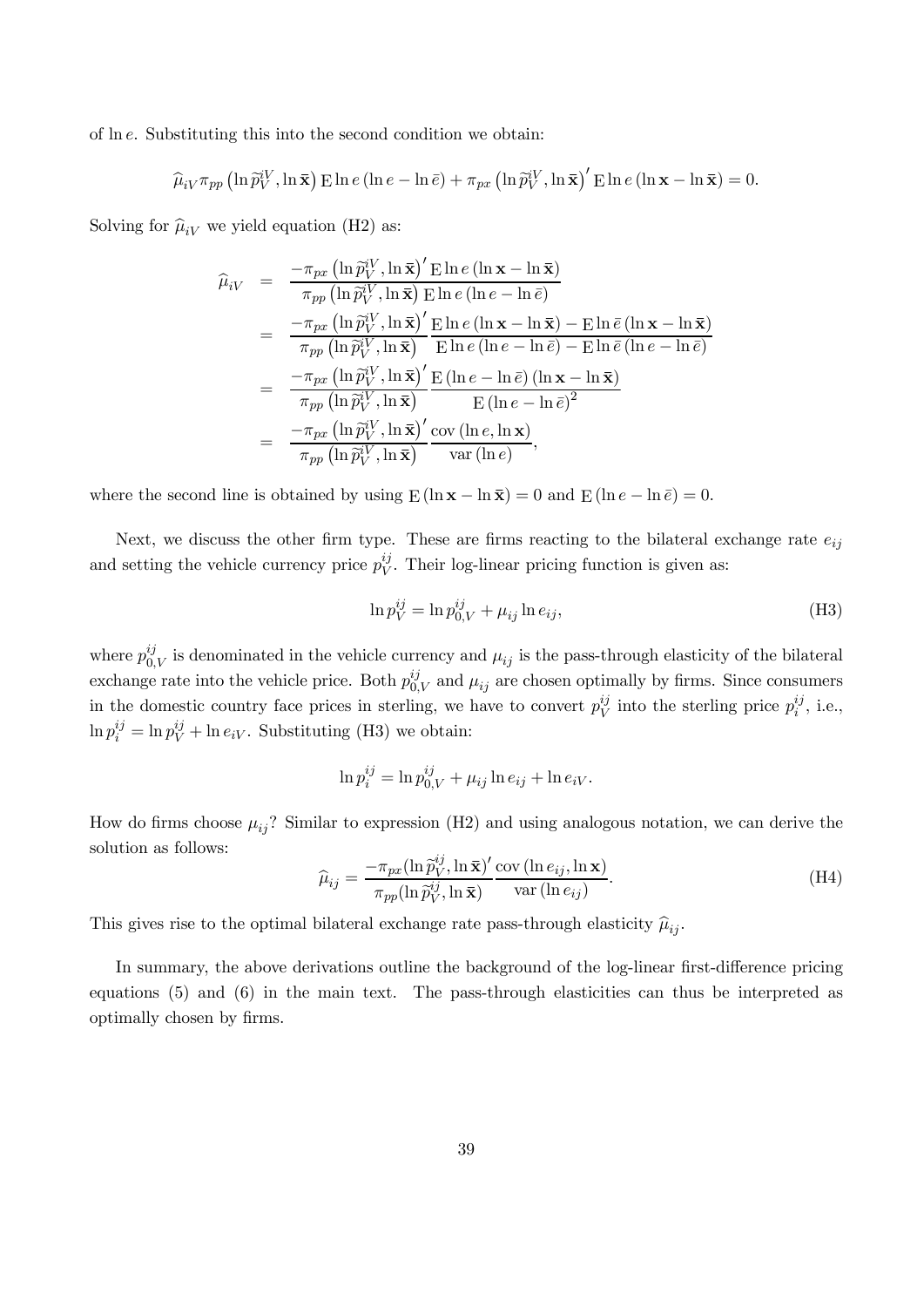of $\ln e$. Substituting this into the second condition we obtain:

$$\widehat{\mu}_{iV}\pi_{pp}\left(\ln\widetilde{p}_V^{iV},\ln\bar{\mathbf{x}}\right)\mathrm{E}\ln e\left(\ln e-\ln\bar{e}\right)+\pi_{px}\left(\ln\widetilde{p}_V^{iV},\ln\bar{\mathbf{x}}\right)'\mathrm{E}\ln e\left(\ln\mathbf{x}-\ln\bar{\mathbf{x}}\right)=0.$$

Solving for $\widehat{\mu}_{iV}$ we yield equation (H2) as:

$$\begin{aligned}
\widehat{\mu}_{iV} &= \frac{-\pi_{px}\left(\ln\widetilde{p}_V^{iV},\ln\bar{\mathbf{x}}\right)'\mathrm{E}\ln e\left(\ln\mathbf{x}-\ln\bar{\mathbf{x}}\right)}{\pi_{pp}\left(\ln\widetilde{p}_V^{iV},\ln\bar{\mathbf{x}}\right)\mathrm{E}\ln e\left(\ln e-\ln\bar{e}\right)} \\
&= \frac{-\pi_{px}\left(\ln\widetilde{p}_V^{iV},\ln\bar{\mathbf{x}}\right)'}{\pi_{pp}\left(\ln\widetilde{p}_V^{iV},\ln\bar{\mathbf{x}}\right)}\frac{\mathrm{E}\ln e\left(\ln\mathbf{x}-\ln\bar{\mathbf{x}}\right)-\mathrm{E}\ln\bar{e}\left(\ln\mathbf{x}-\ln\bar{\mathbf{x}}\right)}{\mathrm{E}\ln e\left(\ln e-\ln\bar{e}\right)-\mathrm{E}\ln\bar{e}\left(\ln e-\ln\bar{e}\right)} \\
&= \frac{-\pi_{px}\left(\ln\widetilde{p}_V^{iV},\ln\bar{\mathbf{x}}\right)'}{\pi_{pp}\left(\ln\widetilde{p}_V^{iV},\ln\bar{\mathbf{x}}\right)}\frac{\mathrm{E}\left(\ln e-\ln\bar{e}\right)\left(\ln\mathbf{x}-\ln\bar{\mathbf{x}}\right)}{\mathrm{E}\left(\ln e-\ln\bar{e}\right)^2} \\
&= \frac{-\pi_{px}\left(\ln\widetilde{p}_V^{iV},\ln\bar{\mathbf{x}}\right)'}{\pi_{pp}\left(\ln\widetilde{p}_V^{iV},\ln\bar{\mathbf{x}}\right)}\frac{\mathrm{cov}\left(\ln e,\ln\mathbf{x}\right)}{\mathrm{var}\left(\ln e\right)},
\end{aligned}$$

where the second line is obtained by using $\mathrm{E}\left(\ln\mathbf{x}-\ln\bar{\mathbf{x}}\right)=0$ and $\mathrm{E}\left(\ln e-\ln\bar{e}\right)=0$.

Next, we discuss the other firm type. These are firms reacting to the bilateral exchange rate $e_{ij}$ and setting the vehicle currency price $p_V^{ij}$. Their log-linear pricing function is given as:

$$\ln p_V^{ij}=\ln p_{0,V}^{ij}+\mu_{ij}\ln e_{ij}, \tag{H3}$$

where $p_{0,V}^{ij}$ is denominated in the vehicle currency and $\mu_{ij}$ is the pass-through elasticity of the bilateral exchange rate into the vehicle price. Both $p_{0,V}^{ij}$ and $\mu_{ij}$ are chosen optimally by firms. Since consumers in the domestic country face prices in sterling, we have to convert $p_V^{ij}$ into the sterling price $p_i^{ij}$, i.e., $\ln p_i^{ij}=\ln p_V^{ij}+\ln e_{iV}$. Substituting (H3) we obtain:

$$\ln p_i^{ij}=\ln p_{0,V}^{ij}+\mu_{ij}\ln e_{ij}+\ln e_{iV}.$$

How do firms choose $\mu_{ij}$? Similar to expression (H2) and using analogous notation, we can derive the solution as follows:

$$\widehat{\mu}_{ij}=\frac{-\pi_{px}(\ln\widetilde{p}_V^{ij},\ln\bar{\mathbf{x}})'}{\pi_{pp}(\ln\widetilde{p}_V^{ij},\ln\bar{\mathbf{x}})}\frac{\mathrm{cov}\left(\ln e_{ij},\ln\mathbf{x}\right)}{\mathrm{var}\left(\ln e_{ij}\right)}. \tag{H4}$$

This gives rise to the optimal bilateral exchange rate pass-through elasticity $\widehat{\mu}_{ij}$.

In summary, the above derivations outline the background of the log-linear first-difference pricing equations (5) and (6) in the main text. The pass-through elasticities can thus be interpreted as optimally chosen by firms.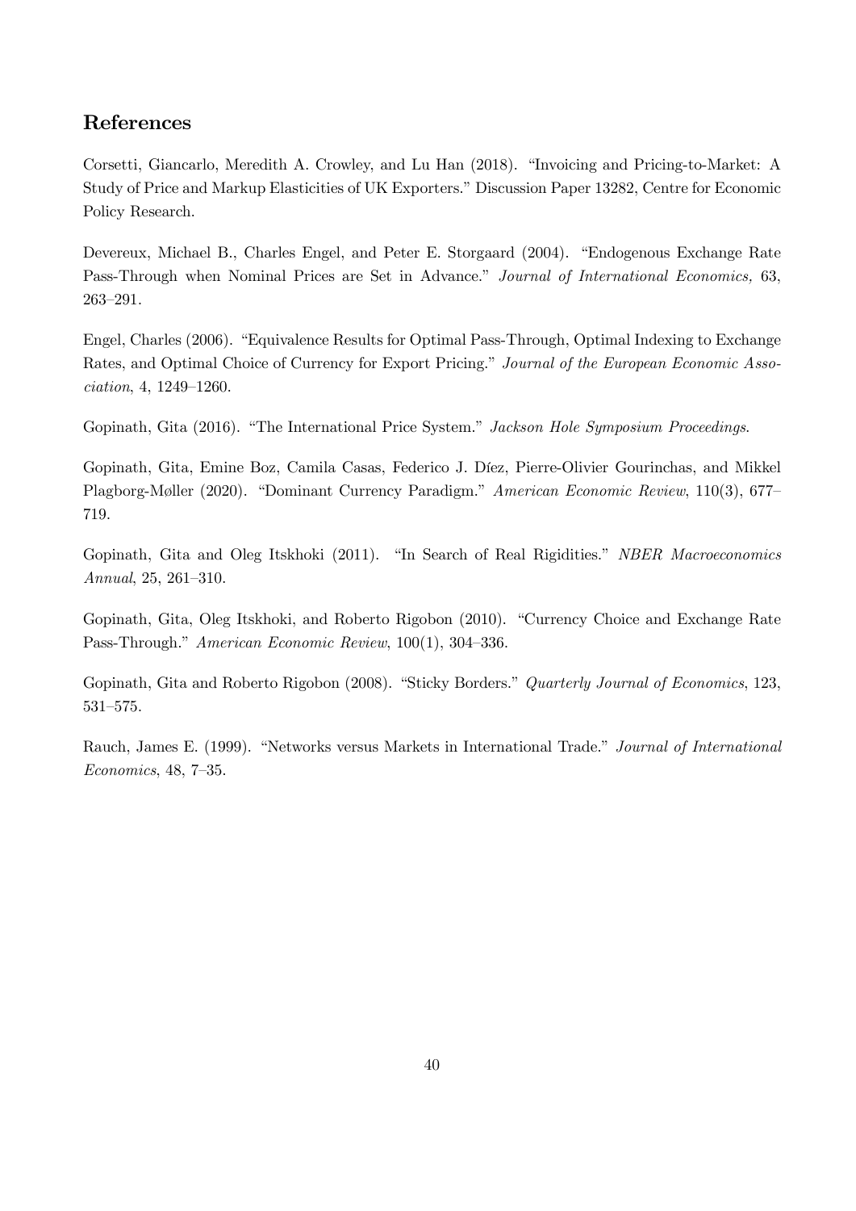## References

Corsetti, Giancarlo, Meredith A. Crowley, and Lu Han (2018). "Invoicing and Pricing-to-Market: A Study of Price and Markup Elasticities of UK Exporters." Discussion Paper 13282, Centre for Economic Policy Research.

Devereux, Michael B., Charles Engel, and Peter E. Storgaard (2004). "Endogenous Exchange Rate Pass-Through when Nominal Prices are Set in Advance." *Journal of International Economics,* 63, 263–291.

Engel, Charles (2006). "Equivalence Results for Optimal Pass-Through, Optimal Indexing to Exchange Rates, and Optimal Choice of Currency for Export Pricing." *Journal of the European Economic Association*, 4, 1249–1260.

Gopinath, Gita (2016). "The International Price System." *Jackson Hole Symposium Proceedings*.

Gopinath, Gita, Emine Boz, Camila Casas, Federico J. Díez, Pierre-Olivier Gourinchas, and Mikkel Plagborg-Møller (2020). "Dominant Currency Paradigm." *American Economic Review*, 110(3), 677–719.

Gopinath, Gita and Oleg Itskhoki (2011). "In Search of Real Rigidities." *NBER Macroeconomics Annual*, 25, 261–310.

Gopinath, Gita, Oleg Itskhoki, and Roberto Rigobon (2010). "Currency Choice and Exchange Rate Pass-Through." *American Economic Review*, 100(1), 304–336.

Gopinath, Gita and Roberto Rigobon (2008). "Sticky Borders." *Quarterly Journal of Economics*, 123, 531–575.

Rauch, James E. (1999). "Networks versus Markets in International Trade." *Journal of International Economics*, 48, 7–35.